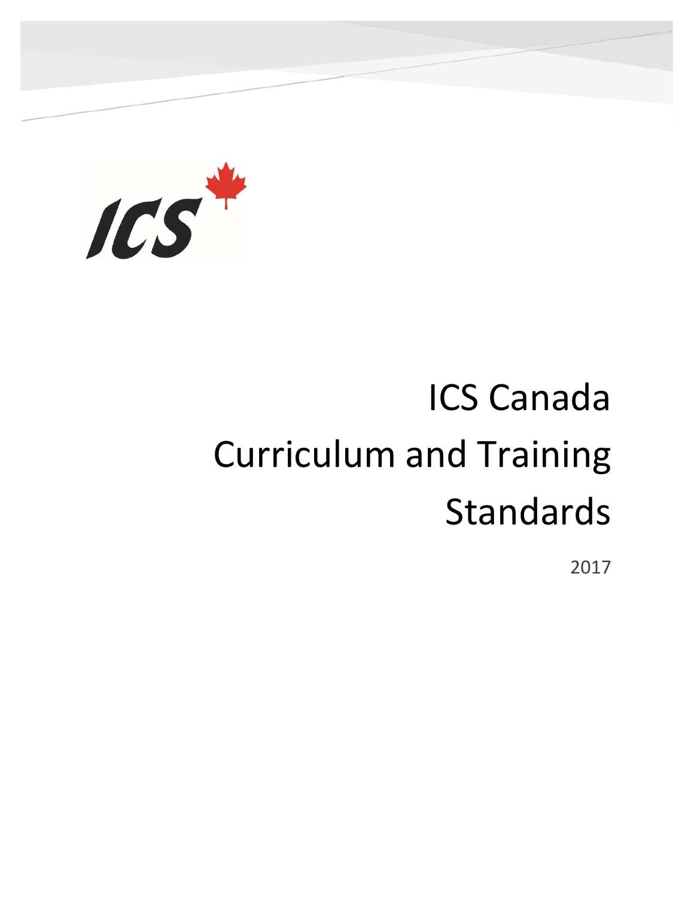ICS

# ICS Canada Curriculum and Training Standards

2017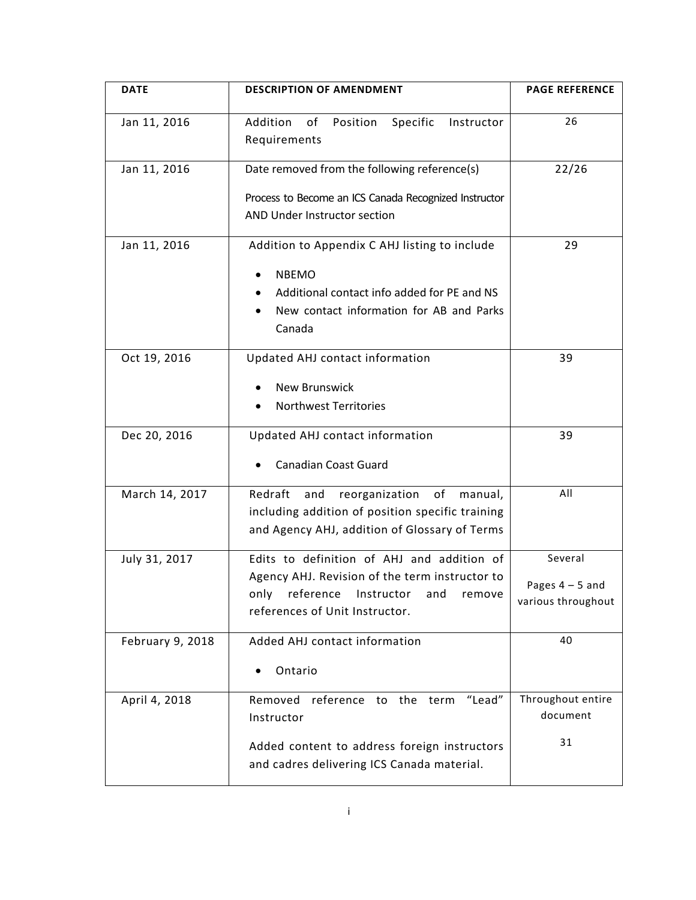| DATE | DESCRIPTION OF AMENDMENT | PAGE REFERENCE |
|---|---|---|
| Jan 11, 2016 | Addition of Position Specific Instructor Requirements | 26 |
| Jan 11, 2016 | Date removed from the following reference(s)<br><br>Process to Become an ICS Canada Recognized Instructor AND Under Instructor section | 22/26 |
| Jan 11, 2016 | Addition to Appendix C AHJ listing to include<br>• NBEMO<br>• Additional contact info added for PE and NS<br>• New contact information for AB and Parks Canada | 29 |
| Oct 19, 2016 | Updated AHJ contact information<br>• New Brunswick<br>• Northwest Territories | 39 |
| Dec 20, 2016 | Updated AHJ contact information<br>• Canadian Coast Guard | 39 |
| March 14, 2017 | Redraft and reorganization of manual, including addition of position specific training and Agency AHJ, addition of Glossary of Terms | All |
| July 31, 2017 | Edits to definition of AHJ and addition of Agency AHJ. Revision of the term instructor to only reference Instructor and remove references of Unit Instructor. | Several<br><br>Pages 4 – 5 and various throughout |
| February 9, 2018 | Added AHJ contact information<br>• Ontario | 40 |
| April 4, 2018 | Removed reference to the term "Lead" Instructor<br><br>Added content to address foreign instructors and cadres delivering ICS Canada material. | Throughout entire document<br><br>31 |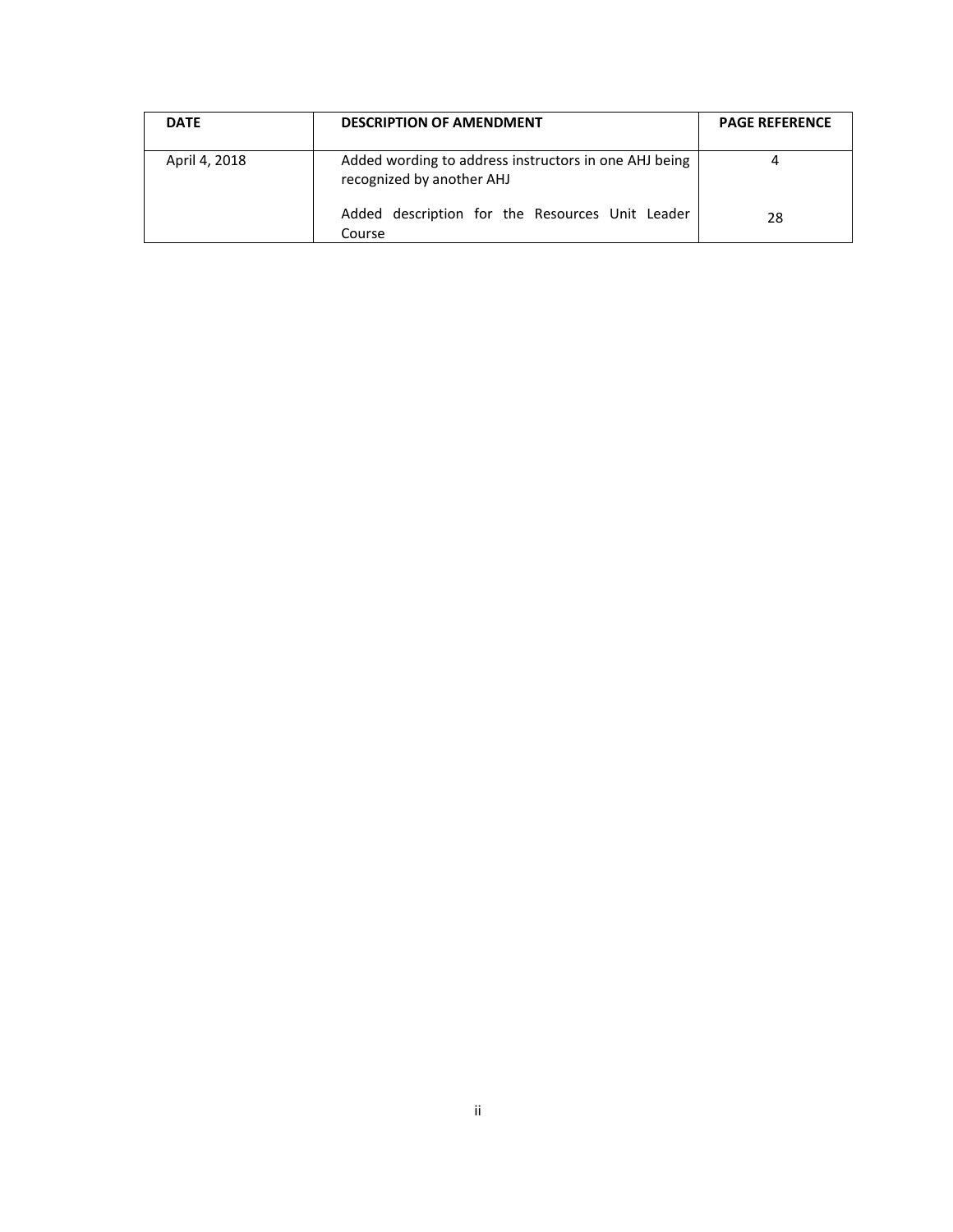| DATE | DESCRIPTION OF AMENDMENT | PAGE REFERENCE |
|---|---|---|
| April 4, 2018 | Added wording to address instructors in one AHJ being recognized by another AHJ | 4 |
| | Added description for the Resources Unit Leader Course | 28 |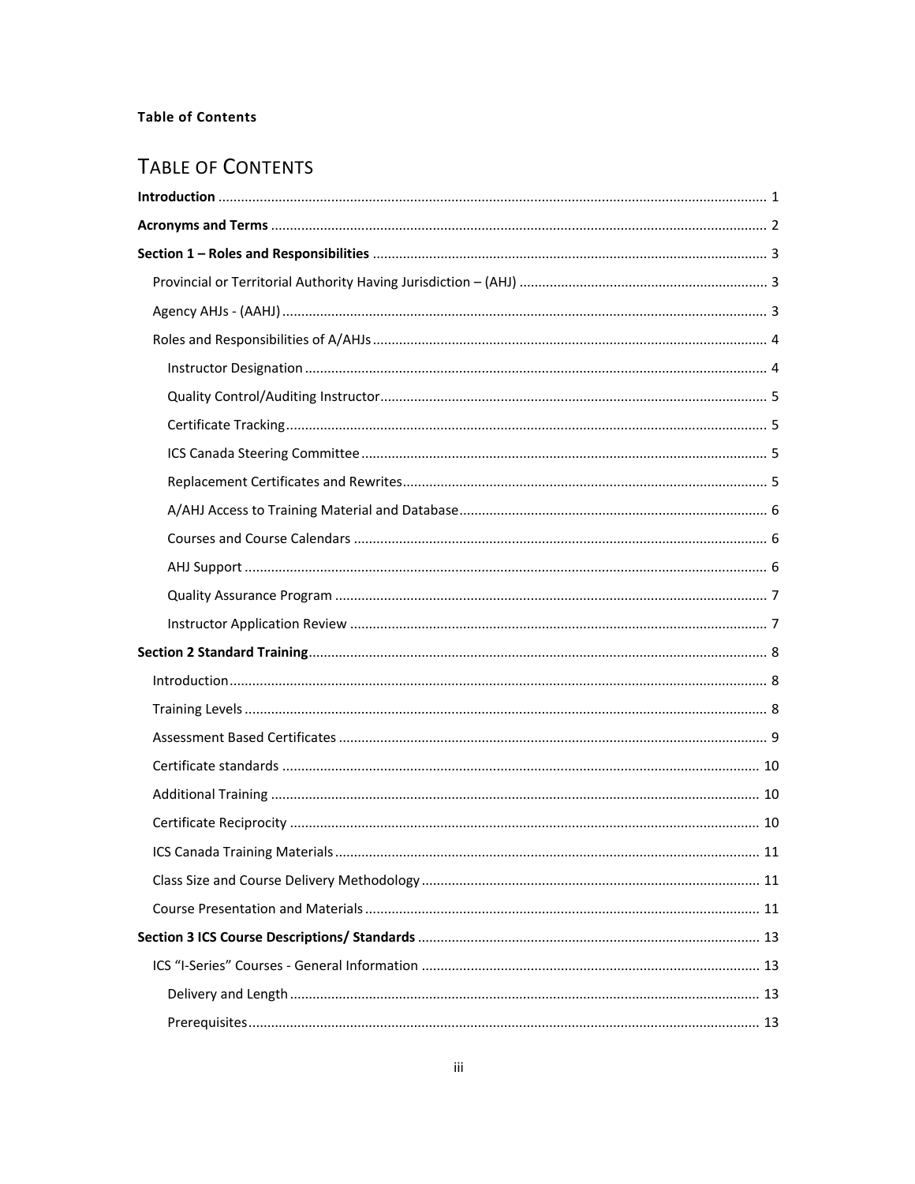**Table of Contents**

# TABLE OF CONTENTS

**Introduction** ........ 1

**Acronyms and Terms** ........ 2

**Section 1 – Roles and Responsibilities** ........ 3

- Provincial or Territorial Authority Having Jurisdiction – (AHJ) ........ 3
- Agency AHJs - (AAHJ) ........ 3
- Roles and Responsibilities of A/AHJs ........ 4
  - Instructor Designation ........ 4
  - Quality Control/Auditing Instructor ........ 5
  - Certificate Tracking ........ 5
  - ICS Canada Steering Committee ........ 5
  - Replacement Certificates and Rewrites ........ 5
  - A/AHJ Access to Training Material and Database ........ 6
  - Courses and Course Calendars ........ 6
  - AHJ Support ........ 6
  - Quality Assurance Program ........ 7
  - Instructor Application Review ........ 7

**Section 2 Standard Training** ........ 8

- Introduction ........ 8
- Training Levels ........ 8
- Assessment Based Certificates ........ 9
- Certificate standards ........ 10
- Additional Training ........ 10
- Certificate Reciprocity ........ 10
- ICS Canada Training Materials ........ 11
- Class Size and Course Delivery Methodology ........ 11
- Course Presentation and Materials ........ 11

**Section 3 ICS Course Descriptions/ Standards** ........ 13

- ICS "I-Series" Courses - General Information ........ 13
  - Delivery and Length ........ 13
  - Prerequisites ........ 13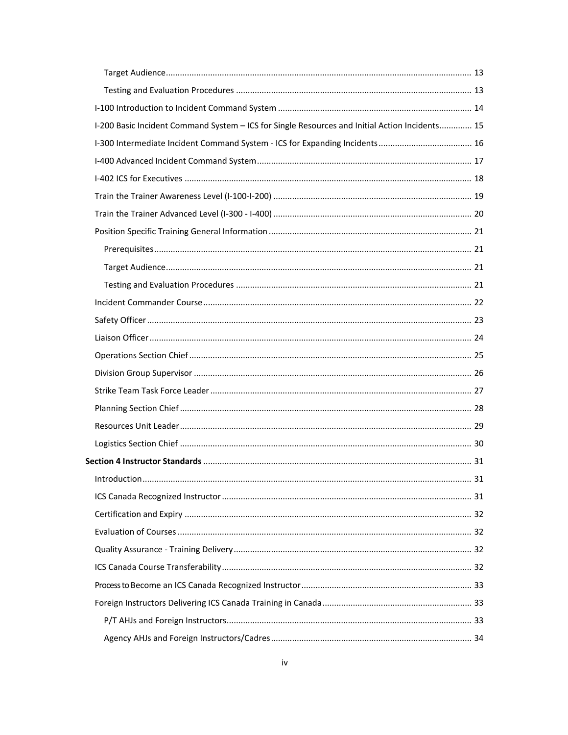- Target Audience .......... 13
- Testing and Evaluation Procedures .......... 13

I-100 Introduction to Incident Command System .......... 14

I-200 Basic Incident Command System – ICS for Single Resources and Initial Action Incidents .......... 15

I-300 Intermediate Incident Command System - ICS for Expanding Incidents .......... 16

I-400 Advanced Incident Command System .......... 17

I-402 ICS for Executives .......... 18

Train the Trainer Awareness Level (I-100-I-200) .......... 19

Train the Trainer Advanced Level (I-300 - I-400) .......... 20

Position Specific Training General Information .......... 21

- Prerequisites .......... 21
- Target Audience .......... 21
- Testing and Evaluation Procedures .......... 21

Incident Commander Course .......... 22

Safety Officer .......... 23

Liaison Officer .......... 24

Operations Section Chief .......... 25

Division Group Supervisor .......... 26

Strike Team Task Force Leader .......... 27

Planning Section Chief .......... 28

Resources Unit Leader .......... 29

Logistics Section Chief .......... 30

**Section 4 Instructor Standards** .......... 31

Introduction .......... 31

ICS Canada Recognized Instructor .......... 31

Certification and Expiry .......... 32

Evaluation of Courses .......... 32

Quality Assurance - Training Delivery .......... 32

ICS Canada Course Transferability .......... 32

Process to Become an ICS Canada Recognized Instructor .......... 33

Foreign Instructors Delivering ICS Canada Training in Canada .......... 33

- P/T AHJs and Foreign Instructors .......... 33
- Agency AHJs and Foreign Instructors/Cadres .......... 34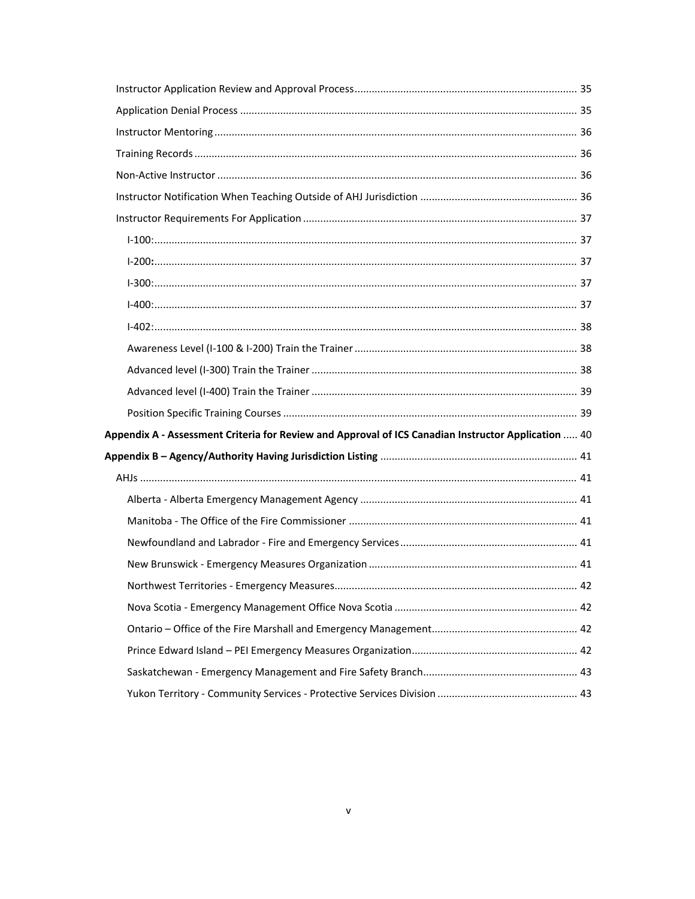- Instructor Application Review and Approval Process ............ 35
- Application Denial Process ............ 35
- Instructor Mentoring ............ 36
- Training Records ............ 36
- Non-Active Instructor ............ 36
- Instructor Notification When Teaching Outside of AHJ Jurisdiction ............ 36
- Instructor Requirements For Application ............ 37
  - I-100: ............ 37
  - I-200: ............ 37
  - I-300: ............ 37
  - I-400: ............ 37
  - I-402: ............ 38
  - Awareness Level (I-100 & I-200) Train the Trainer ............ 38
  - Advanced level (I-300) Train the Trainer ............ 38
  - Advanced level (I-400) Train the Trainer ............ 39
  - Position Specific Training Courses ............ 39

**Appendix A - Assessment Criteria for Review and Approval of ICS Canadian Instructor Application** ..... 40

**Appendix B – Agency/Authority Having Jurisdiction Listing** ............ 41

- AHJs ............ 41
  - Alberta - Alberta Emergency Management Agency ............ 41
  - Manitoba - The Office of the Fire Commissioner ............ 41
  - Newfoundland and Labrador - Fire and Emergency Services ............ 41
  - New Brunswick - Emergency Measures Organization ............ 41
  - Northwest Territories - Emergency Measures ............ 42
  - Nova Scotia - Emergency Management Office Nova Scotia ............ 42
  - Ontario – Office of the Fire Marshall and Emergency Management ............ 42
  - Prince Edward Island – PEI Emergency Measures Organization ............ 42
  - Saskatchewan - Emergency Management and Fire Safety Branch ............ 43
  - Yukon Territory - Community Services - Protective Services Division ............ 43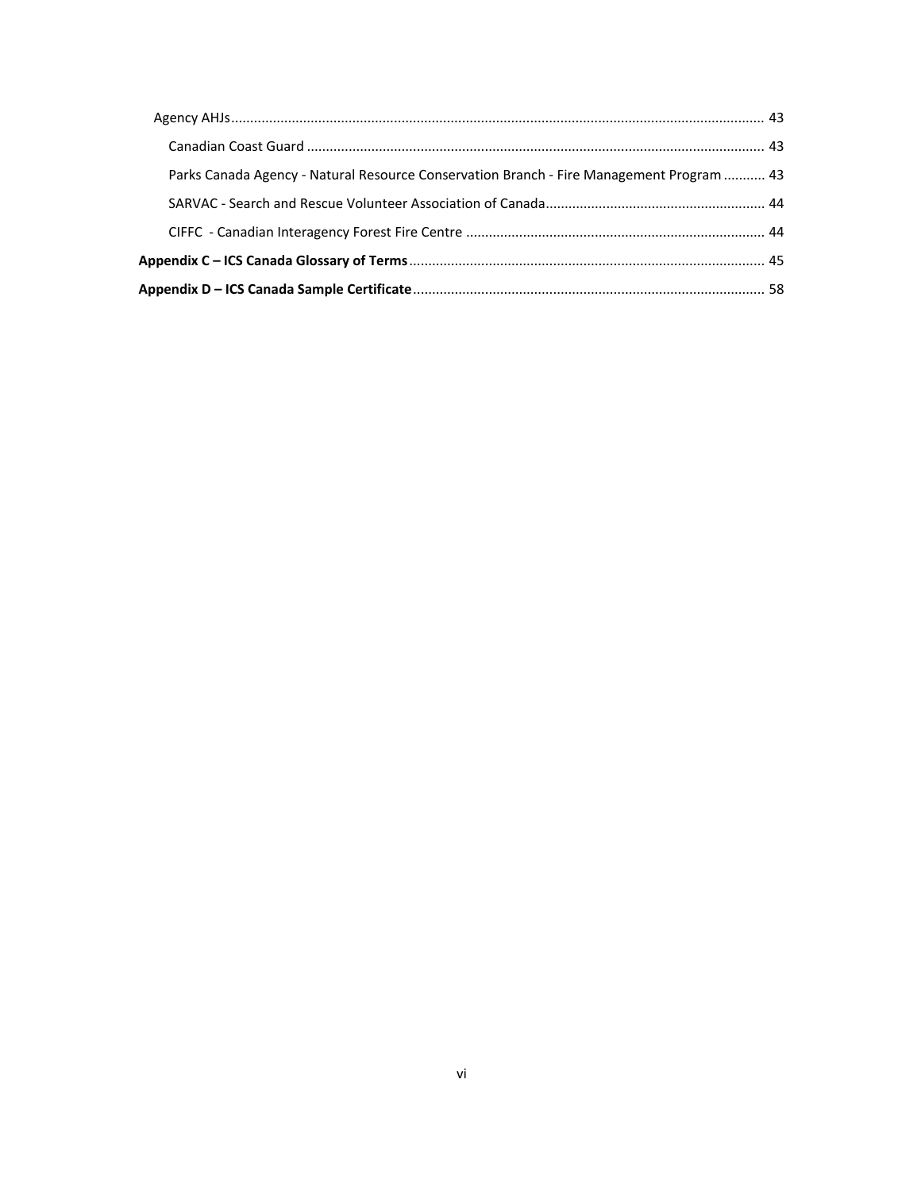Agency AHJs ............................................................................................................................................ 43

Canadian Coast Guard ........................................................................................................................ 43

Parks Canada Agency - Natural Resource Conservation Branch - Fire Management Program ........... 43

SARVAC - Search and Rescue Volunteer Association of Canada.......................................................... 44

CIFFC - Canadian Interagency Forest Fire Centre .............................................................................. 44

**Appendix C – ICS Canada Glossary of Terms** ............................................................................................. 45

**Appendix D – ICS Canada Sample Certificate** ............................................................................................ 58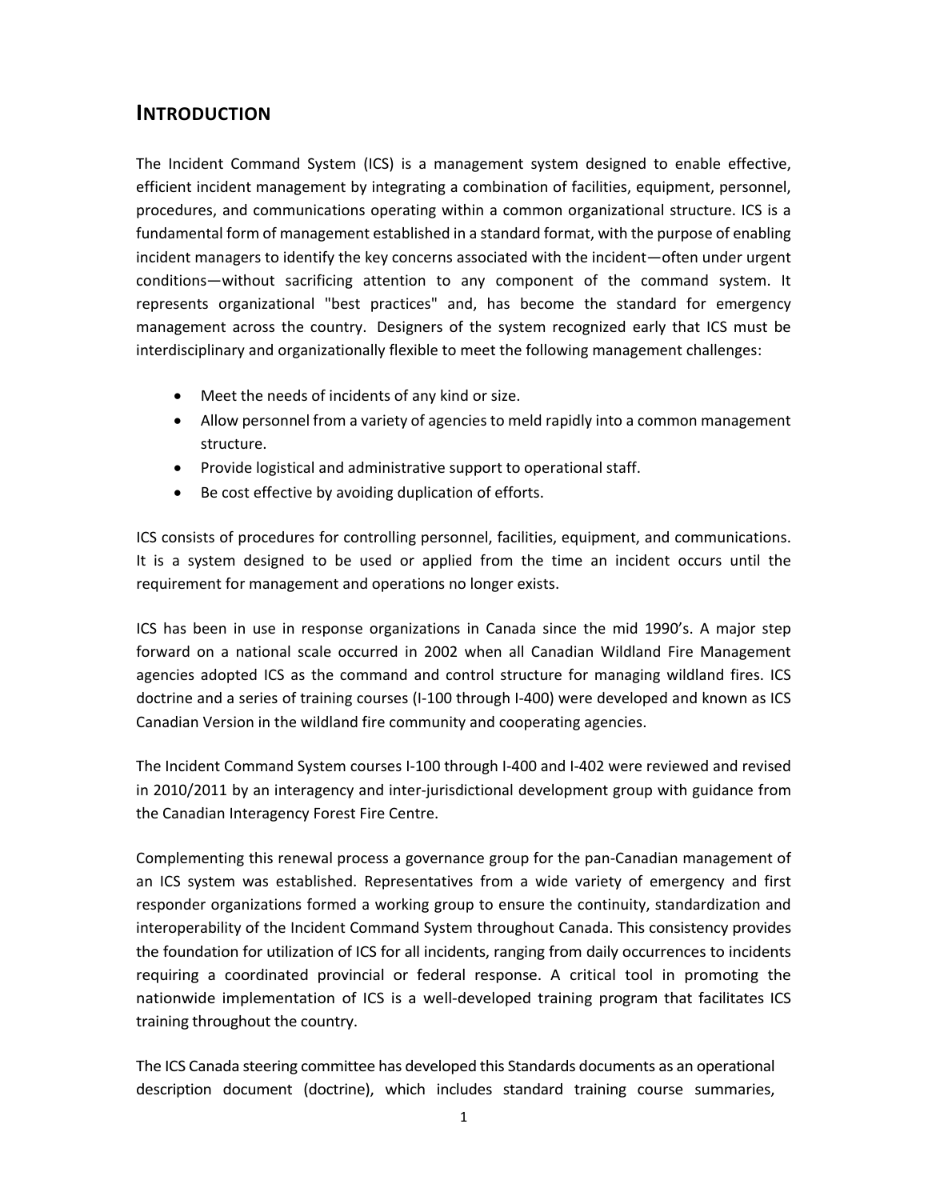# INTRODUCTION

The Incident Command System (ICS) is a management system designed to enable effective, efficient incident management by integrating a combination of facilities, equipment, personnel, procedures, and communications operating within a common organizational structure. ICS is a fundamental form of management established in a standard format, with the purpose of enabling incident managers to identify the key concerns associated with the incident—often under urgent conditions—without sacrificing attention to any component of the command system. It represents organizational "best practices" and, has become the standard for emergency management across the country. Designers of the system recognized early that ICS must be interdisciplinary and organizationally flexible to meet the following management challenges:

- Meet the needs of incidents of any kind or size.
- Allow personnel from a variety of agencies to meld rapidly into a common management structure.
- Provide logistical and administrative support to operational staff.
- Be cost effective by avoiding duplication of efforts.

ICS consists of procedures for controlling personnel, facilities, equipment, and communications. It is a system designed to be used or applied from the time an incident occurs until the requirement for management and operations no longer exists.

ICS has been in use in response organizations in Canada since the mid 1990's. A major step forward on a national scale occurred in 2002 when all Canadian Wildland Fire Management agencies adopted ICS as the command and control structure for managing wildland fires. ICS doctrine and a series of training courses (I-100 through I-400) were developed and known as ICS Canadian Version in the wildland fire community and cooperating agencies.

The Incident Command System courses I-100 through I-400 and I-402 were reviewed and revised in 2010/2011 by an interagency and inter-jurisdictional development group with guidance from the Canadian Interagency Forest Fire Centre.

Complementing this renewal process a governance group for the pan-Canadian management of an ICS system was established. Representatives from a wide variety of emergency and first responder organizations formed a working group to ensure the continuity, standardization and interoperability of the Incident Command System throughout Canada. This consistency provides the foundation for utilization of ICS for all incidents, ranging from daily occurrences to incidents requiring a coordinated provincial or federal response. A critical tool in promoting the nationwide implementation of ICS is a well-developed training program that facilitates ICS training throughout the country.

The ICS Canada steering committee has developed this Standards documents as an operational description document (doctrine), which includes standard training course summaries,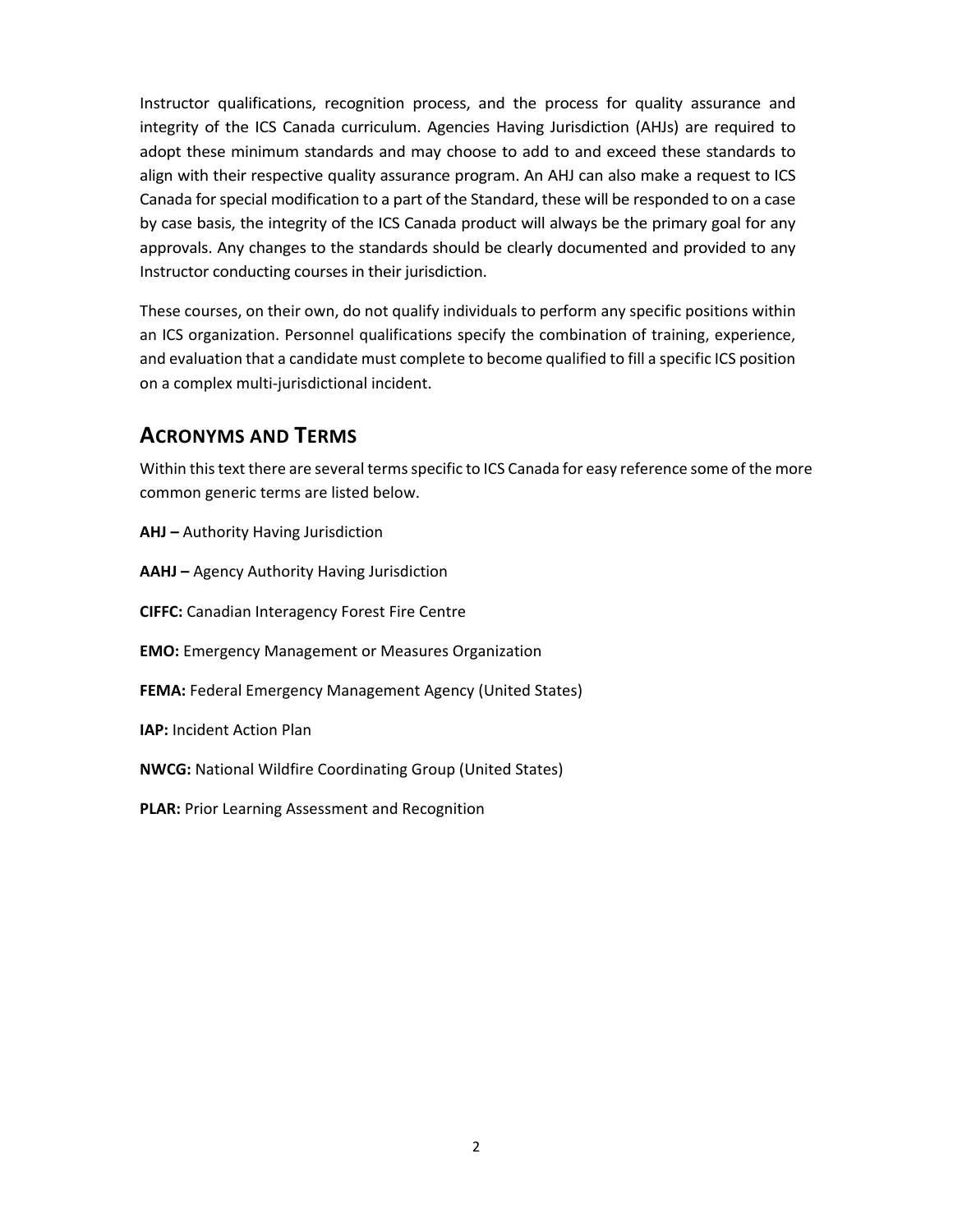Instructor qualifications, recognition process, and the process for quality assurance and integrity of the ICS Canada curriculum. Agencies Having Jurisdiction (AHJs) are required to adopt these minimum standards and may choose to add to and exceed these standards to align with their respective quality assurance program. An AHJ can also make a request to ICS Canada for special modification to a part of the Standard, these will be responded to on a case by case basis, the integrity of the ICS Canada product will always be the primary goal for any approvals. Any changes to the standards should be clearly documented and provided to any Instructor conducting courses in their jurisdiction.

These courses, on their own, do not qualify individuals to perform any specific positions within an ICS organization. Personnel qualifications specify the combination of training, experience, and evaluation that a candidate must complete to become qualified to fill a specific ICS position on a complex multi-jurisdictional incident.

## ACRONYMS AND TERMS

Within this text there are several terms specific to ICS Canada for easy reference some of the more common generic terms are listed below.

**AHJ –** Authority Having Jurisdiction

**AAHJ –** Agency Authority Having Jurisdiction

**CIFFC:** Canadian Interagency Forest Fire Centre

**EMO:** Emergency Management or Measures Organization

**FEMA:** Federal Emergency Management Agency (United States)

**IAP:** Incident Action Plan

**NWCG:** National Wildfire Coordinating Group (United States)

**PLAR:** Prior Learning Assessment and Recognition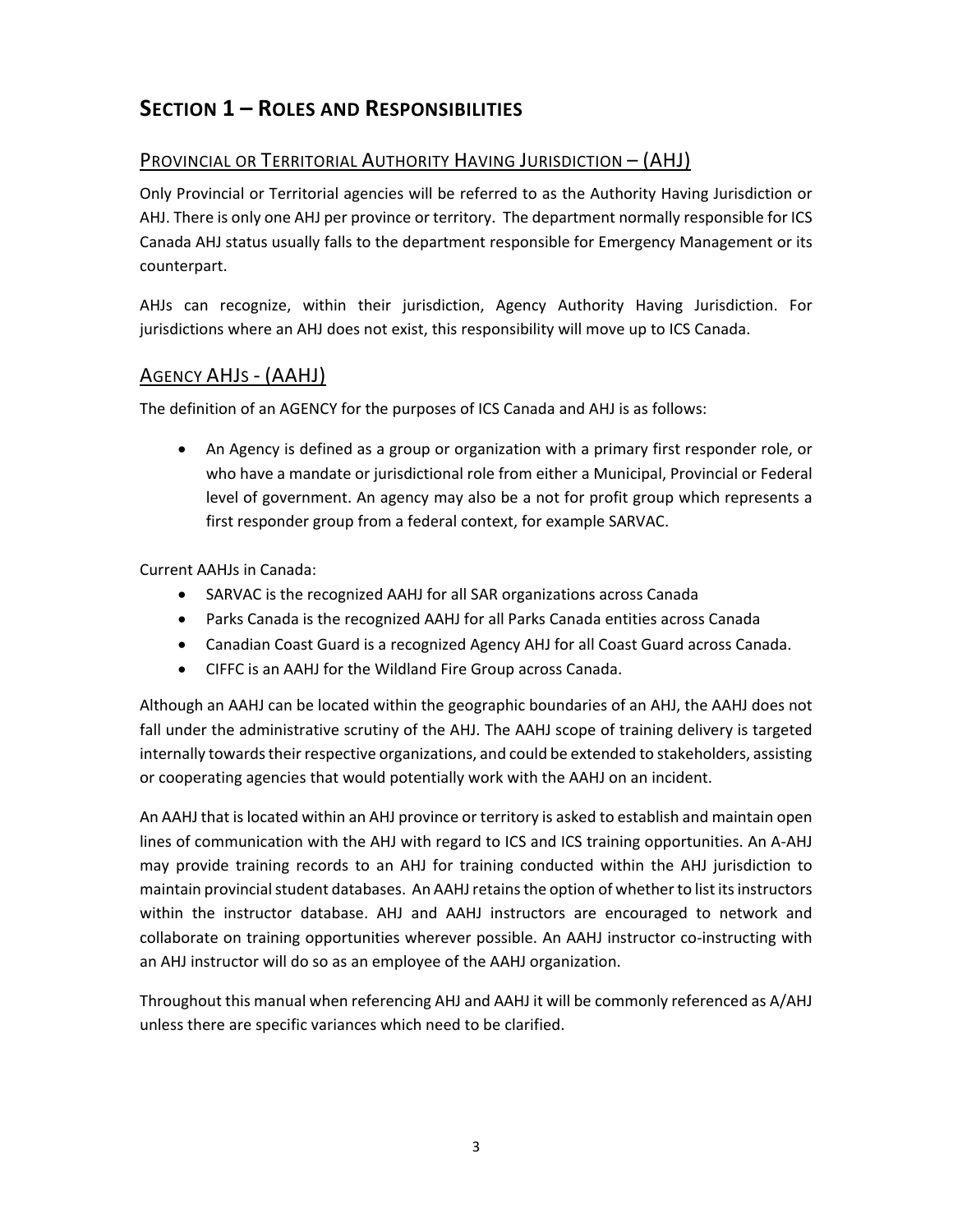# SECTION 1 – ROLES AND RESPONSIBILITIES

## PROVINCIAL OR TERRITORIAL AUTHORITY HAVING JURISDICTION – (AHJ)

Only Provincial or Territorial agencies will be referred to as the Authority Having Jurisdiction or AHJ. There is only one AHJ per province or territory. The department normally responsible for ICS Canada AHJ status usually falls to the department responsible for Emergency Management or its counterpart.

AHJs can recognize, within their jurisdiction, Agency Authority Having Jurisdiction. For jurisdictions where an AHJ does not exist, this responsibility will move up to ICS Canada.

## AGENCY AHJS - (AAHJ)

The definition of an AGENCY for the purposes of ICS Canada and AHJ is as follows:

- An Agency is defined as a group or organization with a primary first responder role, or who have a mandate or jurisdictional role from either a Municipal, Provincial or Federal level of government. An agency may also be a not for profit group which represents a first responder group from a federal context, for example SARVAC.

Current AAHJs in Canada:

- SARVAC is the recognized AAHJ for all SAR organizations across Canada
- Parks Canada is the recognized AAHJ for all Parks Canada entities across Canada
- Canadian Coast Guard is a recognized Agency AHJ for all Coast Guard across Canada.
- CIFFC is an AAHJ for the Wildland Fire Group across Canada.

Although an AAHJ can be located within the geographic boundaries of an AHJ, the AAHJ does not fall under the administrative scrutiny of the AHJ. The AAHJ scope of training delivery is targeted internally towards their respective organizations, and could be extended to stakeholders, assisting or cooperating agencies that would potentially work with the AAHJ on an incident.

An AAHJ that is located within an AHJ province or territory is asked to establish and maintain open lines of communication with the AHJ with regard to ICS and ICS training opportunities. An A-AHJ may provide training records to an AHJ for training conducted within the AHJ jurisdiction to maintain provincial student databases. An AAHJ retains the option of whether to list its instructors within the instructor database. AHJ and AAHJ instructors are encouraged to network and collaborate on training opportunities wherever possible. An AAHJ instructor co-instructing with an AHJ instructor will do so as an employee of the AAHJ organization.

Throughout this manual when referencing AHJ and AAHJ it will be commonly referenced as A/AHJ unless there are specific variances which need to be clarified.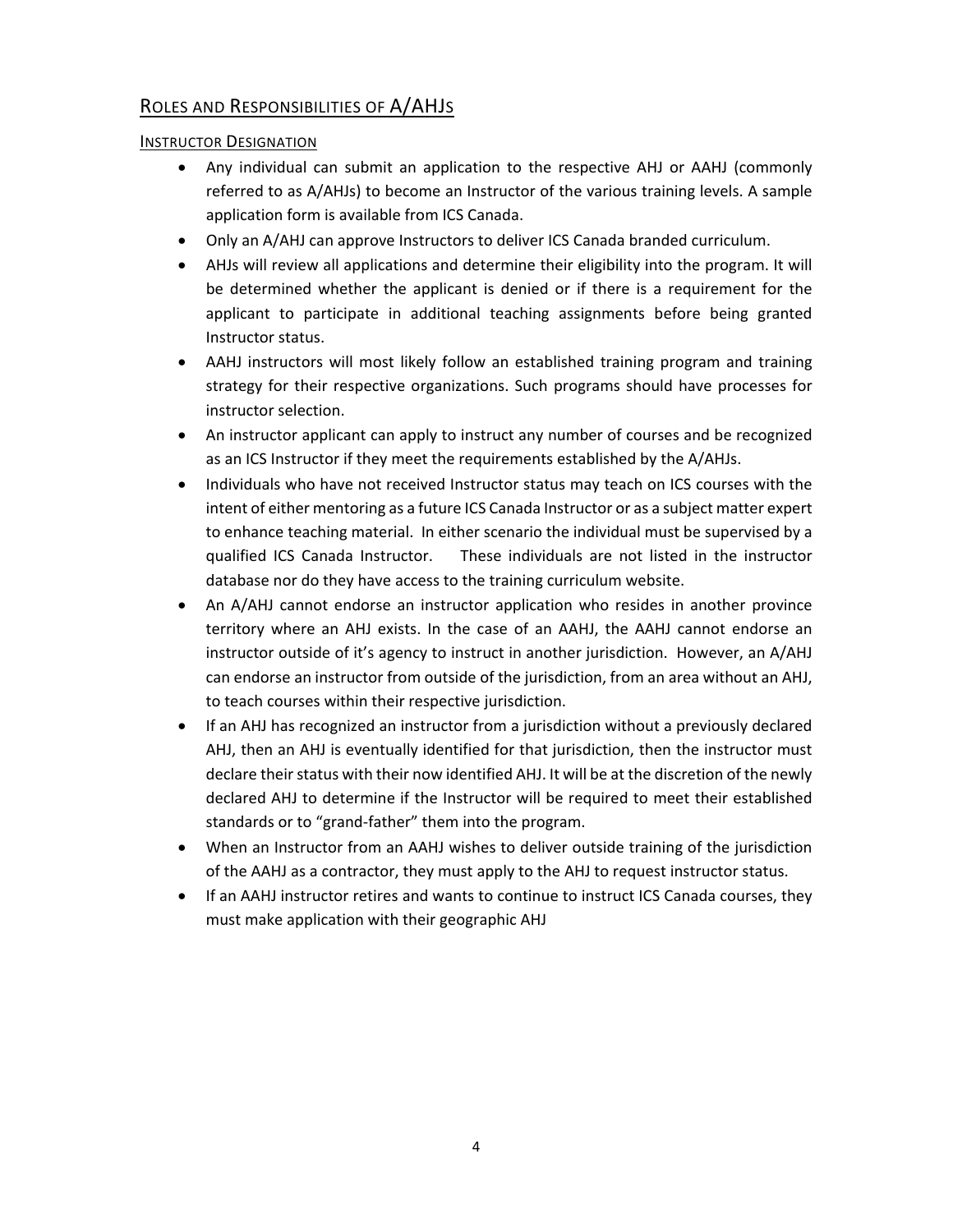## Roles and Responsibilities of A/AHJs

### Instructor Designation

- Any individual can submit an application to the respective AHJ or AAHJ (commonly referred to as A/AHJs) to become an Instructor of the various training levels. A sample application form is available from ICS Canada.
- Only an A/AHJ can approve Instructors to deliver ICS Canada branded curriculum.
- AHJs will review all applications and determine their eligibility into the program. It will be determined whether the applicant is denied or if there is a requirement for the applicant to participate in additional teaching assignments before being granted Instructor status.
- AAHJ instructors will most likely follow an established training program and training strategy for their respective organizations. Such programs should have processes for instructor selection.
- An instructor applicant can apply to instruct any number of courses and be recognized as an ICS Instructor if they meet the requirements established by the A/AHJs.
- Individuals who have not received Instructor status may teach on ICS courses with the intent of either mentoring as a future ICS Canada Instructor or as a subject matter expert to enhance teaching material. In either scenario the individual must be supervised by a qualified ICS Canada Instructor. These individuals are not listed in the instructor database nor do they have access to the training curriculum website.
- An A/AHJ cannot endorse an instructor application who resides in another province territory where an AHJ exists. In the case of an AAHJ, the AAHJ cannot endorse an instructor outside of it's agency to instruct in another jurisdiction. However, an A/AHJ can endorse an instructor from outside of the jurisdiction, from an area without an AHJ, to teach courses within their respective jurisdiction.
- If an AHJ has recognized an instructor from a jurisdiction without a previously declared AHJ, then an AHJ is eventually identified for that jurisdiction, then the instructor must declare their status with their now identified AHJ. It will be at the discretion of the newly declared AHJ to determine if the Instructor will be required to meet their established standards or to "grand-father" them into the program.
- When an Instructor from an AAHJ wishes to deliver outside training of the jurisdiction of the AAHJ as a contractor, they must apply to the AHJ to request instructor status.
- If an AAHJ instructor retires and wants to continue to instruct ICS Canada courses, they must make application with their geographic AHJ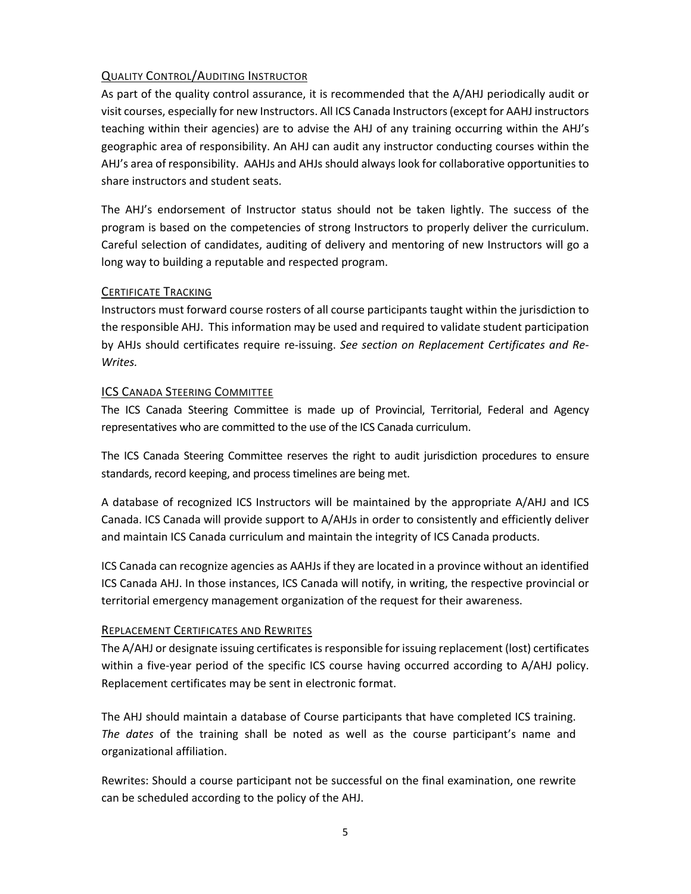### Quality Control/Auditing Instructor

As part of the quality control assurance, it is recommended that the A/AHJ periodically audit or visit courses, especially for new Instructors. All ICS Canada Instructors (except for AAHJ instructors teaching within their agencies) are to advise the AHJ of any training occurring within the AHJ's geographic area of responsibility. An AHJ can audit any instructor conducting courses within the AHJ's area of responsibility. AAHJs and AHJs should always look for collaborative opportunities to share instructors and student seats.

The AHJ's endorsement of Instructor status should not be taken lightly. The success of the program is based on the competencies of strong Instructors to properly deliver the curriculum. Careful selection of candidates, auditing of delivery and mentoring of new Instructors will go a long way to building a reputable and respected program.

### Certificate Tracking

Instructors must forward course rosters of all course participants taught within the jurisdiction to the responsible AHJ. This information may be used and required to validate student participation by AHJs should certificates require re-issuing. *See section on Replacement Certificates and Re-Writes.*

### ICS Canada Steering Committee

The ICS Canada Steering Committee is made up of Provincial, Territorial, Federal and Agency representatives who are committed to the use of the ICS Canada curriculum.

The ICS Canada Steering Committee reserves the right to audit jurisdiction procedures to ensure standards, record keeping, and process timelines are being met.

A database of recognized ICS Instructors will be maintained by the appropriate A/AHJ and ICS Canada. ICS Canada will provide support to A/AHJs in order to consistently and efficiently deliver and maintain ICS Canada curriculum and maintain the integrity of ICS Canada products.

ICS Canada can recognize agencies as AAHJs if they are located in a province without an identified ICS Canada AHJ. In those instances, ICS Canada will notify, in writing, the respective provincial or territorial emergency management organization of the request for their awareness.

### Replacement Certificates and Rewrites

The A/AHJ or designate issuing certificates is responsible for issuing replacement (lost) certificates within a five-year period of the specific ICS course having occurred according to A/AHJ policy. Replacement certificates may be sent in electronic format.

The AHJ should maintain a database of Course participants that have completed ICS training. *The dates* of the training shall be noted as well as the course participant's name and organizational affiliation.

Rewrites: Should a course participant not be successful on the final examination, one rewrite can be scheduled according to the policy of the AHJ.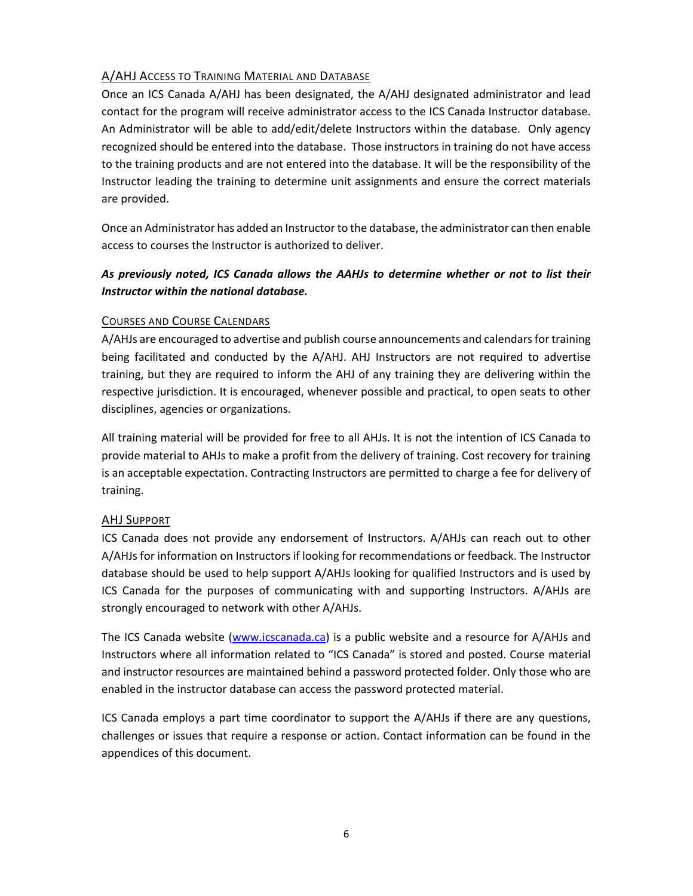## A/AHJ Access to Training Material and Database

Once an ICS Canada A/AHJ has been designated, the A/AHJ designated administrator and lead contact for the program will receive administrator access to the ICS Canada Instructor database. An Administrator will be able to add/edit/delete Instructors within the database. Only agency recognized should be entered into the database. Those instructors in training do not have access to the training products and are not entered into the database. It will be the responsibility of the Instructor leading the training to determine unit assignments and ensure the correct materials are provided.

Once an Administrator has added an Instructor to the database, the administrator can then enable access to courses the Instructor is authorized to deliver.

***As previously noted, ICS Canada allows the AAHJs to determine whether or not to list their Instructor within the national database.***

## Courses and Course Calendars

A/AHJs are encouraged to advertise and publish course announcements and calendars for training being facilitated and conducted by the A/AHJ. AHJ Instructors are not required to advertise training, but they are required to inform the AHJ of any training they are delivering within the respective jurisdiction. It is encouraged, whenever possible and practical, to open seats to other disciplines, agencies or organizations.

All training material will be provided for free to all AHJs. It is not the intention of ICS Canada to provide material to AHJs to make a profit from the delivery of training. Cost recovery for training is an acceptable expectation. Contracting Instructors are permitted to charge a fee for delivery of training.

## AHJ Support

ICS Canada does not provide any endorsement of Instructors. A/AHJs can reach out to other A/AHJs for information on Instructors if looking for recommendations or feedback. The Instructor database should be used to help support A/AHJs looking for qualified Instructors and is used by ICS Canada for the purposes of communicating with and supporting Instructors. A/AHJs are strongly encouraged to network with other A/AHJs.

The ICS Canada website ([www.icscanada.ca](www.icscanada.ca)) is a public website and a resource for A/AHJs and Instructors where all information related to "ICS Canada" is stored and posted. Course material and instructor resources are maintained behind a password protected folder. Only those who are enabled in the instructor database can access the password protected material.

ICS Canada employs a part time coordinator to support the A/AHJs if there are any questions, challenges or issues that require a response or action. Contact information can be found in the appendices of this document.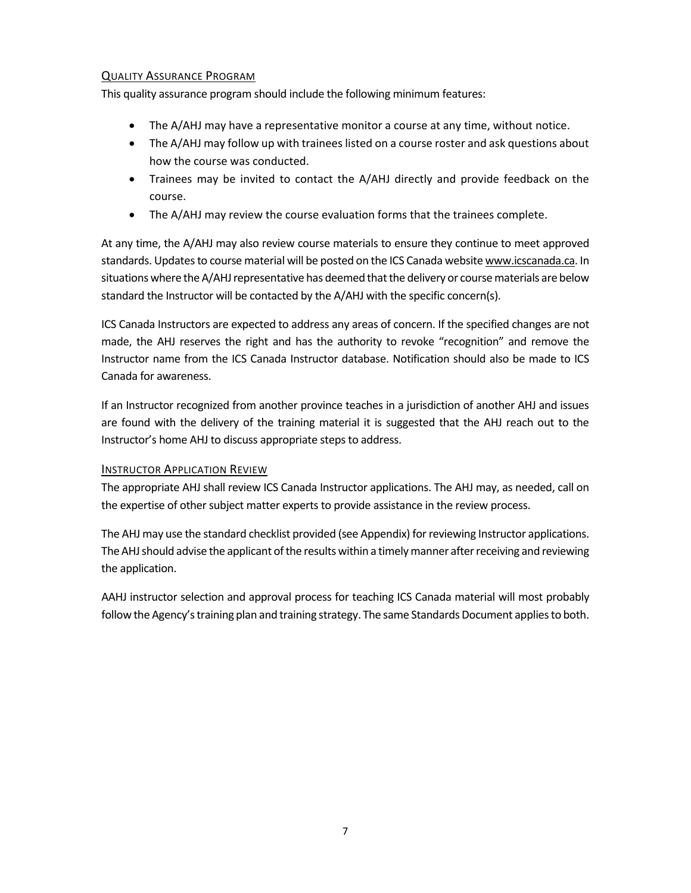## Quality Assurance Program

This quality assurance program should include the following minimum features:

- The A/AHJ may have a representative monitor a course at any time, without notice.
- The A/AHJ may follow up with trainees listed on a course roster and ask questions about how the course was conducted.
- Trainees may be invited to contact the A/AHJ directly and provide feedback on the course.
- The A/AHJ may review the course evaluation forms that the trainees complete.

At any time, the A/AHJ may also review course materials to ensure they continue to meet approved standards. Updates to course material will be posted on the ICS Canada website www.icscanada.ca. In situations where the A/AHJ representative has deemed that the delivery or course materials are below standard the Instructor will be contacted by the A/AHJ with the specific concern(s).

ICS Canada Instructors are expected to address any areas of concern. If the specified changes are not made, the AHJ reserves the right and has the authority to revoke "recognition" and remove the Instructor name from the ICS Canada Instructor database. Notification should also be made to ICS Canada for awareness.

If an Instructor recognized from another province teaches in a jurisdiction of another AHJ and issues are found with the delivery of the training material it is suggested that the AHJ reach out to the Instructor's home AHJ to discuss appropriate steps to address.

## Instructor Application Review

The appropriate AHJ shall review ICS Canada Instructor applications. The AHJ may, as needed, call on the expertise of other subject matter experts to provide assistance in the review process.

The AHJ may use the standard checklist provided (see Appendix) for reviewing Instructor applications. The AHJ should advise the applicant of the results within a timely manner after receiving and reviewing the application.

AAHJ instructor selection and approval process for teaching ICS Canada material will most probably follow the Agency's training plan and training strategy. The same Standards Document applies to both.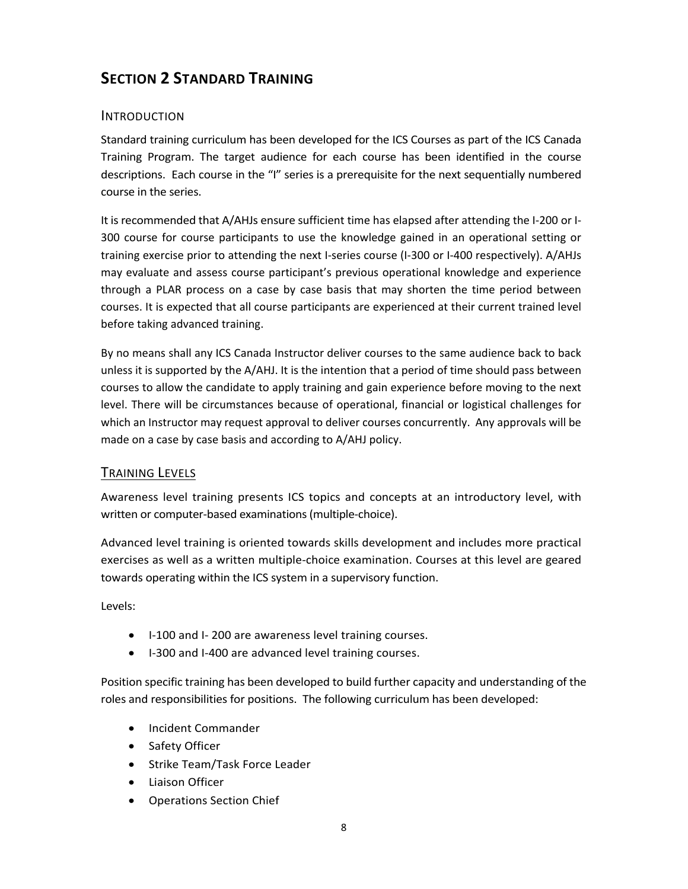# SECTION 2 STANDARD TRAINING

## INTRODUCTION

Standard training curriculum has been developed for the ICS Courses as part of the ICS Canada Training Program. The target audience for each course has been identified in the course descriptions. Each course in the "I" series is a prerequisite for the next sequentially numbered course in the series.

It is recommended that A/AHJs ensure sufficient time has elapsed after attending the I-200 or I-300 course for course participants to use the knowledge gained in an operational setting or training exercise prior to attending the next I-series course (I-300 or I-400 respectively). A/AHJs may evaluate and assess course participant's previous operational knowledge and experience through a PLAR process on a case by case basis that may shorten the time period between courses. It is expected that all course participants are experienced at their current trained level before taking advanced training.

By no means shall any ICS Canada Instructor deliver courses to the same audience back to back unless it is supported by the A/AHJ. It is the intention that a period of time should pass between courses to allow the candidate to apply training and gain experience before moving to the next level. There will be circumstances because of operational, financial or logistical challenges for which an Instructor may request approval to deliver courses concurrently. Any approvals will be made on a case by case basis and according to A/AHJ policy.

## TRAINING LEVELS

Awareness level training presents ICS topics and concepts at an introductory level, with written or computer-based examinations (multiple-choice).

Advanced level training is oriented towards skills development and includes more practical exercises as well as a written multiple-choice examination. Courses at this level are geared towards operating within the ICS system in a supervisory function.

Levels:

- I-100 and I- 200 are awareness level training courses.
- I-300 and I-400 are advanced level training courses.

Position specific training has been developed to build further capacity and understanding of the roles and responsibilities for positions. The following curriculum has been developed:

- Incident Commander
- Safety Officer
- Strike Team/Task Force Leader
- Liaison Officer
- Operations Section Chief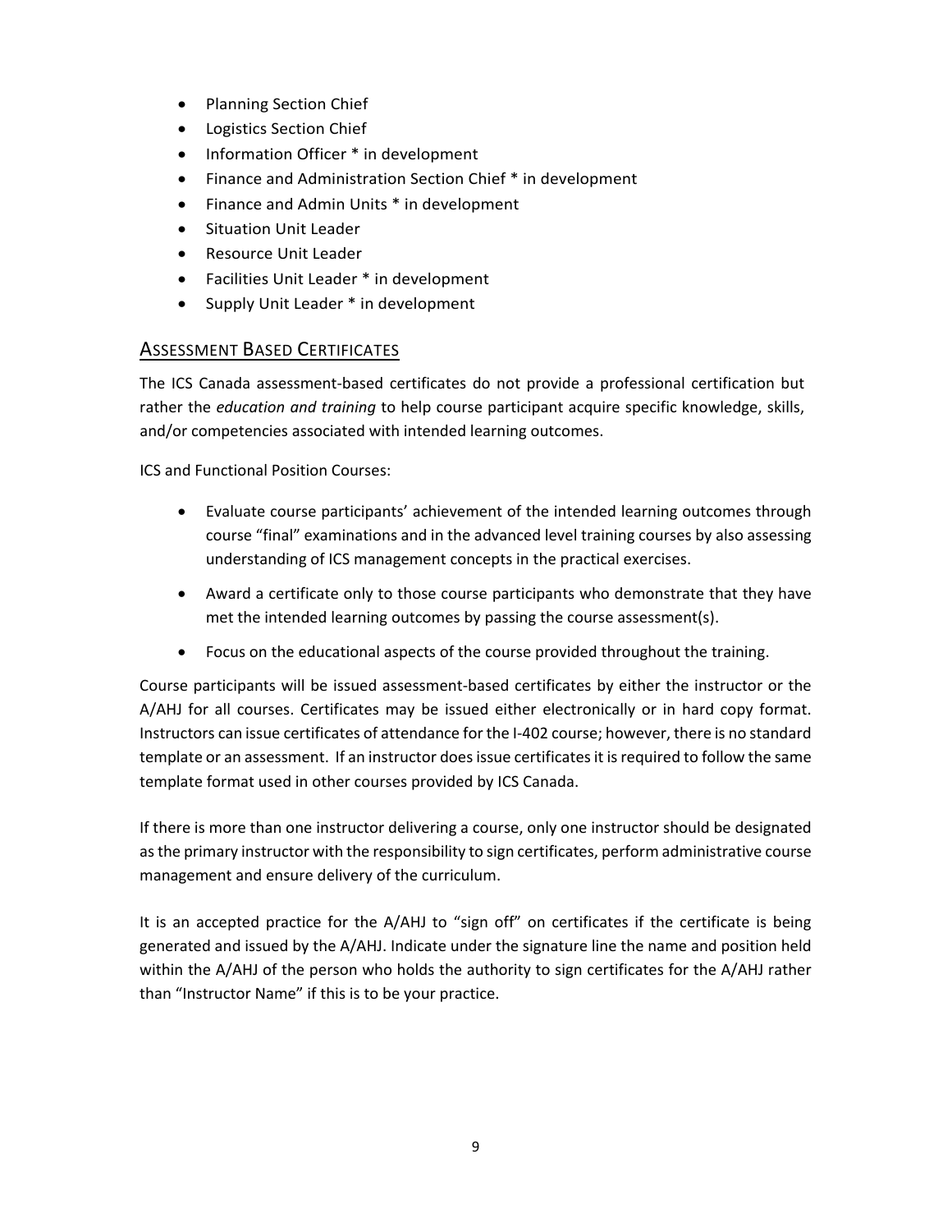- Planning Section Chief
- Logistics Section Chief
- Information Officer * in development
- Finance and Administration Section Chief * in development
- Finance and Admin Units * in development
- Situation Unit Leader
- Resource Unit Leader
- Facilities Unit Leader * in development
- Supply Unit Leader * in development

## Assessment Based Certificates

The ICS Canada assessment-based certificates do not provide a professional certification but rather the *education and training* to help course participant acquire specific knowledge, skills, and/or competencies associated with intended learning outcomes.

ICS and Functional Position Courses:

- Evaluate course participants' achievement of the intended learning outcomes through course "final" examinations and in the advanced level training courses by also assessing understanding of ICS management concepts in the practical exercises.
- Award a certificate only to those course participants who demonstrate that they have met the intended learning outcomes by passing the course assessment(s).
- Focus on the educational aspects of the course provided throughout the training.

Course participants will be issued assessment-based certificates by either the instructor or the A/AHJ for all courses. Certificates may be issued either electronically or in hard copy format. Instructors can issue certificates of attendance for the I-402 course; however, there is no standard template or an assessment. If an instructor does issue certificates it is required to follow the same template format used in other courses provided by ICS Canada.

If there is more than one instructor delivering a course, only one instructor should be designated as the primary instructor with the responsibility to sign certificates, perform administrative course management and ensure delivery of the curriculum.

It is an accepted practice for the A/AHJ to "sign off" on certificates if the certificate is being generated and issued by the A/AHJ. Indicate under the signature line the name and position held within the A/AHJ of the person who holds the authority to sign certificates for the A/AHJ rather than "Instructor Name" if this is to be your practice.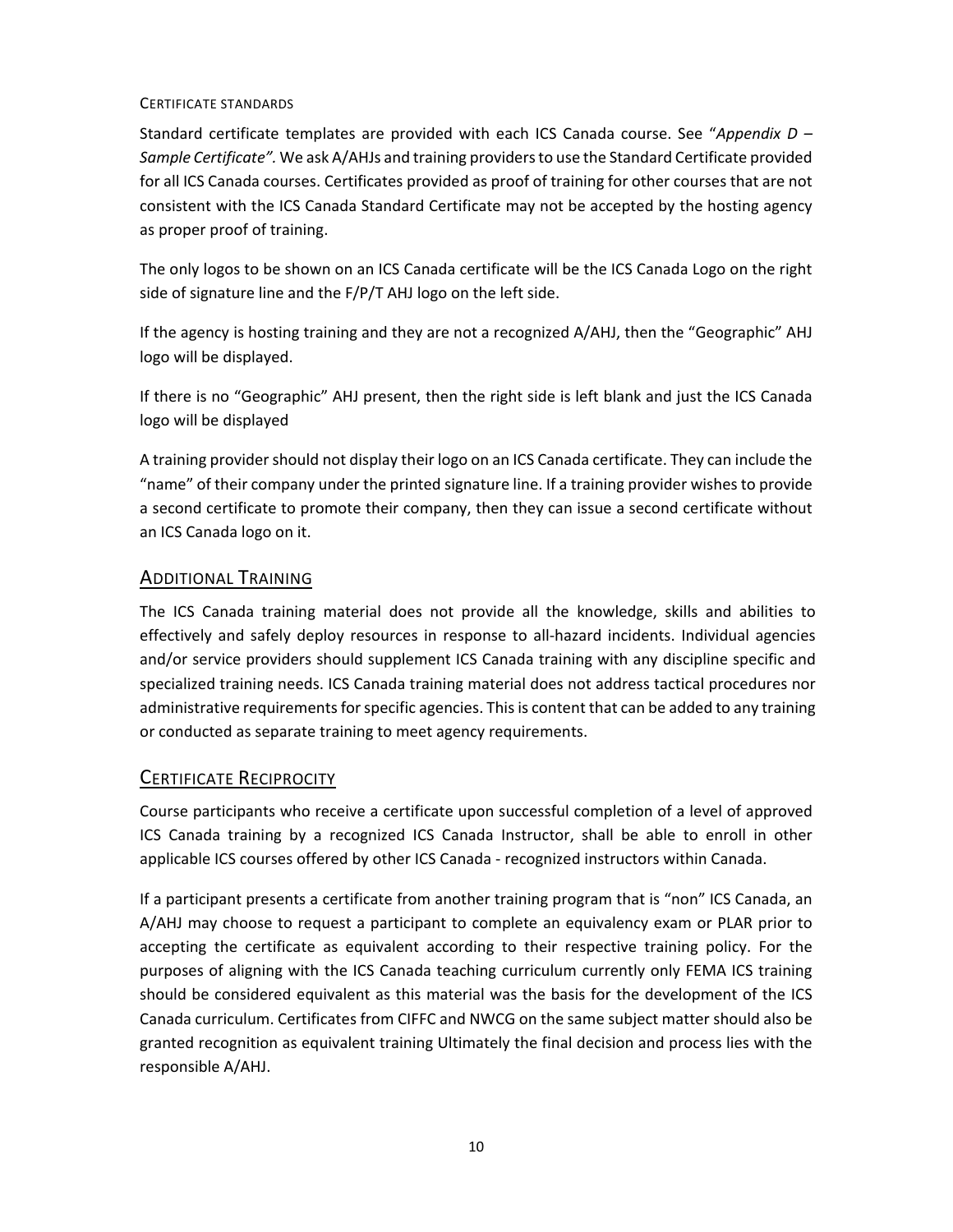#### CERTIFICATE STANDARDS

Standard certificate templates are provided with each ICS Canada course. See "*Appendix D – Sample Certificate"*. We ask A/AHJs and training providers to use the Standard Certificate provided for all ICS Canada courses. Certificates provided as proof of training for other courses that are not consistent with the ICS Canada Standard Certificate may not be accepted by the hosting agency as proper proof of training.

The only logos to be shown on an ICS Canada certificate will be the ICS Canada Logo on the right side of signature line and the F/P/T AHJ logo on the left side.

If the agency is hosting training and they are not a recognized A/AHJ, then the "Geographic" AHJ logo will be displayed.

If there is no "Geographic" AHJ present, then the right side is left blank and just the ICS Canada logo will be displayed

A training provider should not display their logo on an ICS Canada certificate. They can include the "name" of their company under the printed signature line. If a training provider wishes to provide a second certificate to promote their company, then they can issue a second certificate without an ICS Canada logo on it.

## ADDITIONAL TRAINING

The ICS Canada training material does not provide all the knowledge, skills and abilities to effectively and safely deploy resources in response to all-hazard incidents. Individual agencies and/or service providers should supplement ICS Canada training with any discipline specific and specialized training needs. ICS Canada training material does not address tactical procedures nor administrative requirements for specific agencies. This is content that can be added to any training or conducted as separate training to meet agency requirements.

## CERTIFICATE RECIPROCITY

Course participants who receive a certificate upon successful completion of a level of approved ICS Canada training by a recognized ICS Canada Instructor, shall be able to enroll in other applicable ICS courses offered by other ICS Canada - recognized instructors within Canada.

If a participant presents a certificate from another training program that is "non" ICS Canada, an A/AHJ may choose to request a participant to complete an equivalency exam or PLAR prior to accepting the certificate as equivalent according to their respective training policy. For the purposes of aligning with the ICS Canada teaching curriculum currently only FEMA ICS training should be considered equivalent as this material was the basis for the development of the ICS Canada curriculum. Certificates from CIFFC and NWCG on the same subject matter should also be granted recognition as equivalent training Ultimately the final decision and process lies with the responsible A/AHJ.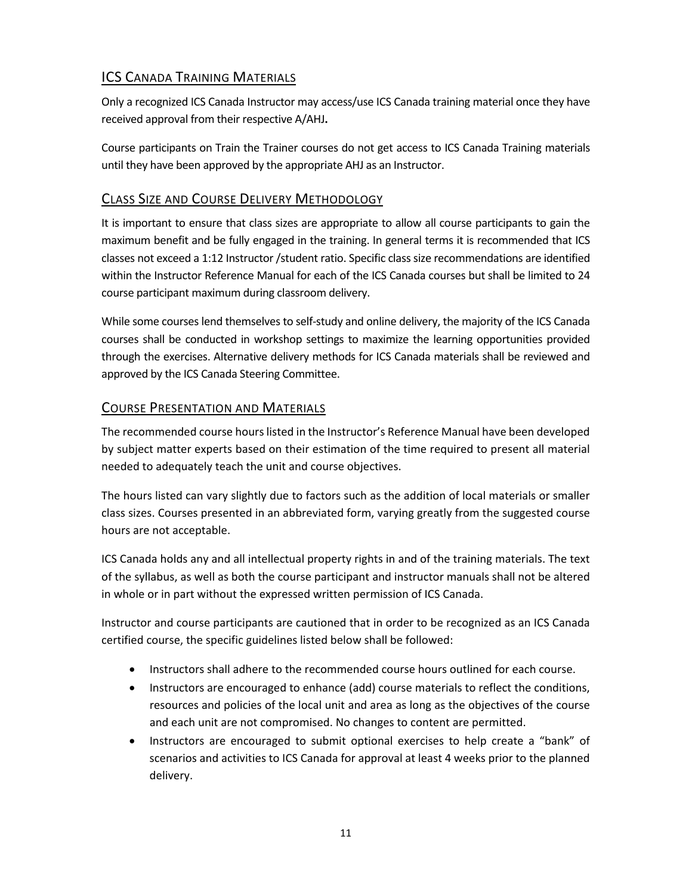## ICS Canada Training Materials

Only a recognized ICS Canada Instructor may access/use ICS Canada training material once they have received approval from their respective A/AHJ**.**

Course participants on Train the Trainer courses do not get access to ICS Canada Training materials until they have been approved by the appropriate AHJ as an Instructor.

## Class Size and Course Delivery Methodology

It is important to ensure that class sizes are appropriate to allow all course participants to gain the maximum benefit and be fully engaged in the training. In general terms it is recommended that ICS classes not exceed a 1:12 Instructor /student ratio. Specific class size recommendations are identified within the Instructor Reference Manual for each of the ICS Canada courses but shall be limited to 24 course participant maximum during classroom delivery.

While some courses lend themselves to self-study and online delivery, the majority of the ICS Canada courses shall be conducted in workshop settings to maximize the learning opportunities provided through the exercises. Alternative delivery methods for ICS Canada materials shall be reviewed and approved by the ICS Canada Steering Committee.

## Course Presentation and Materials

The recommended course hours listed in the Instructor's Reference Manual have been developed by subject matter experts based on their estimation of the time required to present all material needed to adequately teach the unit and course objectives.

The hours listed can vary slightly due to factors such as the addition of local materials or smaller class sizes. Courses presented in an abbreviated form, varying greatly from the suggested course hours are not acceptable.

ICS Canada holds any and all intellectual property rights in and of the training materials. The text of the syllabus, as well as both the course participant and instructor manuals shall not be altered in whole or in part without the expressed written permission of ICS Canada.

Instructor and course participants are cautioned that in order to be recognized as an ICS Canada certified course, the specific guidelines listed below shall be followed:

- Instructors shall adhere to the recommended course hours outlined for each course.
- Instructors are encouraged to enhance (add) course materials to reflect the conditions, resources and policies of the local unit and area as long as the objectives of the course and each unit are not compromised. No changes to content are permitted.
- Instructors are encouraged to submit optional exercises to help create a "bank" of scenarios and activities to ICS Canada for approval at least 4 weeks prior to the planned delivery.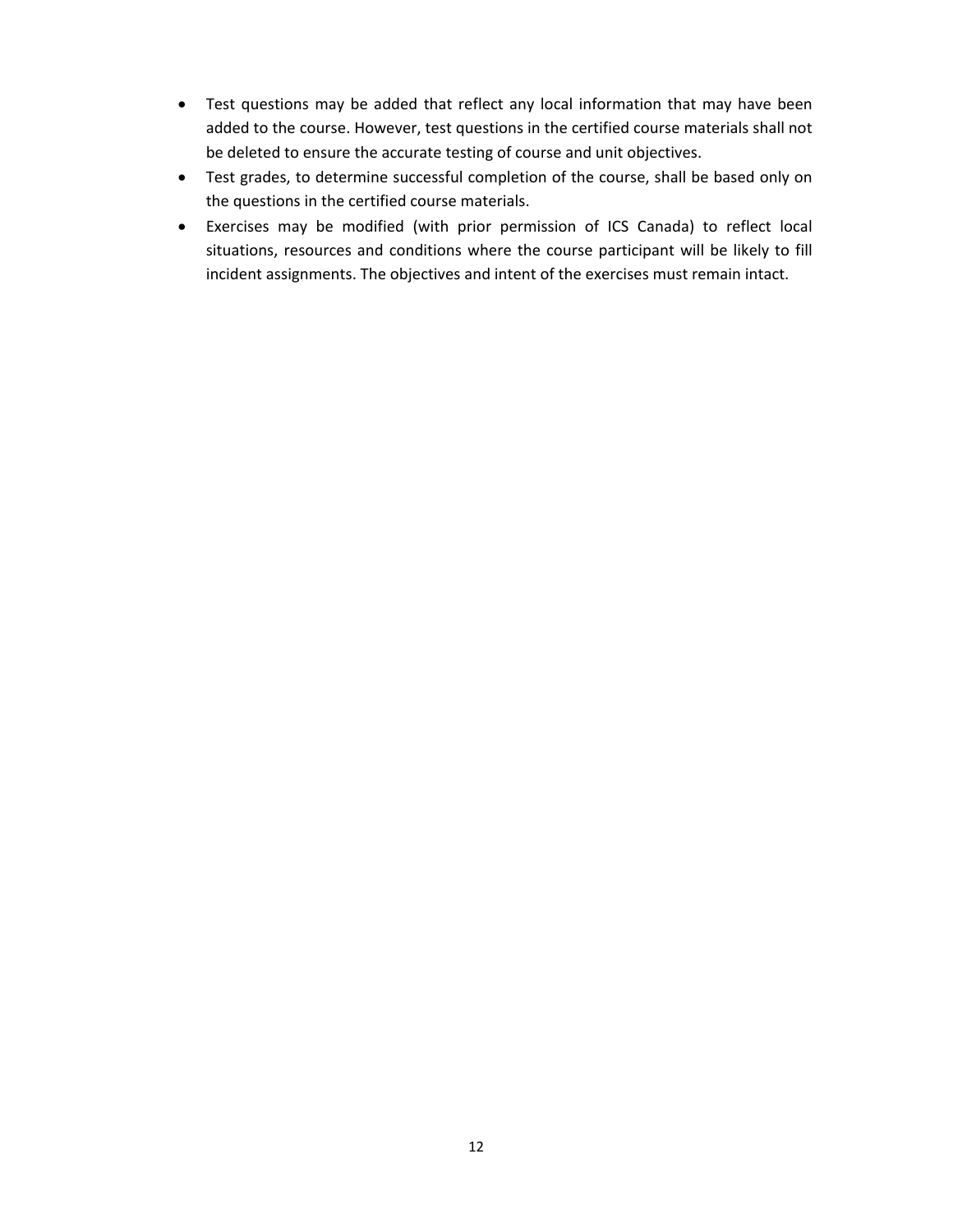- Test questions may be added that reflect any local information that may have been added to the course. However, test questions in the certified course materials shall not be deleted to ensure the accurate testing of course and unit objectives.
- Test grades, to determine successful completion of the course, shall be based only on the questions in the certified course materials.
- Exercises may be modified (with prior permission of ICS Canada) to reflect local situations, resources and conditions where the course participant will be likely to fill incident assignments. The objectives and intent of the exercises must remain intact.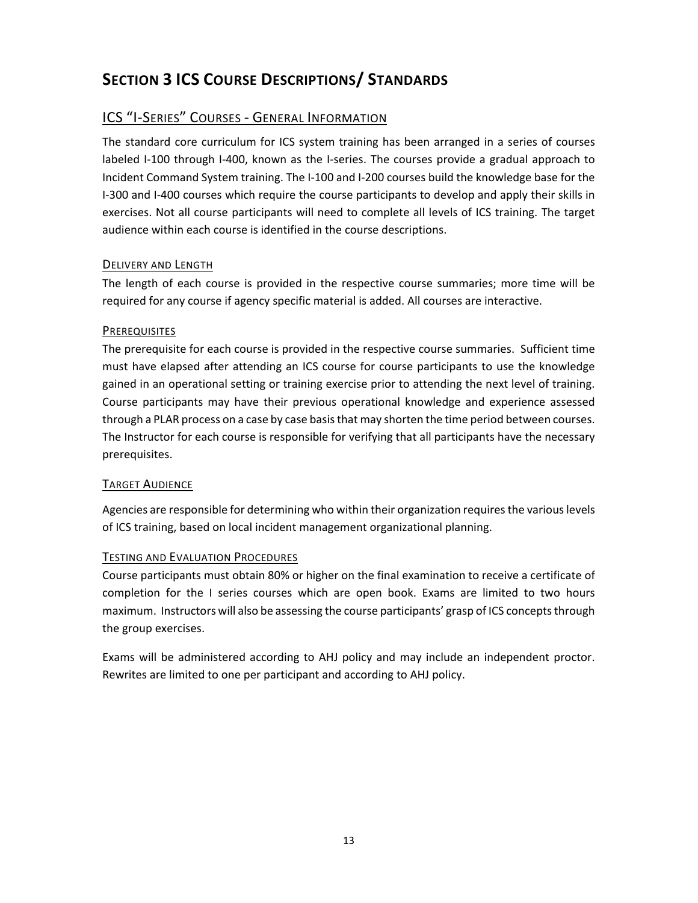# Section 3 ICS Course Descriptions/ Standards

## ICS "I-Series" Courses - General Information

The standard core curriculum for ICS system training has been arranged in a series of courses labeled I-100 through I-400, known as the I-series. The courses provide a gradual approach to Incident Command System training. The I-100 and I-200 courses build the knowledge base for the I-300 and I-400 courses which require the course participants to develop and apply their skills in exercises. Not all course participants will need to complete all levels of ICS training. The target audience within each course is identified in the course descriptions.

### Delivery and Length

The length of each course is provided in the respective course summaries; more time will be required for any course if agency specific material is added. All courses are interactive.

### Prerequisites

The prerequisite for each course is provided in the respective course summaries. Sufficient time must have elapsed after attending an ICS course for course participants to use the knowledge gained in an operational setting or training exercise prior to attending the next level of training. Course participants may have their previous operational knowledge and experience assessed through a PLAR process on a case by case basis that may shorten the time period between courses. The Instructor for each course is responsible for verifying that all participants have the necessary prerequisites.

### Target Audience

Agencies are responsible for determining who within their organization requires the various levels of ICS training, based on local incident management organizational planning.

### Testing and Evaluation Procedures

Course participants must obtain 80% or higher on the final examination to receive a certificate of completion for the I series courses which are open book. Exams are limited to two hours maximum. Instructors will also be assessing the course participants' grasp of ICS concepts through the group exercises.

Exams will be administered according to AHJ policy and may include an independent proctor. Rewrites are limited to one per participant and according to AHJ policy.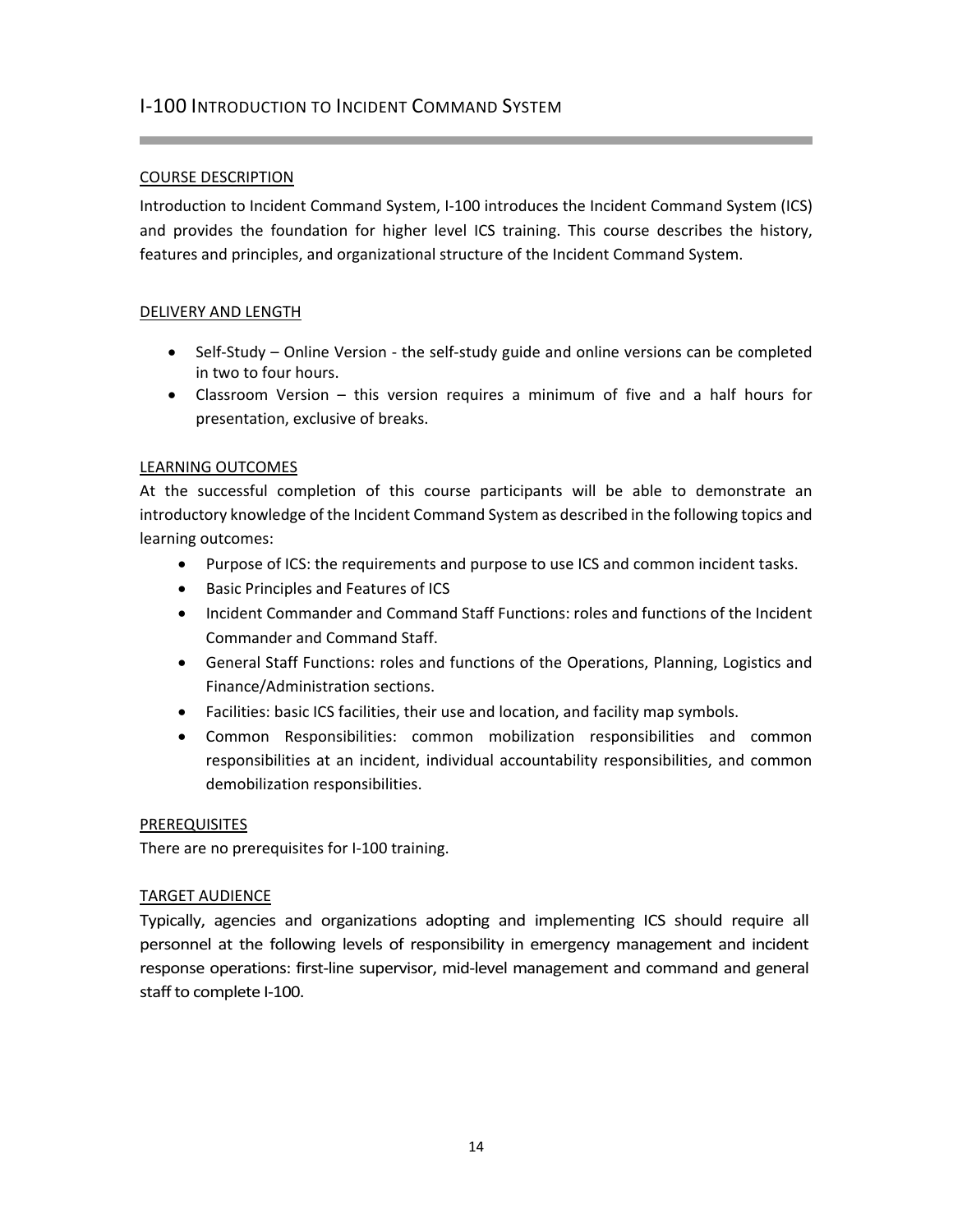## I-100 Introduction to Incident Command System

### COURSE DESCRIPTION

Introduction to Incident Command System, I-100 introduces the Incident Command System (ICS) and provides the foundation for higher level ICS training. This course describes the history, features and principles, and organizational structure of the Incident Command System.

### DELIVERY AND LENGTH

- Self-Study – Online Version - the self-study guide and online versions can be completed in two to four hours.
- Classroom Version – this version requires a minimum of five and a half hours for presentation, exclusive of breaks.

### LEARNING OUTCOMES

At the successful completion of this course participants will be able to demonstrate an introductory knowledge of the Incident Command System as described in the following topics and learning outcomes:

- Purpose of ICS: the requirements and purpose to use ICS and common incident tasks.
- Basic Principles and Features of ICS
- Incident Commander and Command Staff Functions: roles and functions of the Incident Commander and Command Staff.
- General Staff Functions: roles and functions of the Operations, Planning, Logistics and Finance/Administration sections.
- Facilities: basic ICS facilities, their use and location, and facility map symbols.
- Common Responsibilities: common mobilization responsibilities and common responsibilities at an incident, individual accountability responsibilities, and common demobilization responsibilities.

### PREREQUISITES

There are no prerequisites for I-100 training.

### TARGET AUDIENCE

Typically, agencies and organizations adopting and implementing ICS should require all personnel at the following levels of responsibility in emergency management and incident response operations: first-line supervisor, mid-level management and command and general staff to complete I-100.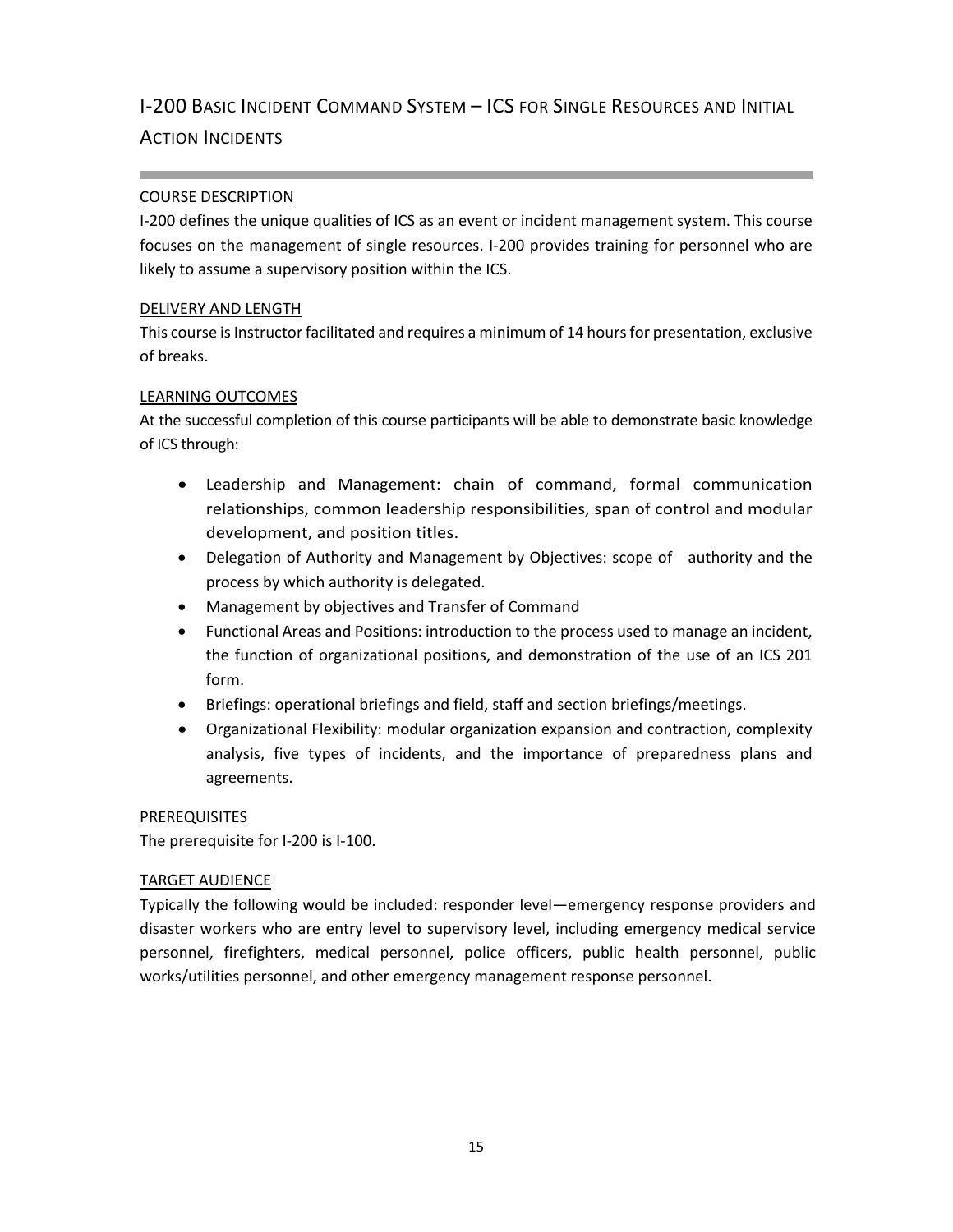# I-200 Basic Incident Command System – ICS for Single Resources and Initial Action Incidents

## COURSE DESCRIPTION

I-200 defines the unique qualities of ICS as an event or incident management system. This course focuses on the management of single resources. I-200 provides training for personnel who are likely to assume a supervisory position within the ICS.

## DELIVERY AND LENGTH

This course is Instructor facilitated and requires a minimum of 14 hours for presentation, exclusive of breaks.

## LEARNING OUTCOMES

At the successful completion of this course participants will be able to demonstrate basic knowledge of ICS through:

- Leadership and Management: chain of command, formal communication relationships, common leadership responsibilities, span of control and modular development, and position titles.
- Delegation of Authority and Management by Objectives: scope of authority and the process by which authority is delegated.
- Management by objectives and Transfer of Command
- Functional Areas and Positions: introduction to the process used to manage an incident, the function of organizational positions, and demonstration of the use of an ICS 201 form.
- Briefings: operational briefings and field, staff and section briefings/meetings.
- Organizational Flexibility: modular organization expansion and contraction, complexity analysis, five types of incidents, and the importance of preparedness plans and agreements.

## PREREQUISITES

The prerequisite for I-200 is I-100.

## TARGET AUDIENCE

Typically the following would be included: responder level—emergency response providers and disaster workers who are entry level to supervisory level, including emergency medical service personnel, firefighters, medical personnel, police officers, public health personnel, public works/utilities personnel, and other emergency management response personnel.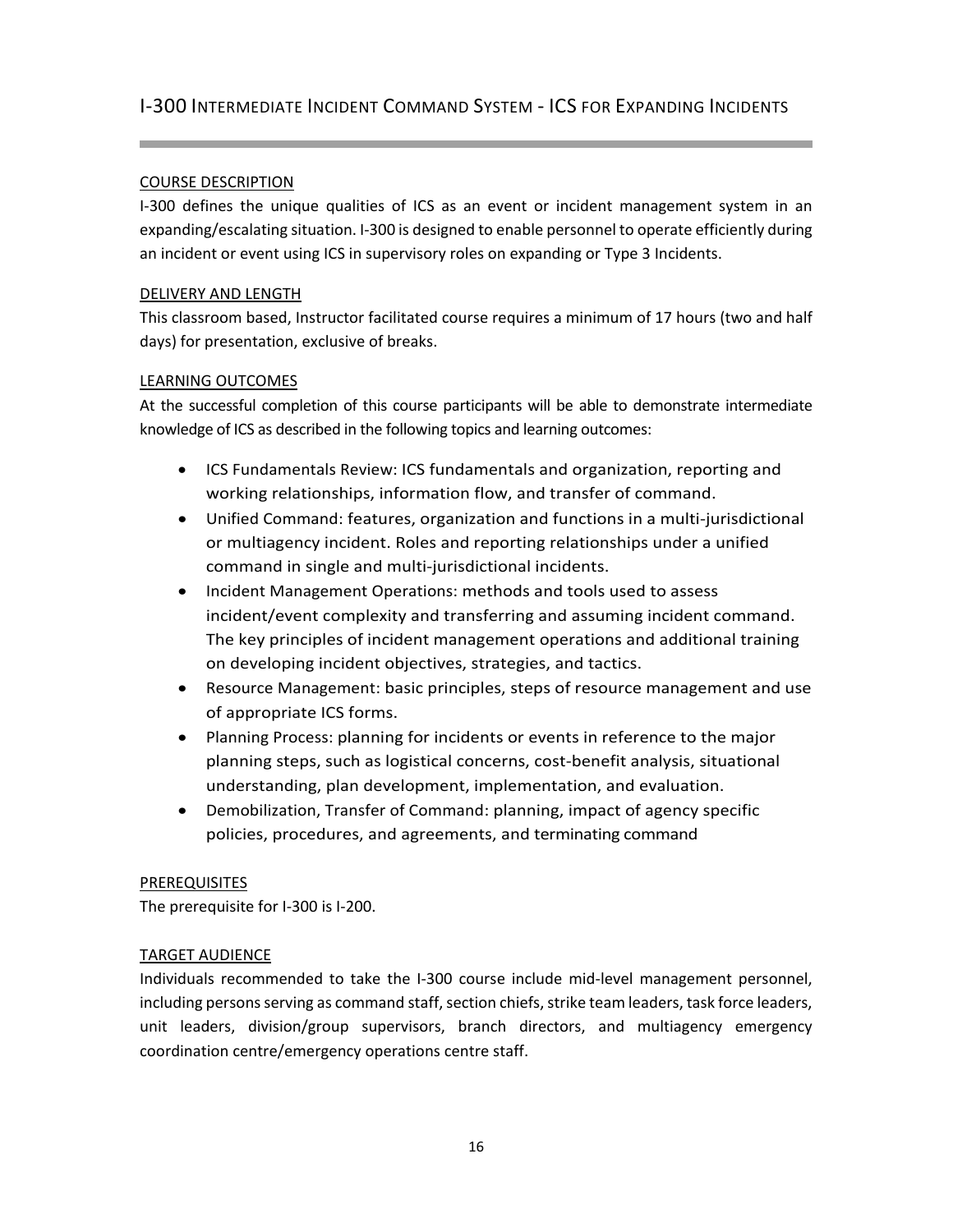## I-300 Intermediate Incident Command System - ICS for Expanding Incidents

### COURSE DESCRIPTION

I-300 defines the unique qualities of ICS as an event or incident management system in an expanding/escalating situation. I-300 is designed to enable personnel to operate efficiently during an incident or event using ICS in supervisory roles on expanding or Type 3 Incidents.

### DELIVERY AND LENGTH

This classroom based, Instructor facilitated course requires a minimum of 17 hours (two and half days) for presentation, exclusive of breaks.

### LEARNING OUTCOMES

At the successful completion of this course participants will be able to demonstrate intermediate knowledge of ICS as described in the following topics and learning outcomes:

- ICS Fundamentals Review: ICS fundamentals and organization, reporting and working relationships, information flow, and transfer of command.
- Unified Command: features, organization and functions in a multi-jurisdictional or multiagency incident. Roles and reporting relationships under a unified command in single and multi-jurisdictional incidents.
- Incident Management Operations: methods and tools used to assess incident/event complexity and transferring and assuming incident command. The key principles of incident management operations and additional training on developing incident objectives, strategies, and tactics.
- Resource Management: basic principles, steps of resource management and use of appropriate ICS forms.
- Planning Process: planning for incidents or events in reference to the major planning steps, such as logistical concerns, cost-benefit analysis, situational understanding, plan development, implementation, and evaluation.
- Demobilization, Transfer of Command: planning, impact of agency specific policies, procedures, and agreements, and terminating command

### PREREQUISITES

The prerequisite for I-300 is I-200.

### TARGET AUDIENCE

Individuals recommended to take the I-300 course include mid-level management personnel, including persons serving as command staff, section chiefs, strike team leaders, task force leaders, unit leaders, division/group supervisors, branch directors, and multiagency emergency coordination centre/emergency operations centre staff.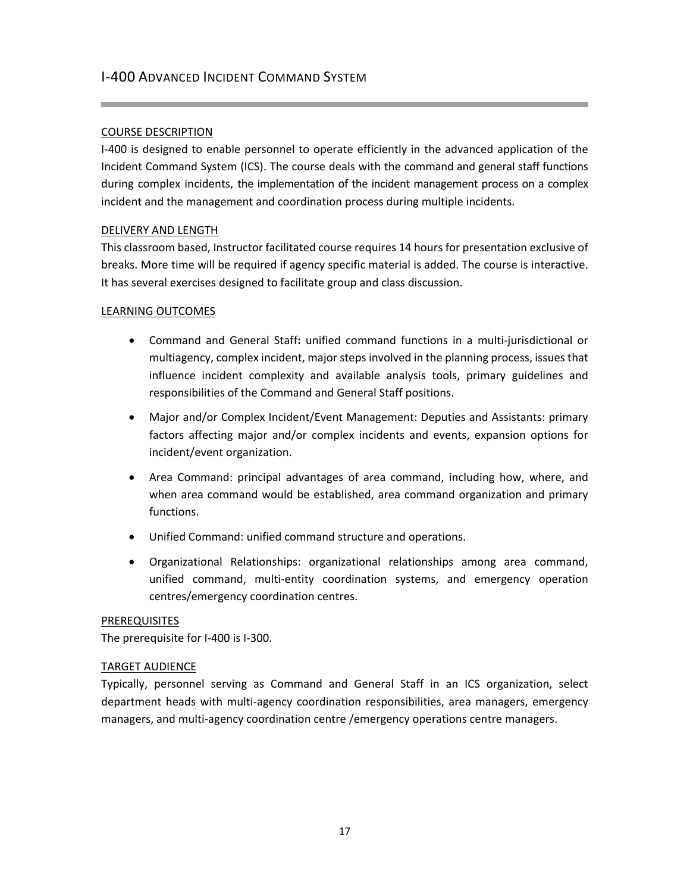## I-400 Advanced Incident Command System

### COURSE DESCRIPTION

I-400 is designed to enable personnel to operate efficiently in the advanced application of the Incident Command System (ICS). The course deals with the command and general staff functions during complex incidents, the implementation of the incident management process on a complex incident and the management and coordination process during multiple incidents.

### DELIVERY AND LENGTH

This classroom based, Instructor facilitated course requires 14 hours for presentation exclusive of breaks. More time will be required if agency specific material is added. The course is interactive. It has several exercises designed to facilitate group and class discussion.

### LEARNING OUTCOMES

- Command and General Staff**:** unified command functions in a multi-jurisdictional or multiagency, complex incident, major steps involved in the planning process, issues that influence incident complexity and available analysis tools, primary guidelines and responsibilities of the Command and General Staff positions.
- Major and/or Complex Incident/Event Management: Deputies and Assistants: primary factors affecting major and/or complex incidents and events, expansion options for incident/event organization.
- Area Command: principal advantages of area command, including how, where, and when area command would be established, area command organization and primary functions.
- Unified Command: unified command structure and operations.
- Organizational Relationships: organizational relationships among area command, unified command, multi-entity coordination systems, and emergency operation centres/emergency coordination centres.

### PREREQUISITES

The prerequisite for I-400 is I-300.

### TARGET AUDIENCE

Typically, personnel serving as Command and General Staff in an ICS organization, select department heads with multi-agency coordination responsibilities, area managers, emergency managers, and multi-agency coordination centre /emergency operations centre managers.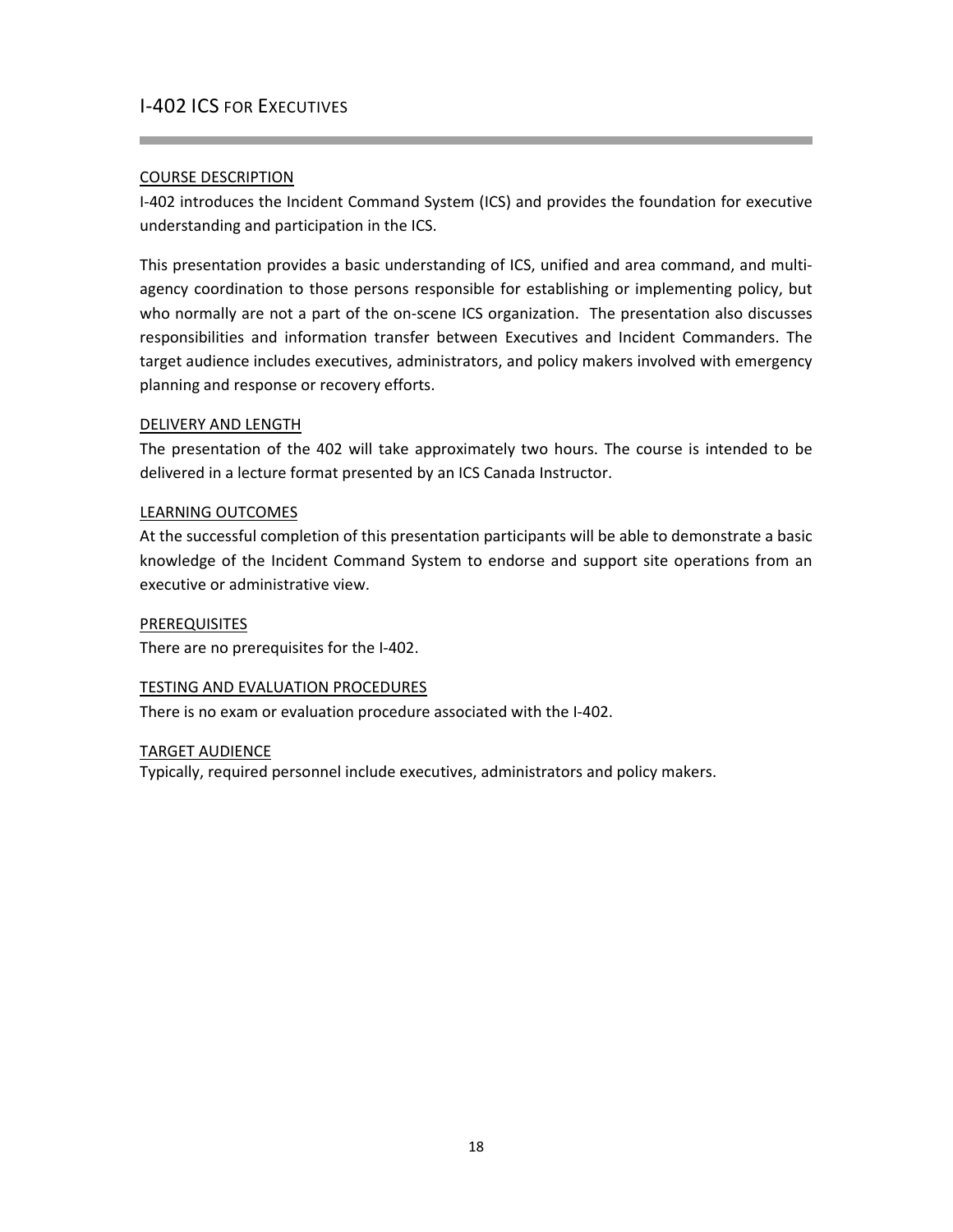## I-402 ICS for Executives

### COURSE DESCRIPTION

I-402 introduces the Incident Command System (ICS) and provides the foundation for executive understanding and participation in the ICS.

This presentation provides a basic understanding of ICS, unified and area command, and multi-agency coordination to those persons responsible for establishing or implementing policy, but who normally are not a part of the on-scene ICS organization. The presentation also discusses responsibilities and information transfer between Executives and Incident Commanders. The target audience includes executives, administrators, and policy makers involved with emergency planning and response or recovery efforts.

### DELIVERY AND LENGTH

The presentation of the 402 will take approximately two hours. The course is intended to be delivered in a lecture format presented by an ICS Canada Instructor.

### LEARNING OUTCOMES

At the successful completion of this presentation participants will be able to demonstrate a basic knowledge of the Incident Command System to endorse and support site operations from an executive or administrative view.

### PREREQUISITES

There are no prerequisites for the I-402.

### TESTING AND EVALUATION PROCEDURES

There is no exam or evaluation procedure associated with the I-402.

### TARGET AUDIENCE

Typically, required personnel include executives, administrators and policy makers.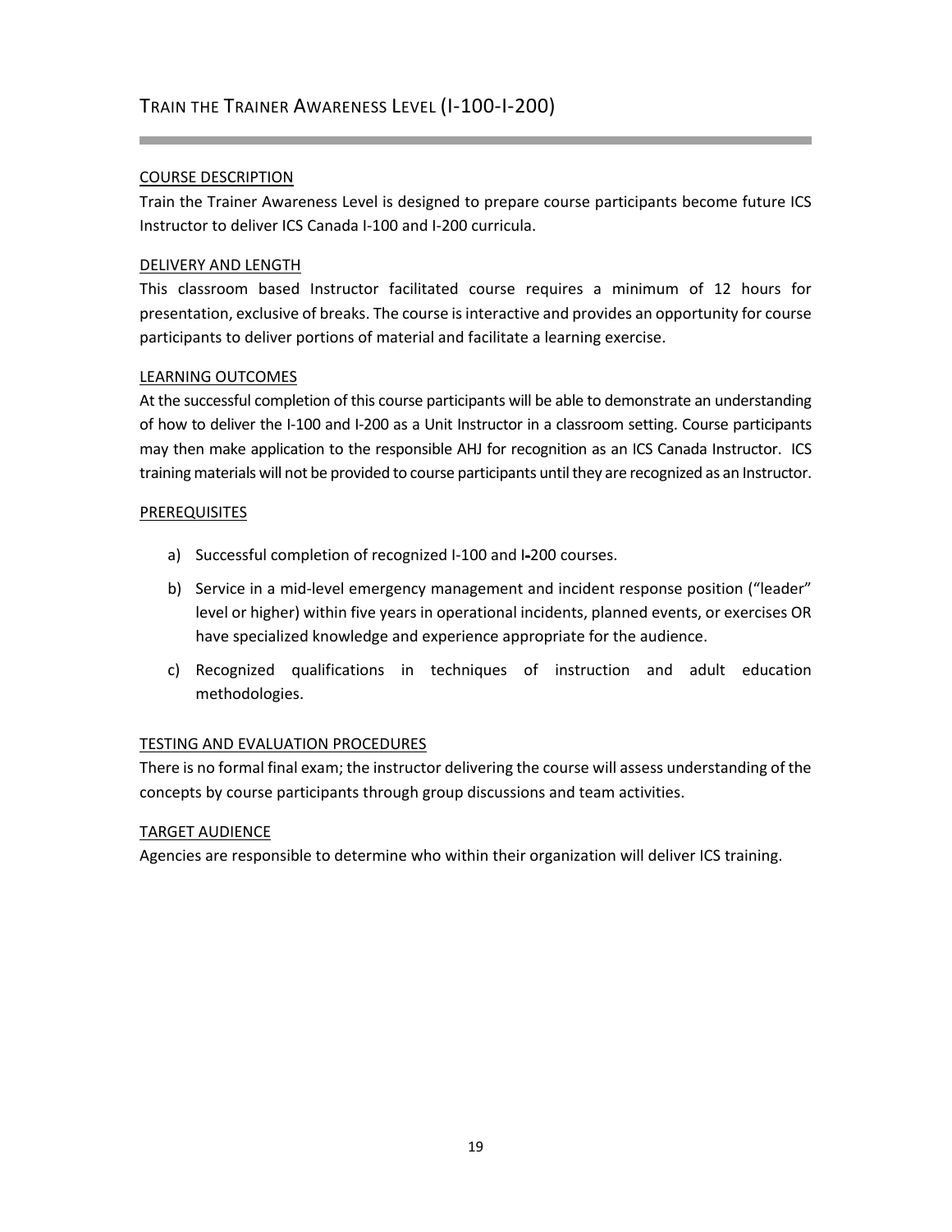# Train the Trainer Awareness Level (I-100-I-200)

## COURSE DESCRIPTION

Train the Trainer Awareness Level is designed to prepare course participants become future ICS Instructor to deliver ICS Canada I-100 and I-200 curricula.

## DELIVERY AND LENGTH

This classroom based Instructor facilitated course requires a minimum of 12 hours for presentation, exclusive of breaks. The course is interactive and provides an opportunity for course participants to deliver portions of material and facilitate a learning exercise.

## LEARNING OUTCOMES

At the successful completion of this course participants will be able to demonstrate an understanding of how to deliver the I-100 and I-200 as a Unit Instructor in a classroom setting. Course participants may then make application to the responsible AHJ for recognition as an ICS Canada Instructor. ICS training materials will not be provided to course participants until they are recognized as an Instructor.

## PREREQUISITES

a) Successful completion of recognized I-100 and I-200 courses.

b) Service in a mid-level emergency management and incident response position ("leader" level or higher) within five years in operational incidents, planned events, or exercises OR have specialized knowledge and experience appropriate for the audience.

c) Recognized qualifications in techniques of instruction and adult education methodologies.

## TESTING AND EVALUATION PROCEDURES

There is no formal final exam; the instructor delivering the course will assess understanding of the concepts by course participants through group discussions and team activities.

## TARGET AUDIENCE

Agencies are responsible to determine who within their organization will deliver ICS training.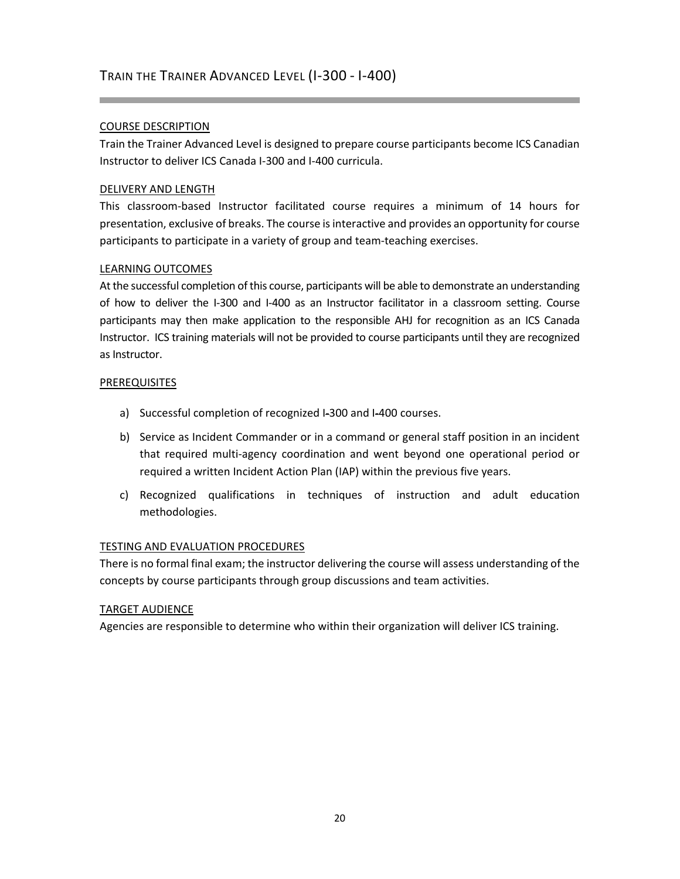## Train the Trainer Advanced Level (I-300 - I-400)

COURSE DESCRIPTION

Train the Trainer Advanced Level is designed to prepare course participants become ICS Canadian Instructor to deliver ICS Canada I-300 and I-400 curricula.

DELIVERY AND LENGTH

This classroom-based Instructor facilitated course requires a minimum of 14 hours for presentation, exclusive of breaks. The course is interactive and provides an opportunity for course participants to participate in a variety of group and team-teaching exercises.

LEARNING OUTCOMES

At the successful completion of this course, participants will be able to demonstrate an understanding of how to deliver the I-300 and I-400 as an Instructor facilitator in a classroom setting. Course participants may then make application to the responsible AHJ for recognition as an ICS Canada Instructor. ICS training materials will not be provided to course participants until they are recognized as Instructor.

PREREQUISITES

a) Successful completion of recognized I-300 and I-400 courses.

b) Service as Incident Commander or in a command or general staff position in an incident that required multi-agency coordination and went beyond one operational period or required a written Incident Action Plan (IAP) within the previous five years.

c) Recognized qualifications in techniques of instruction and adult education methodologies.

TESTING AND EVALUATION PROCEDURES

There is no formal final exam; the instructor delivering the course will assess understanding of the concepts by course participants through group discussions and team activities.

TARGET AUDIENCE

Agencies are responsible to determine who within their organization will deliver ICS training.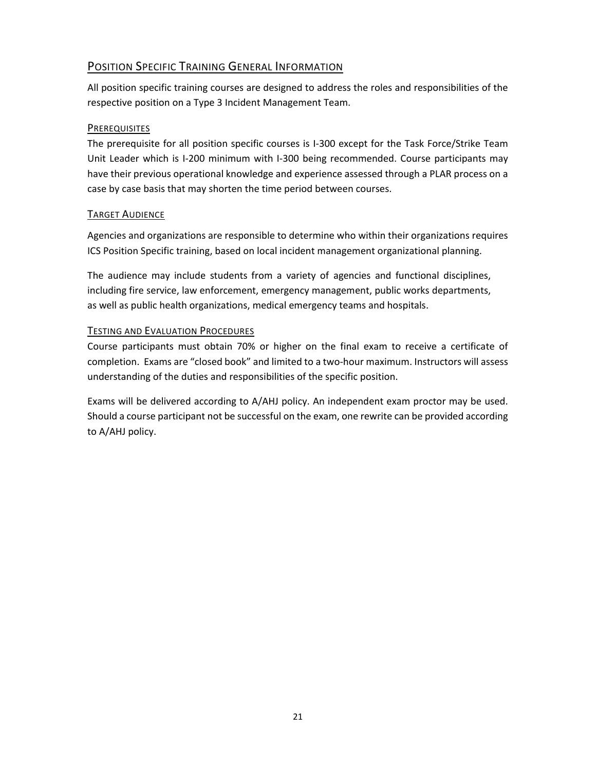## Position Specific Training General Information

All position specific training courses are designed to address the roles and responsibilities of the respective position on a Type 3 Incident Management Team.

### Prerequisites

The prerequisite for all position specific courses is I-300 except for the Task Force/Strike Team Unit Leader which is I-200 minimum with I-300 being recommended. Course participants may have their previous operational knowledge and experience assessed through a PLAR process on a case by case basis that may shorten the time period between courses.

### Target Audience

Agencies and organizations are responsible to determine who within their organizations requires ICS Position Specific training, based on local incident management organizational planning.

The audience may include students from a variety of agencies and functional disciplines, including fire service, law enforcement, emergency management, public works departments, as well as public health organizations, medical emergency teams and hospitals.

### Testing and Evaluation Procedures

Course participants must obtain 70% or higher on the final exam to receive a certificate of completion. Exams are "closed book" and limited to a two-hour maximum. Instructors will assess understanding of the duties and responsibilities of the specific position.

Exams will be delivered according to A/AHJ policy. An independent exam proctor may be used. Should a course participant not be successful on the exam, one rewrite can be provided according to A/AHJ policy.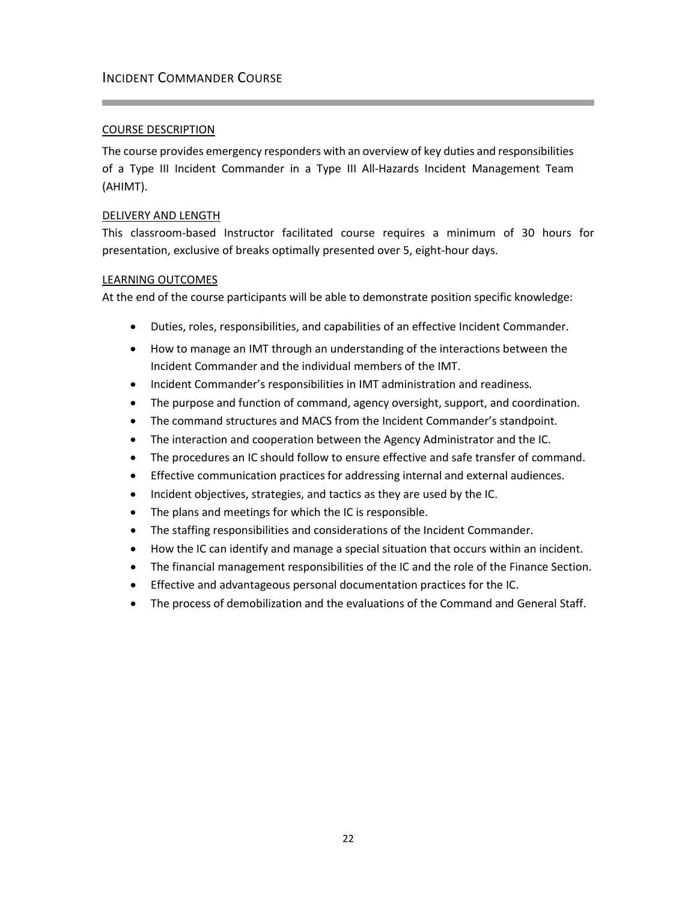## Incident Commander Course

### COURSE DESCRIPTION

The course provides emergency responders with an overview of key duties and responsibilities of a Type III Incident Commander in a Type III All-Hazards Incident Management Team (AHIMT).

### DELIVERY AND LENGTH

This classroom-based Instructor facilitated course requires a minimum of 30 hours for presentation, exclusive of breaks optimally presented over 5, eight-hour days.

### LEARNING OUTCOMES

At the end of the course participants will be able to demonstrate position specific knowledge:

- Duties, roles, responsibilities, and capabilities of an effective Incident Commander.
- How to manage an IMT through an understanding of the interactions between the Incident Commander and the individual members of the IMT.
- Incident Commander's responsibilities in IMT administration and readiness.
- The purpose and function of command, agency oversight, support, and coordination.
- The command structures and MACS from the Incident Commander's standpoint.
- The interaction and cooperation between the Agency Administrator and the IC.
- The procedures an IC should follow to ensure effective and safe transfer of command.
- Effective communication practices for addressing internal and external audiences.
- Incident objectives, strategies, and tactics as they are used by the IC.
- The plans and meetings for which the IC is responsible.
- The staffing responsibilities and considerations of the Incident Commander.
- How the IC can identify and manage a special situation that occurs within an incident.
- The financial management responsibilities of the IC and the role of the Finance Section.
- Effective and advantageous personal documentation practices for the IC.
- The process of demobilization and the evaluations of the Command and General Staff.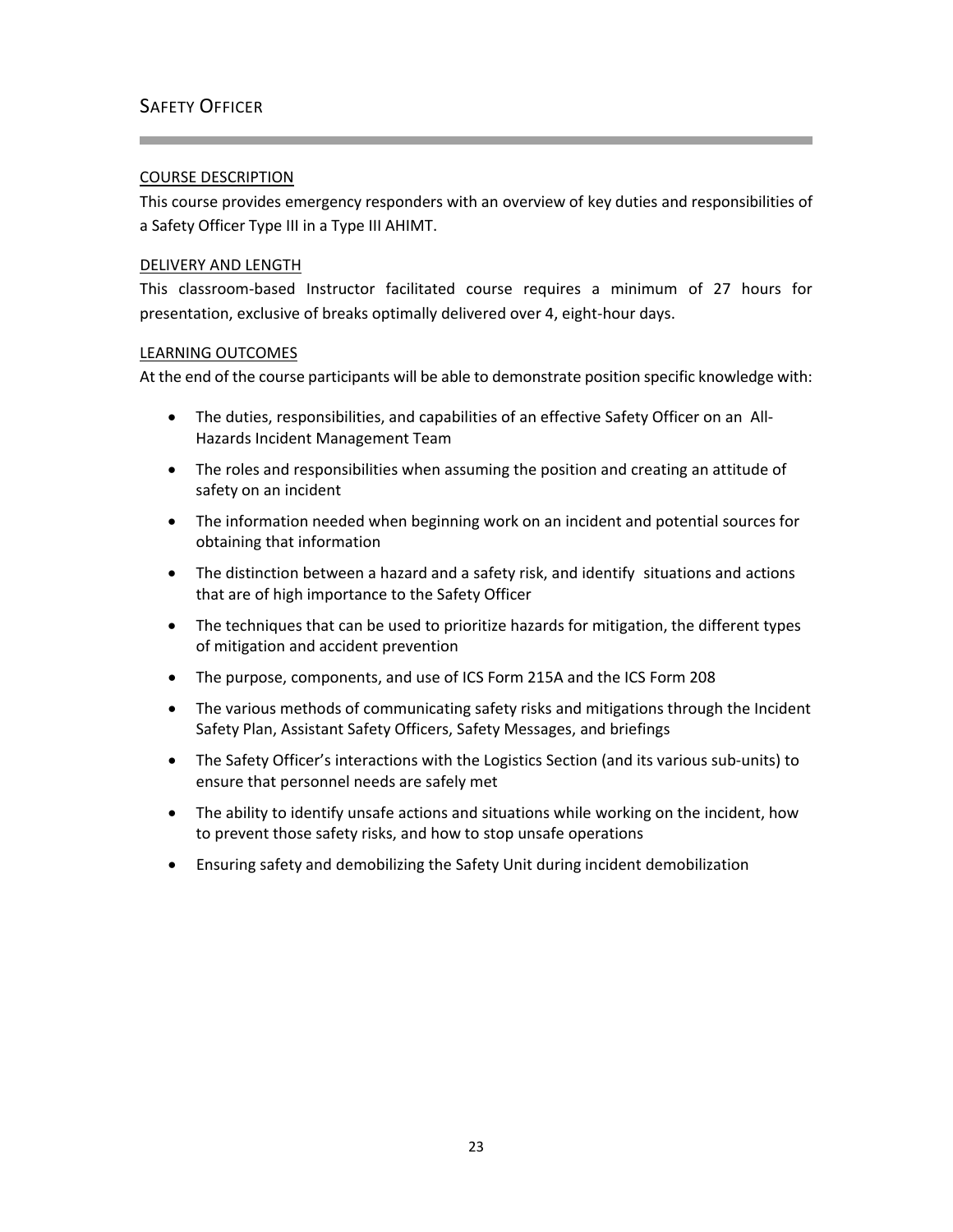## Safety Officer

### Course Description

This course provides emergency responders with an overview of key duties and responsibilities of a Safety Officer Type III in a Type III AHIMT.

### Delivery and Length

This classroom-based Instructor facilitated course requires a minimum of 27 hours for presentation, exclusive of breaks optimally delivered over 4, eight-hour days.

### Learning Outcomes

At the end of the course participants will be able to demonstrate position specific knowledge with:

- The duties, responsibilities, and capabilities of an effective Safety Officer on an All-Hazards Incident Management Team
- The roles and responsibilities when assuming the position and creating an attitude of safety on an incident
- The information needed when beginning work on an incident and potential sources for obtaining that information
- The distinction between a hazard and a safety risk, and identify situations and actions that are of high importance to the Safety Officer
- The techniques that can be used to prioritize hazards for mitigation, the different types of mitigation and accident prevention
- The purpose, components, and use of ICS Form 215A and the ICS Form 208
- The various methods of communicating safety risks and mitigations through the Incident Safety Plan, Assistant Safety Officers, Safety Messages, and briefings
- The Safety Officer's interactions with the Logistics Section (and its various sub-units) to ensure that personnel needs are safely met
- The ability to identify unsafe actions and situations while working on the incident, how to prevent those safety risks, and how to stop unsafe operations
- Ensuring safety and demobilizing the Safety Unit during incident demobilization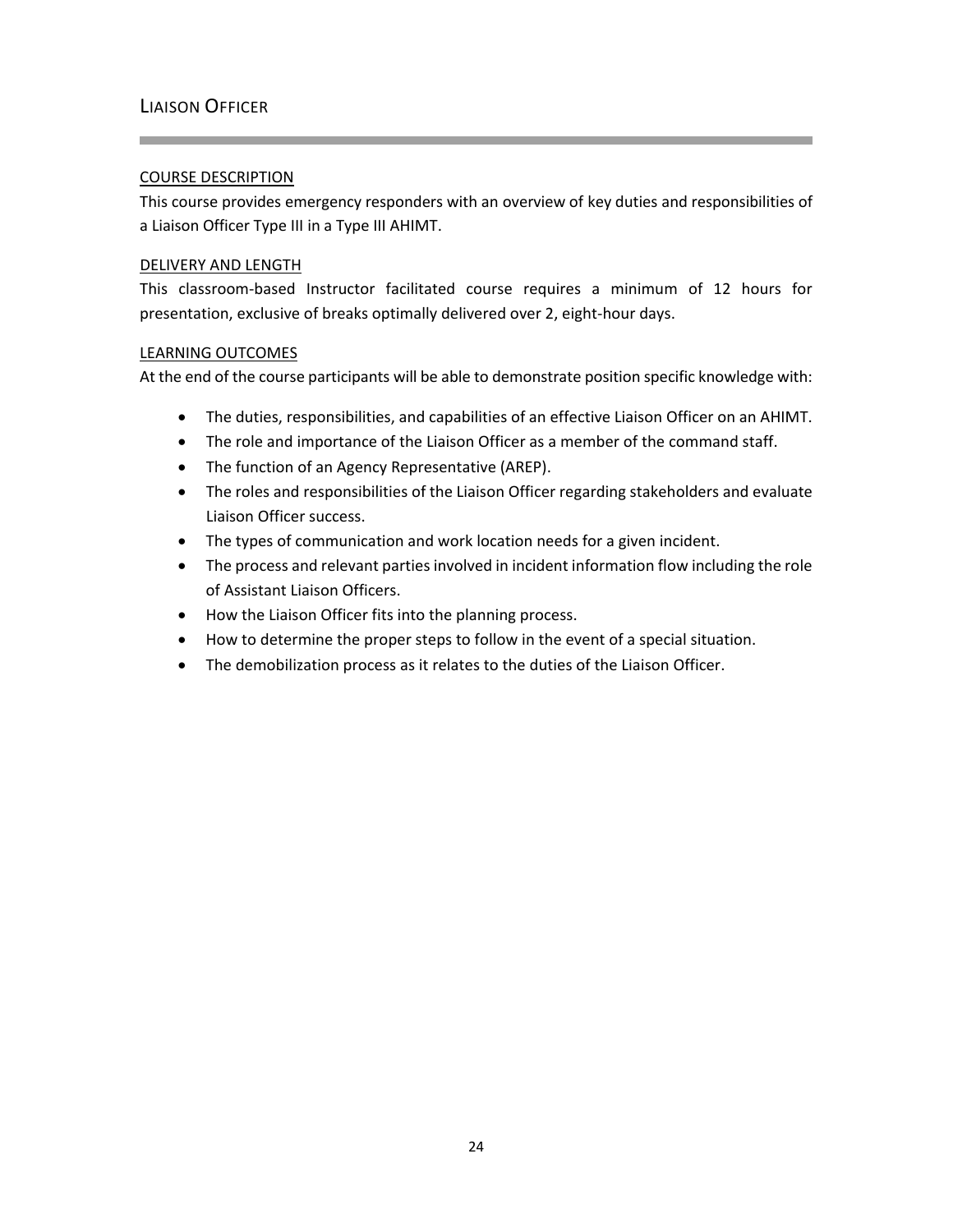## Liaison Officer

### COURSE DESCRIPTION

This course provides emergency responders with an overview of key duties and responsibilities of a Liaison Officer Type III in a Type III AHIMT.

### DELIVERY AND LENGTH

This classroom-based Instructor facilitated course requires a minimum of 12 hours for presentation, exclusive of breaks optimally delivered over 2, eight-hour days.

### LEARNING OUTCOMES

At the end of the course participants will be able to demonstrate position specific knowledge with:

- The duties, responsibilities, and capabilities of an effective Liaison Officer on an AHIMT.
- The role and importance of the Liaison Officer as a member of the command staff.
- The function of an Agency Representative (AREP).
- The roles and responsibilities of the Liaison Officer regarding stakeholders and evaluate Liaison Officer success.
- The types of communication and work location needs for a given incident.
- The process and relevant parties involved in incident information flow including the role of Assistant Liaison Officers.
- How the Liaison Officer fits into the planning process.
- How to determine the proper steps to follow in the event of a special situation.
- The demobilization process as it relates to the duties of the Liaison Officer.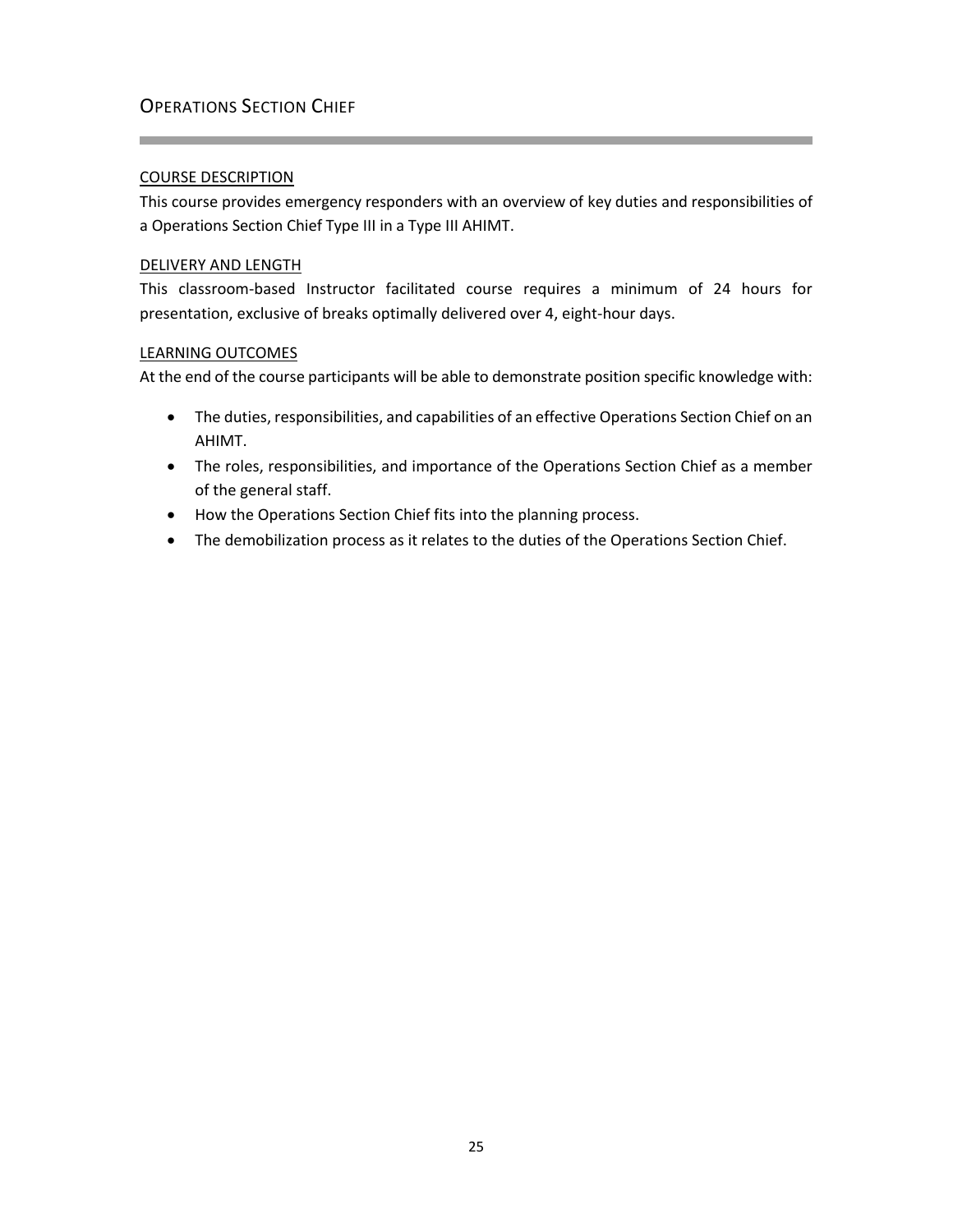## Operations Section Chief

### COURSE DESCRIPTION

This course provides emergency responders with an overview of key duties and responsibilities of a Operations Section Chief Type III in a Type III AHIMT.

### DELIVERY AND LENGTH

This classroom-based Instructor facilitated course requires a minimum of 24 hours for presentation, exclusive of breaks optimally delivered over 4, eight-hour days.

### LEARNING OUTCOMES

At the end of the course participants will be able to demonstrate position specific knowledge with:

- The duties, responsibilities, and capabilities of an effective Operations Section Chief on an AHIMT.
- The roles, responsibilities, and importance of the Operations Section Chief as a member of the general staff.
- How the Operations Section Chief fits into the planning process.
- The demobilization process as it relates to the duties of the Operations Section Chief.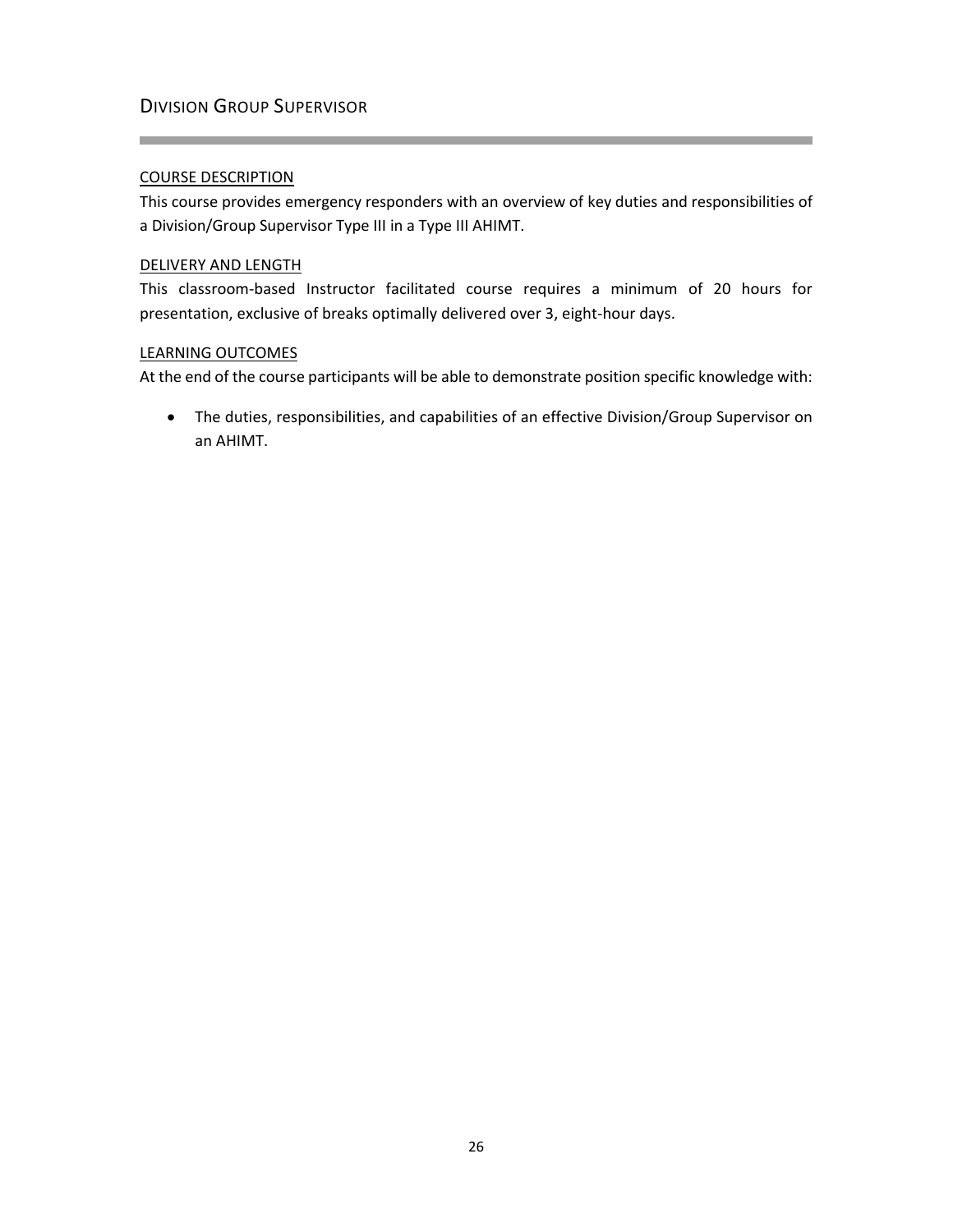## DIVISION GROUP SUPERVISOR

### COURSE DESCRIPTION

This course provides emergency responders with an overview of key duties and responsibilities of a Division/Group Supervisor Type III in a Type III AHIMT.

### DELIVERY AND LENGTH

This classroom-based Instructor facilitated course requires a minimum of 20 hours for presentation, exclusive of breaks optimally delivered over 3, eight-hour days.

### LEARNING OUTCOMES

At the end of the course participants will be able to demonstrate position specific knowledge with:

- The duties, responsibilities, and capabilities of an effective Division/Group Supervisor on an AHIMT.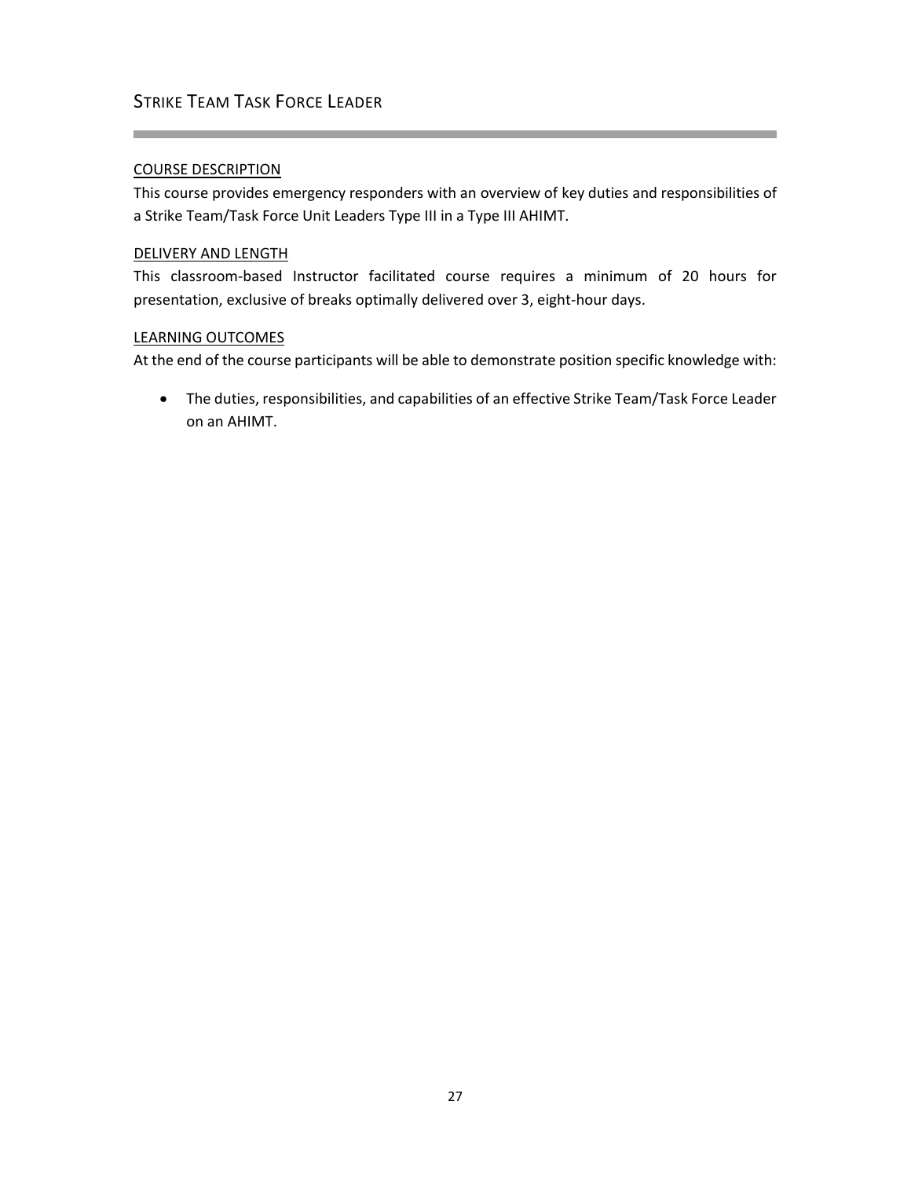## STRIKE TEAM TASK FORCE LEADER

### COURSE DESCRIPTION

This course provides emergency responders with an overview of key duties and responsibilities of a Strike Team/Task Force Unit Leaders Type III in a Type III AHIMT.

### DELIVERY AND LENGTH

This classroom-based Instructor facilitated course requires a minimum of 20 hours for presentation, exclusive of breaks optimally delivered over 3, eight-hour days.

### LEARNING OUTCOMES

At the end of the course participants will be able to demonstrate position specific knowledge with:

- The duties, responsibilities, and capabilities of an effective Strike Team/Task Force Leader on an AHIMT.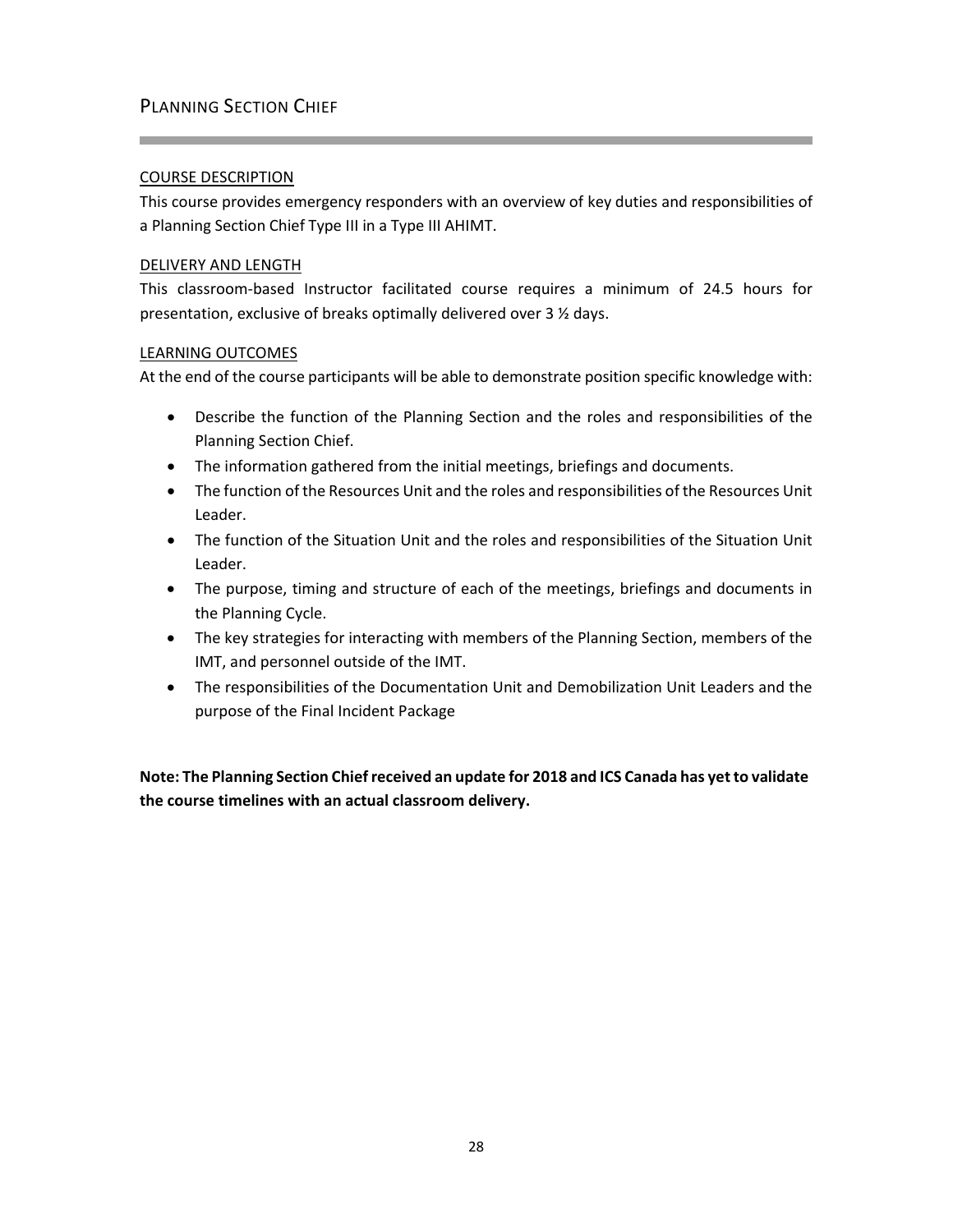## Planning Section Chief

### COURSE DESCRIPTION

This course provides emergency responders with an overview of key duties and responsibilities of a Planning Section Chief Type III in a Type III AHIMT.

### DELIVERY AND LENGTH

This classroom-based Instructor facilitated course requires a minimum of 24.5 hours for presentation, exclusive of breaks optimally delivered over 3 ½ days.

### LEARNING OUTCOMES

At the end of the course participants will be able to demonstrate position specific knowledge with:

- Describe the function of the Planning Section and the roles and responsibilities of the Planning Section Chief.
- The information gathered from the initial meetings, briefings and documents.
- The function of the Resources Unit and the roles and responsibilities of the Resources Unit Leader.
- The function of the Situation Unit and the roles and responsibilities of the Situation Unit Leader.
- The purpose, timing and structure of each of the meetings, briefings and documents in the Planning Cycle.
- The key strategies for interacting with members of the Planning Section, members of the IMT, and personnel outside of the IMT.
- The responsibilities of the Documentation Unit and Demobilization Unit Leaders and the purpose of the Final Incident Package

**Note: The Planning Section Chief received an update for 2018 and ICS Canada has yet to validate the course timelines with an actual classroom delivery.**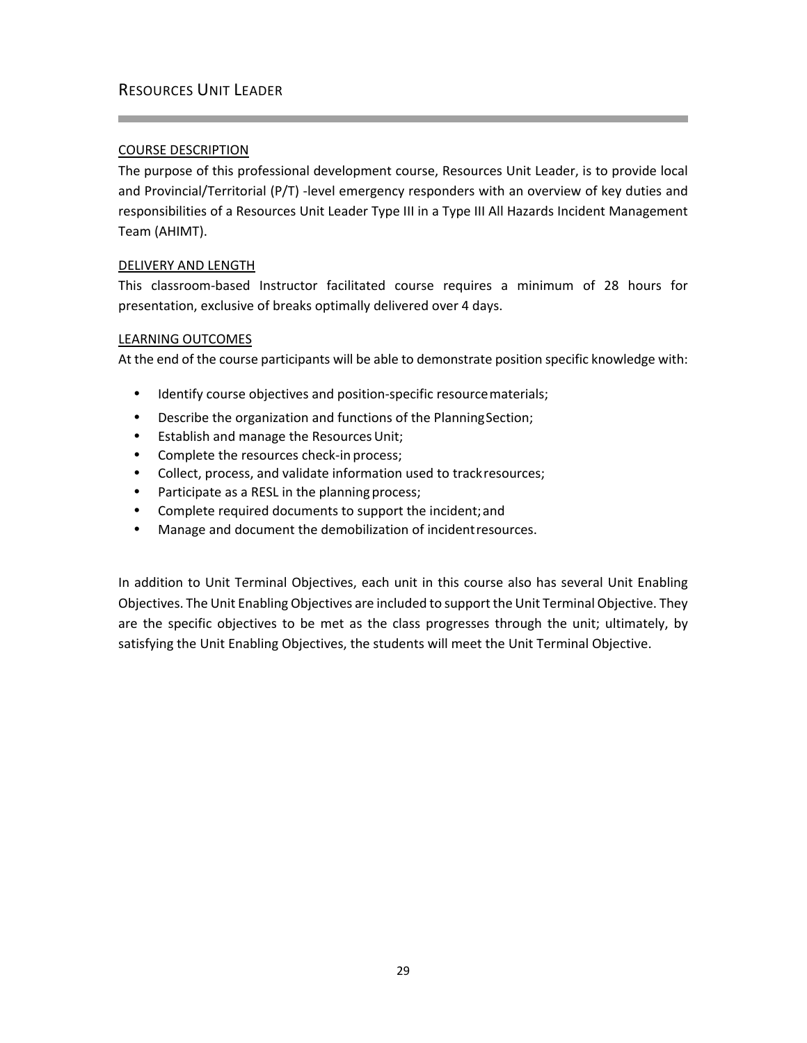## Resources Unit Leader

### COURSE DESCRIPTION

The purpose of this professional development course, Resources Unit Leader, is to provide local and Provincial/Territorial (P/T) -level emergency responders with an overview of key duties and responsibilities of a Resources Unit Leader Type III in a Type III All Hazards Incident Management Team (AHIMT).

### DELIVERY AND LENGTH

This classroom-based Instructor facilitated course requires a minimum of 28 hours for presentation, exclusive of breaks optimally delivered over 4 days.

### LEARNING OUTCOMES

At the end of the course participants will be able to demonstrate position specific knowledge with:

- Identify course objectives and position-specific resource materials;
- Describe the organization and functions of the Planning Section;
- Establish and manage the Resources Unit;
- Complete the resources check-in process;
- Collect, process, and validate information used to track resources;
- Participate as a RESL in the planning process;
- Complete required documents to support the incident; and
- Manage and document the demobilization of incident resources.

In addition to Unit Terminal Objectives, each unit in this course also has several Unit Enabling Objectives. The Unit Enabling Objectives are included to support the Unit Terminal Objective. They are the specific objectives to be met as the class progresses through the unit; ultimately, by satisfying the Unit Enabling Objectives, the students will meet the Unit Terminal Objective.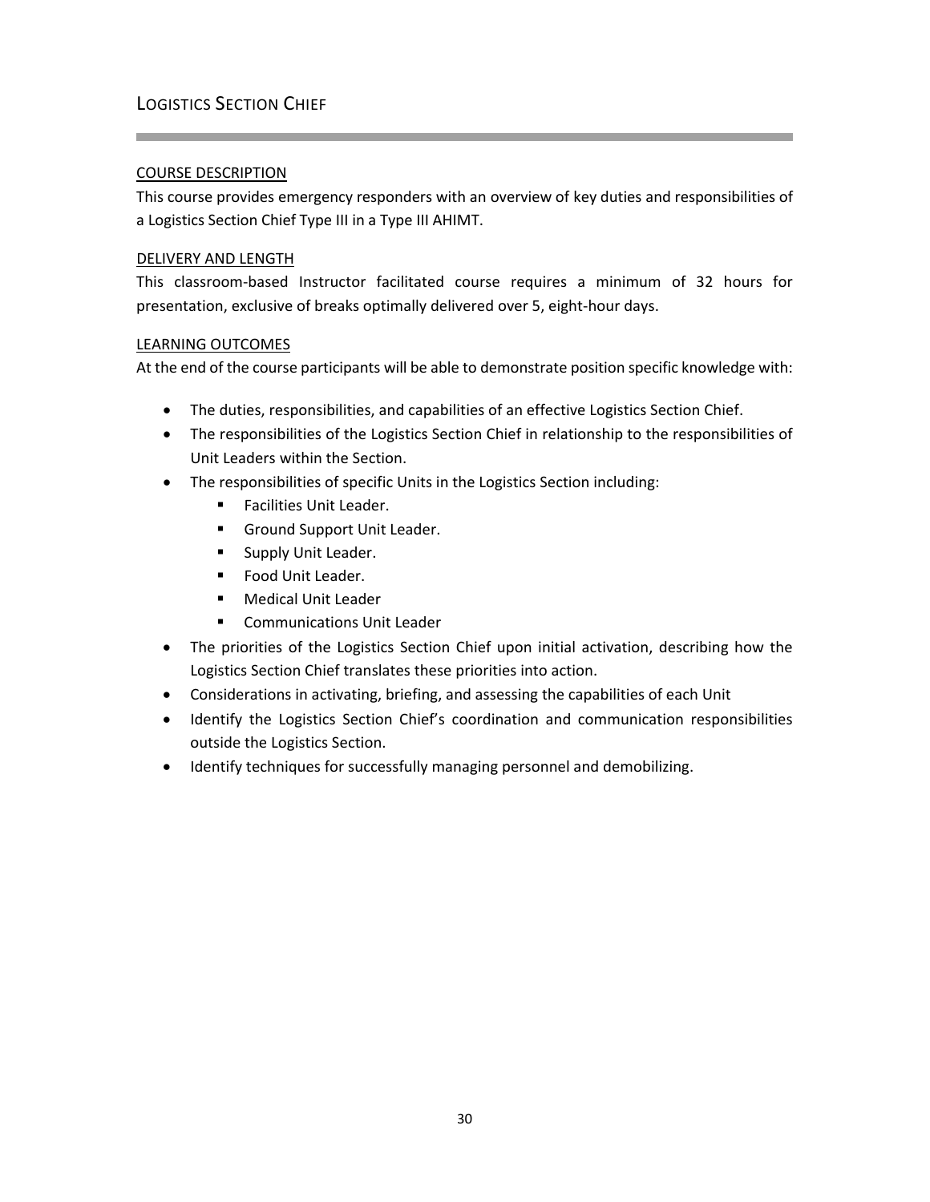## Logistics Section Chief

### COURSE DESCRIPTION

This course provides emergency responders with an overview of key duties and responsibilities of a Logistics Section Chief Type III in a Type III AHIMT.

### DELIVERY AND LENGTH

This classroom-based Instructor facilitated course requires a minimum of 32 hours for presentation, exclusive of breaks optimally delivered over 5, eight-hour days.

### LEARNING OUTCOMES

At the end of the course participants will be able to demonstrate position specific knowledge with:

- The duties, responsibilities, and capabilities of an effective Logistics Section Chief.
- The responsibilities of the Logistics Section Chief in relationship to the responsibilities of Unit Leaders within the Section.
- The responsibilities of specific Units in the Logistics Section including:
  - Facilities Unit Leader.
  - Ground Support Unit Leader.
  - Supply Unit Leader.
  - Food Unit Leader.
  - Medical Unit Leader
  - Communications Unit Leader
- The priorities of the Logistics Section Chief upon initial activation, describing how the Logistics Section Chief translates these priorities into action.
- Considerations in activating, briefing, and assessing the capabilities of each Unit
- Identify the Logistics Section Chief's coordination and communication responsibilities outside the Logistics Section.
- Identify techniques for successfully managing personnel and demobilizing.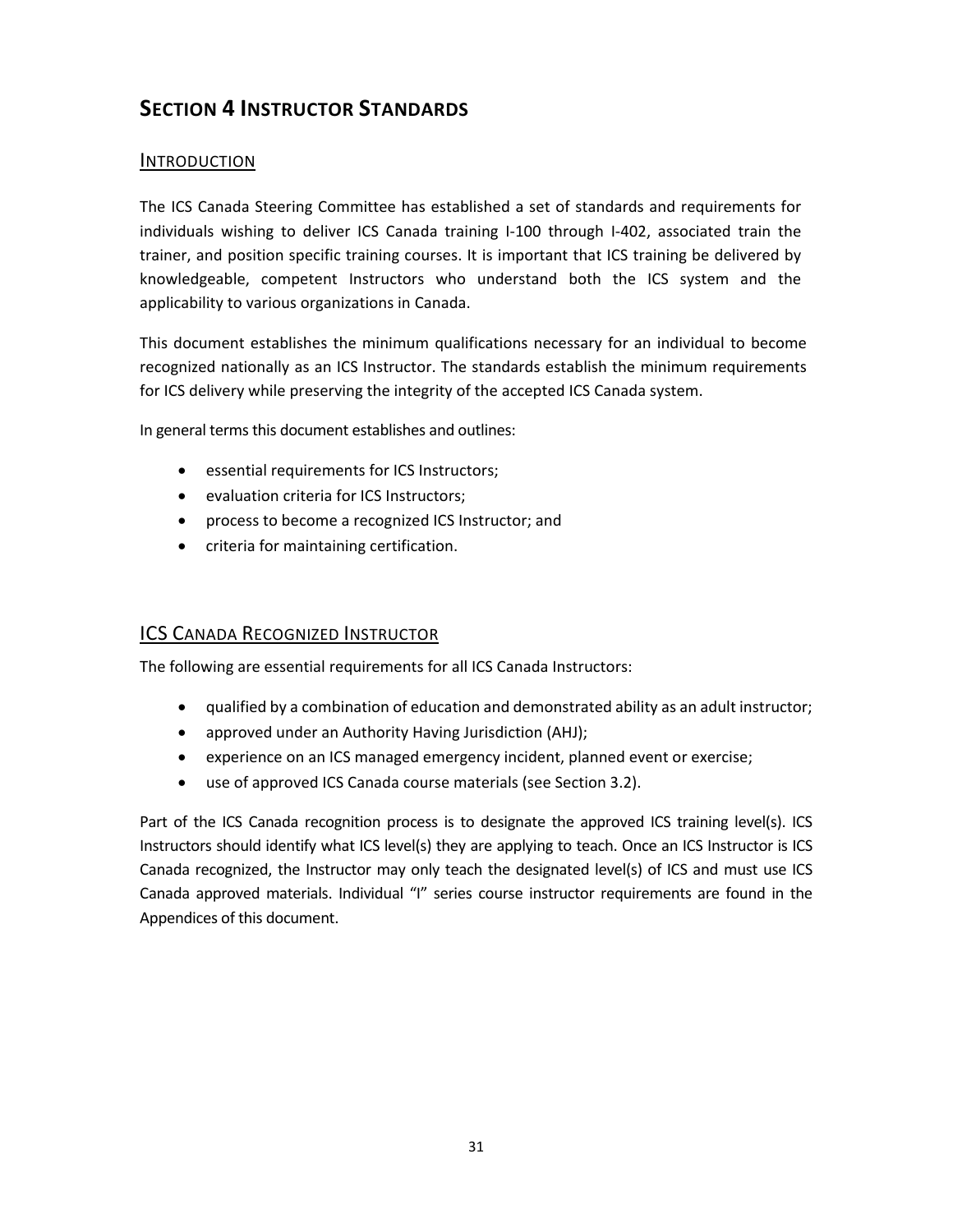# SECTION 4 INSTRUCTOR STANDARDS

## INTRODUCTION

The ICS Canada Steering Committee has established a set of standards and requirements for individuals wishing to deliver ICS Canada training I-100 through I-402, associated train the trainer, and position specific training courses. It is important that ICS training be delivered by knowledgeable, competent Instructors who understand both the ICS system and the applicability to various organizations in Canada.

This document establishes the minimum qualifications necessary for an individual to become recognized nationally as an ICS Instructor. The standards establish the minimum requirements for ICS delivery while preserving the integrity of the accepted ICS Canada system.

In general terms this document establishes and outlines:

- essential requirements for ICS Instructors;
- evaluation criteria for ICS Instructors;
- process to become a recognized ICS Instructor; and
- criteria for maintaining certification.

## ICS CANADA RECOGNIZED INSTRUCTOR

The following are essential requirements for all ICS Canada Instructors:

- qualified by a combination of education and demonstrated ability as an adult instructor;
- approved under an Authority Having Jurisdiction (AHJ);
- experience on an ICS managed emergency incident, planned event or exercise;
- use of approved ICS Canada course materials (see Section 3.2).

Part of the ICS Canada recognition process is to designate the approved ICS training level(s). ICS Instructors should identify what ICS level(s) they are applying to teach. Once an ICS Instructor is ICS Canada recognized, the Instructor may only teach the designated level(s) of ICS and must use ICS Canada approved materials. Individual "I" series course instructor requirements are found in the Appendices of this document.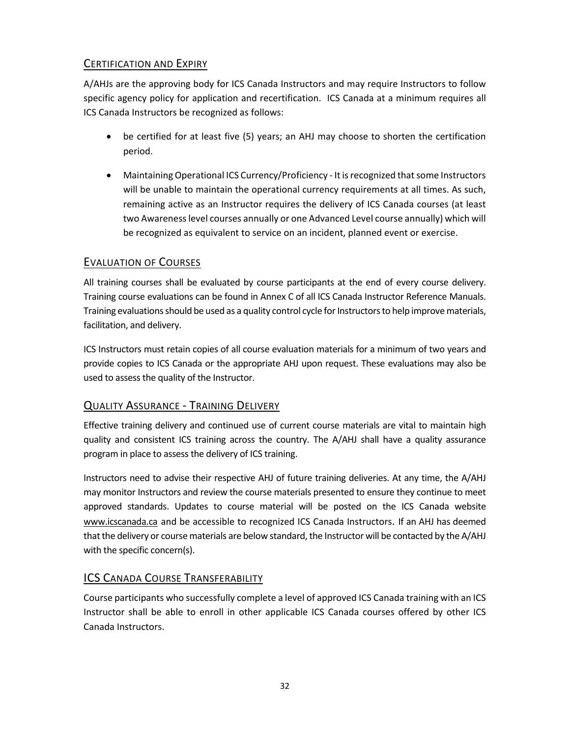## Certification and Expiry

A/AHJs are the approving body for ICS Canada Instructors and may require Instructors to follow specific agency policy for application and recertification. ICS Canada at a minimum requires all ICS Canada Instructors be recognized as follows:

- be certified for at least five (5) years; an AHJ may choose to shorten the certification period.
- Maintaining Operational ICS Currency/Proficiency - It is recognized that some Instructors will be unable to maintain the operational currency requirements at all times. As such, remaining active as an Instructor requires the delivery of ICS Canada courses (at least two Awareness level courses annually or one Advanced Level course annually) which will be recognized as equivalent to service on an incident, planned event or exercise.

## Evaluation of Courses

All training courses shall be evaluated by course participants at the end of every course delivery. Training course evaluations can be found in Annex C of all ICS Canada Instructor Reference Manuals. Training evaluations should be used as a quality control cycle for Instructors to help improve materials, facilitation, and delivery.

ICS Instructors must retain copies of all course evaluation materials for a minimum of two years and provide copies to ICS Canada or the appropriate AHJ upon request. These evaluations may also be used to assess the quality of the Instructor.

## Quality Assurance - Training Delivery

Effective training delivery and continued use of current course materials are vital to maintain high quality and consistent ICS training across the country. The A/AHJ shall have a quality assurance program in place to assess the delivery of ICS training.

Instructors need to advise their respective AHJ of future training deliveries. At any time, the A/AHJ may monitor Instructors and review the course materials presented to ensure they continue to meet approved standards. Updates to course material will be posted on the ICS Canada website www.icscanada.ca and be accessible to recognized ICS Canada Instructors. If an AHJ has deemed that the delivery or course materials are below standard, the Instructor will be contacted by the A/AHJ with the specific concern(s).

## ICS Canada Course Transferability

Course participants who successfully complete a level of approved ICS Canada training with an ICS Instructor shall be able to enroll in other applicable ICS Canada courses offered by other ICS Canada Instructors.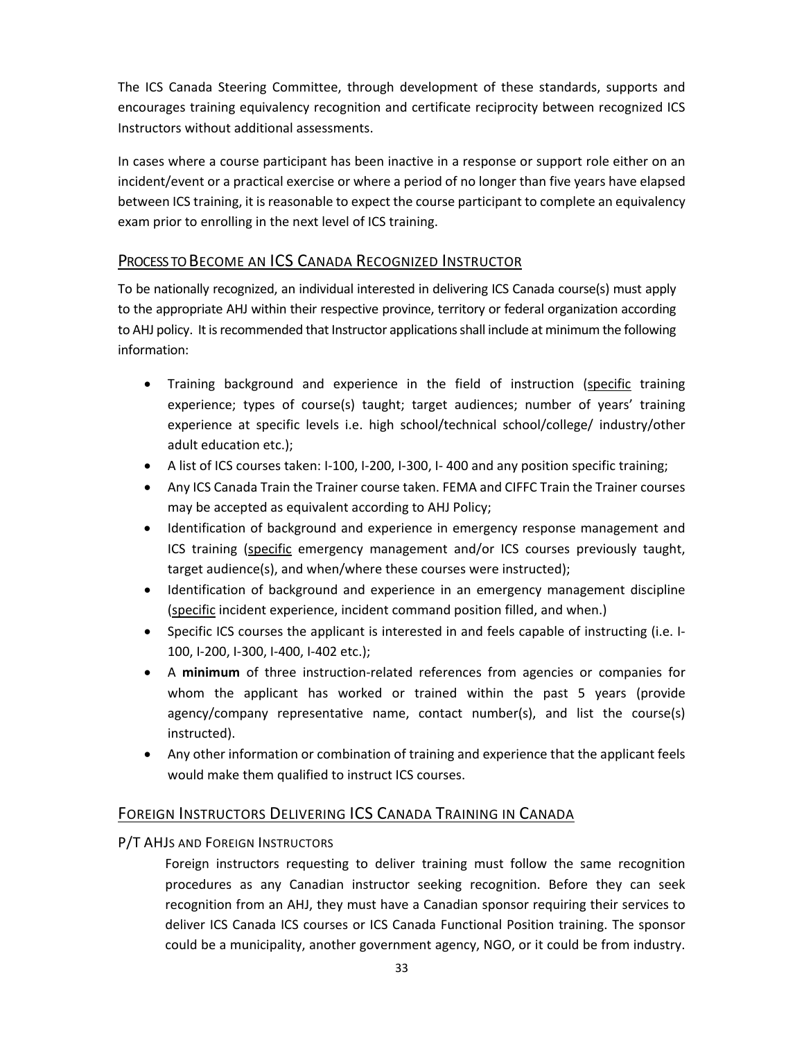The ICS Canada Steering Committee, through development of these standards, supports and encourages training equivalency recognition and certificate reciprocity between recognized ICS Instructors without additional assessments.

In cases where a course participant has been inactive in a response or support role either on an incident/event or a practical exercise or where a period of no longer than five years have elapsed between ICS training, it is reasonable to expect the course participant to complete an equivalency exam prior to enrolling in the next level of ICS training.

## Process to Become an ICS Canada Recognized Instructor

To be nationally recognized, an individual interested in delivering ICS Canada course(s) must apply to the appropriate AHJ within their respective province, territory or federal organization according to AHJ policy. It is recommended that Instructor applications shall include at minimum the following information:

- Training background and experience in the field of instruction (specific training experience; types of course(s) taught; target audiences; number of years' training experience at specific levels i.e. high school/technical school/college/ industry/other adult education etc.);
- A list of ICS courses taken: I-100, I-200, I-300, I- 400 and any position specific training;
- Any ICS Canada Train the Trainer course taken. FEMA and CIFFC Train the Trainer courses may be accepted as equivalent according to AHJ Policy;
- Identification of background and experience in emergency response management and ICS training (specific emergency management and/or ICS courses previously taught, target audience(s), and when/where these courses were instructed);
- Identification of background and experience in an emergency management discipline (specific incident experience, incident command position filled, and when.)
- Specific ICS courses the applicant is interested in and feels capable of instructing (i.e. I-100, I-200, I-300, I-400, I-402 etc.);
- A **minimum** of three instruction-related references from agencies or companies for whom the applicant has worked or trained within the past 5 years (provide agency/company representative name, contact number(s), and list the course(s) instructed).
- Any other information or combination of training and experience that the applicant feels would make them qualified to instruct ICS courses.

## Foreign Instructors Delivering ICS Canada Training in Canada

### P/T AHJs and Foreign Instructors

Foreign instructors requesting to deliver training must follow the same recognition procedures as any Canadian instructor seeking recognition. Before they can seek recognition from an AHJ, they must have a Canadian sponsor requiring their services to deliver ICS Canada ICS courses or ICS Canada Functional Position training. The sponsor could be a municipality, another government agency, NGO, or it could be from industry.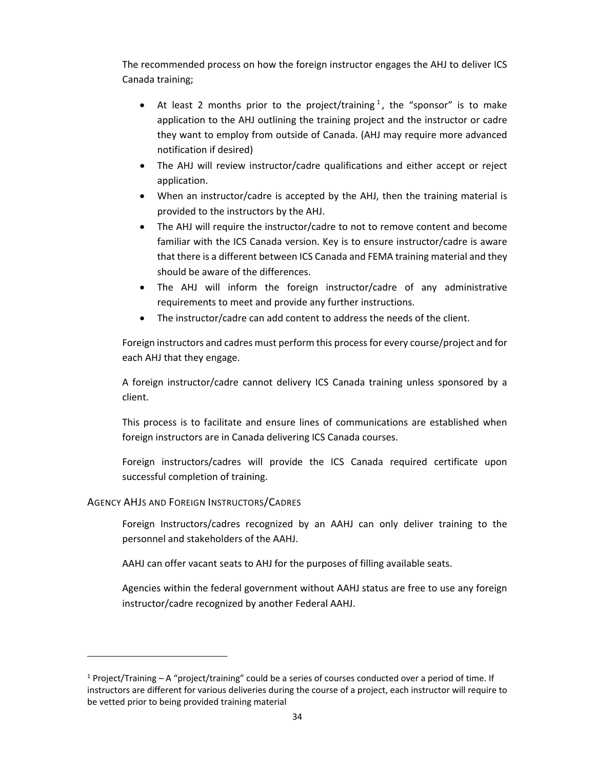The recommended process on how the foreign instructor engages the AHJ to deliver ICS Canada training;

- At least 2 months prior to the project/training[1], the "sponsor" is to make application to the AHJ outlining the training project and the instructor or cadre they want to employ from outside of Canada. (AHJ may require more advanced notification if desired)
- The AHJ will review instructor/cadre qualifications and either accept or reject application.
- When an instructor/cadre is accepted by the AHJ, then the training material is provided to the instructors by the AHJ.
- The AHJ will require the instructor/cadre to not to remove content and become familiar with the ICS Canada version. Key is to ensure instructor/cadre is aware that there is a different between ICS Canada and FEMA training material and they should be aware of the differences.
- The AHJ will inform the foreign instructor/cadre of any administrative requirements to meet and provide any further instructions.
- The instructor/cadre can add content to address the needs of the client.

Foreign instructors and cadres must perform this process for every course/project and for each AHJ that they engage.

A foreign instructor/cadre cannot delivery ICS Canada training unless sponsored by a client.

This process is to facilitate and ensure lines of communications are established when foreign instructors are in Canada delivering ICS Canada courses.

Foreign instructors/cadres will provide the ICS Canada required certificate upon successful completion of training.

### Agency AHJs and Foreign Instructors/Cadres

Foreign Instructors/cadres recognized by an AAHJ can only deliver training to the personnel and stakeholders of the AAHJ.

AAHJ can offer vacant seats to AHJ for the purposes of filling available seats.

Agencies within the federal government without AAHJ status are free to use any foreign instructor/cadre recognized by another Federal AAHJ.

---

[1] Project/Training – A "project/training" could be a series of courses conducted over a period of time. If instructors are different for various deliveries during the course of a project, each instructor will require to be vetted prior to being provided training material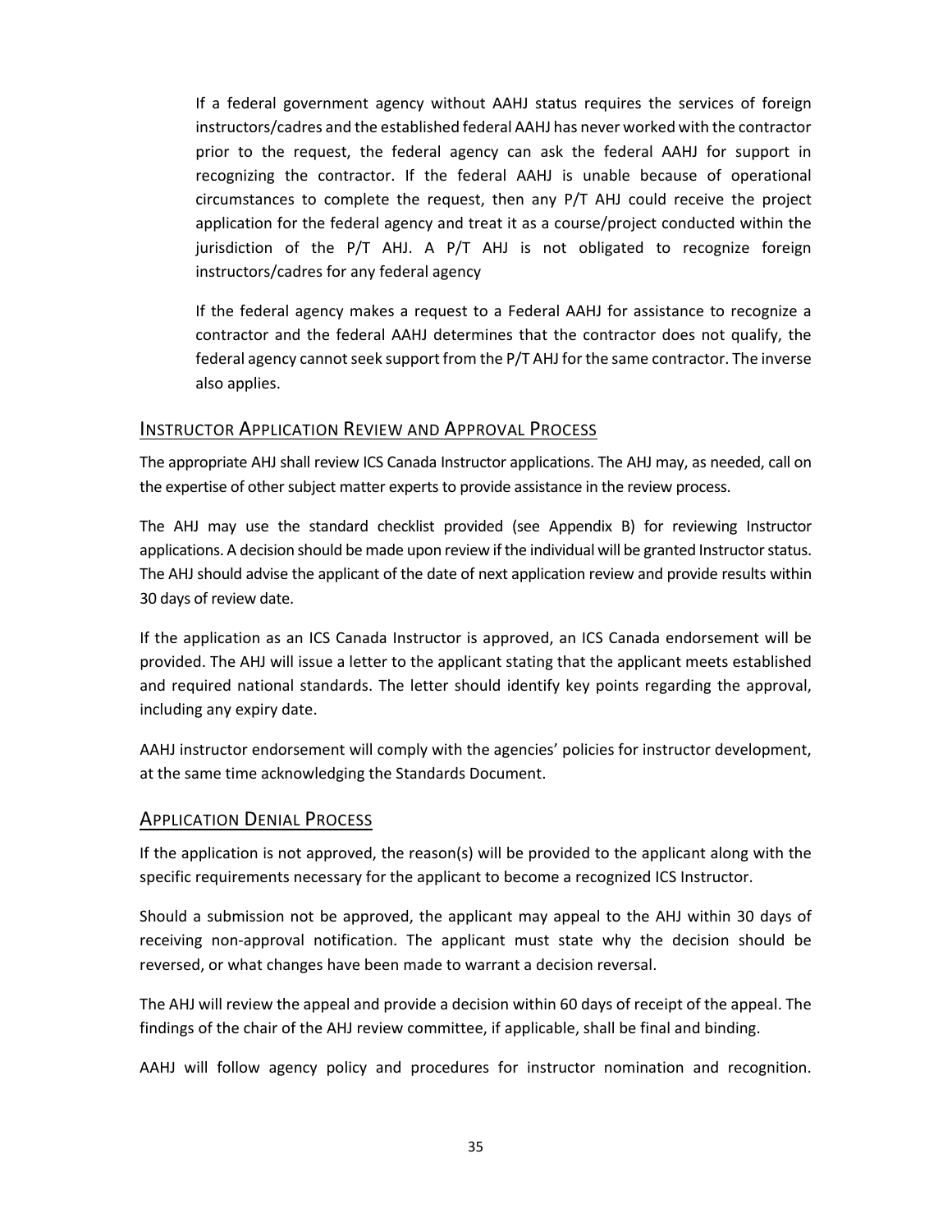If a federal government agency without AAHJ status requires the services of foreign instructors/cadres and the established federal AAHJ has never worked with the contractor prior to the request, the federal agency can ask the federal AAHJ for support in recognizing the contractor. If the federal AAHJ is unable because of operational circumstances to complete the request, then any P/T AHJ could receive the project application for the federal agency and treat it as a course/project conducted within the jurisdiction of the P/T AHJ. A P/T AHJ is not obligated to recognize foreign instructors/cadres for any federal agency

If the federal agency makes a request to a Federal AAHJ for assistance to recognize a contractor and the federal AAHJ determines that the contractor does not qualify, the federal agency cannot seek support from the P/T AHJ for the same contractor. The inverse also applies.

## Instructor Application Review and Approval Process

The appropriate AHJ shall review ICS Canada Instructor applications. The AHJ may, as needed, call on the expertise of other subject matter experts to provide assistance in the review process.

The AHJ may use the standard checklist provided (see Appendix B) for reviewing Instructor applications. A decision should be made upon review if the individual will be granted Instructor status. The AHJ should advise the applicant of the date of next application review and provide results within 30 days of review date.

If the application as an ICS Canada Instructor is approved, an ICS Canada endorsement will be provided. The AHJ will issue a letter to the applicant stating that the applicant meets established and required national standards. The letter should identify key points regarding the approval, including any expiry date.

AAHJ instructor endorsement will comply with the agencies' policies for instructor development, at the same time acknowledging the Standards Document.

## Application Denial Process

If the application is not approved, the reason(s) will be provided to the applicant along with the specific requirements necessary for the applicant to become a recognized ICS Instructor.

Should a submission not be approved, the applicant may appeal to the AHJ within 30 days of receiving non-approval notification. The applicant must state why the decision should be reversed, or what changes have been made to warrant a decision reversal.

The AHJ will review the appeal and provide a decision within 60 days of receipt of the appeal. The findings of the chair of the AHJ review committee, if applicable, shall be final and binding.

AAHJ will follow agency policy and procedures for instructor nomination and recognition.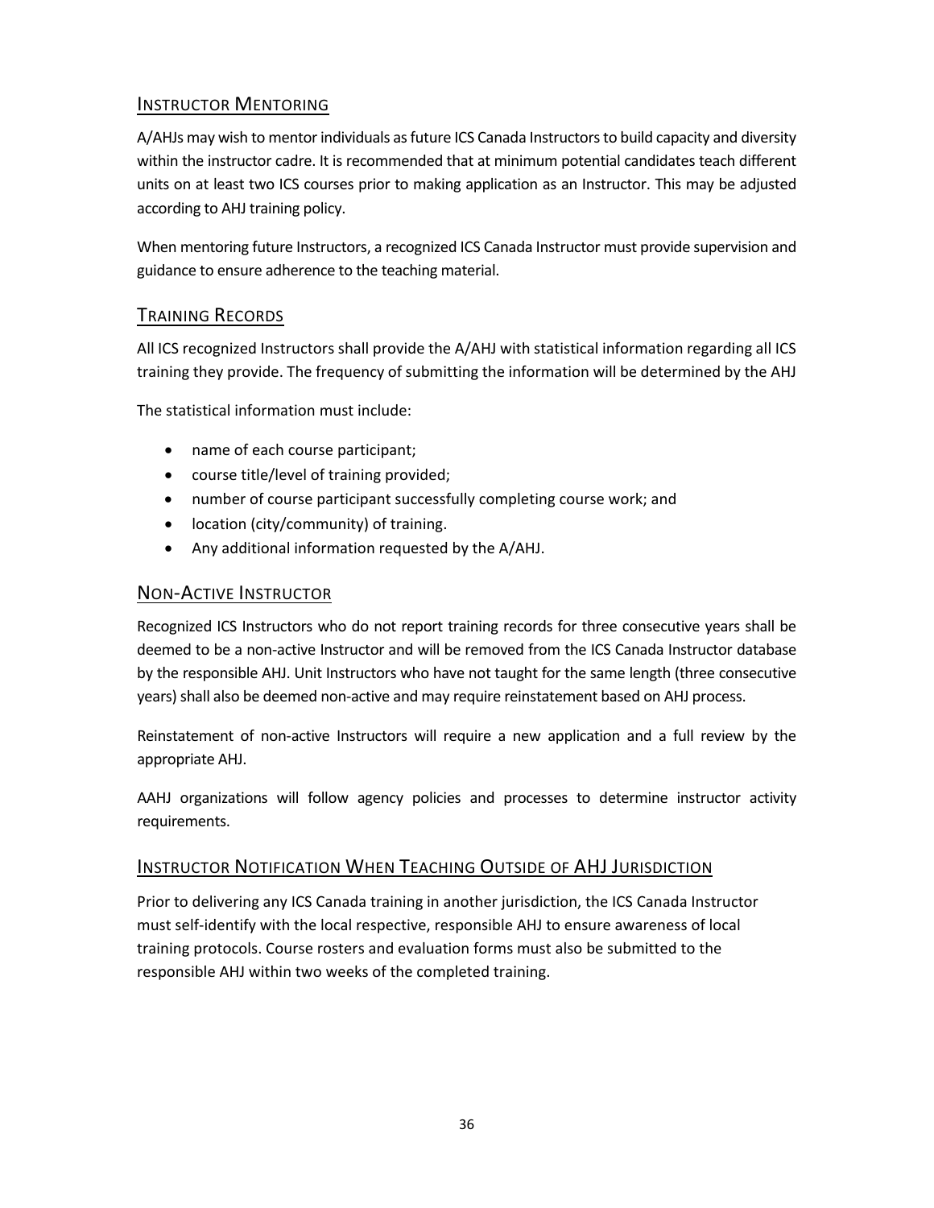## Instructor Mentoring

A/AHJs may wish to mentor individuals as future ICS Canada Instructors to build capacity and diversity within the instructor cadre. It is recommended that at minimum potential candidates teach different units on at least two ICS courses prior to making application as an Instructor. This may be adjusted according to AHJ training policy.

When mentoring future Instructors, a recognized ICS Canada Instructor must provide supervision and guidance to ensure adherence to the teaching material.

## Training Records

All ICS recognized Instructors shall provide the A/AHJ with statistical information regarding all ICS training they provide. The frequency of submitting the information will be determined by the AHJ

The statistical information must include:

- name of each course participant;
- course title/level of training provided;
- number of course participant successfully completing course work; and
- location (city/community) of training.
- Any additional information requested by the A/AHJ.

## Non-Active Instructor

Recognized ICS Instructors who do not report training records for three consecutive years shall be deemed to be a non-active Instructor and will be removed from the ICS Canada Instructor database by the responsible AHJ. Unit Instructors who have not taught for the same length (three consecutive years) shall also be deemed non-active and may require reinstatement based on AHJ process.

Reinstatement of non-active Instructors will require a new application and a full review by the appropriate AHJ.

AAHJ organizations will follow agency policies and processes to determine instructor activity requirements.

## Instructor Notification When Teaching Outside of AHJ Jurisdiction

Prior to delivering any ICS Canada training in another jurisdiction, the ICS Canada Instructor must self-identify with the local respective, responsible AHJ to ensure awareness of local training protocols. Course rosters and evaluation forms must also be submitted to the responsible AHJ within two weeks of the completed training.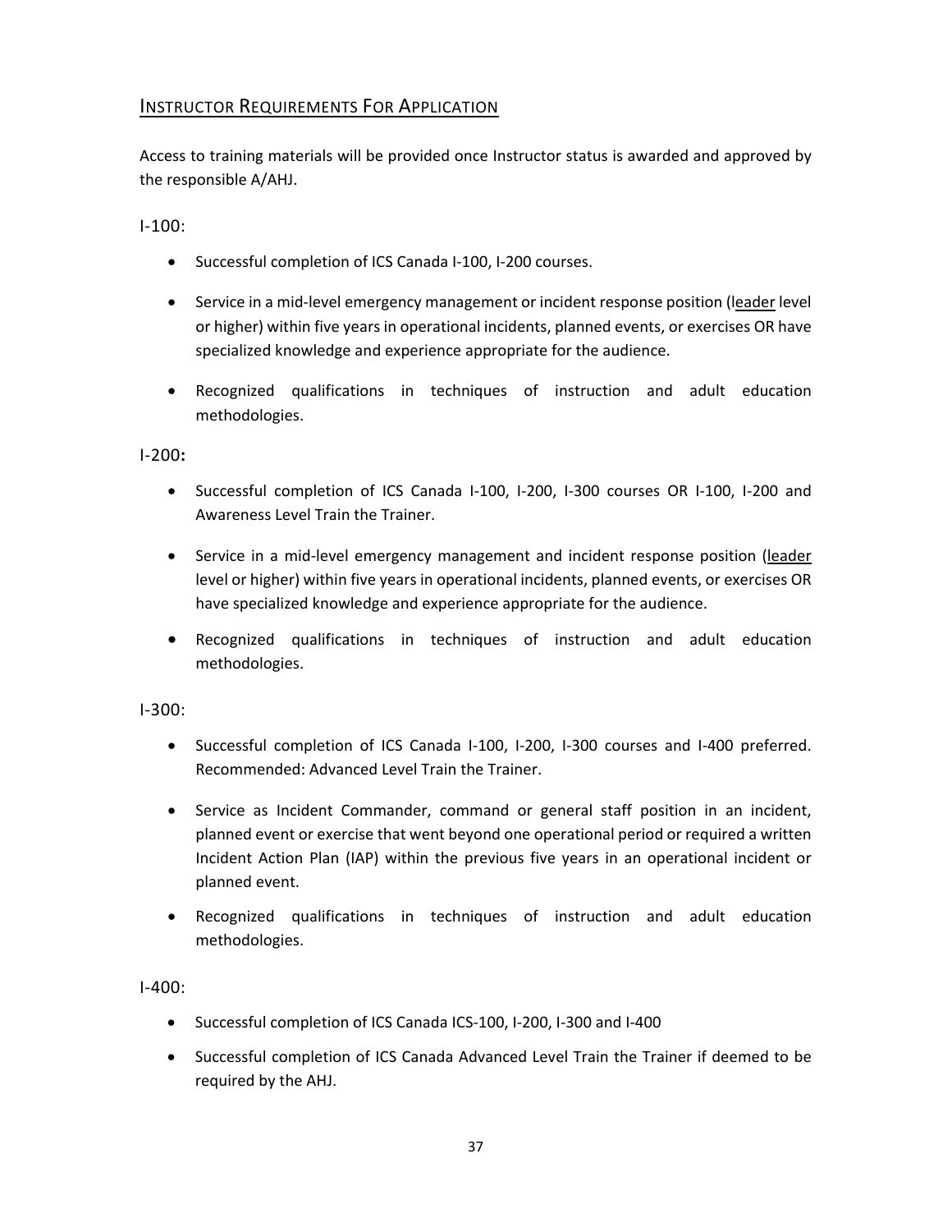## Instructor Requirements For Application

Access to training materials will be provided once Instructor status is awarded and approved by the responsible A/AHJ.

I-100:

- Successful completion of ICS Canada I-100, I-200 courses.
- Service in a mid-level emergency management or incident response position (leader level or higher) within five years in operational incidents, planned events, or exercises OR have specialized knowledge and experience appropriate for the audience.
- Recognized qualifications in techniques of instruction and adult education methodologies.

I-200**:**

- Successful completion of ICS Canada I-100, I-200, I-300 courses OR I-100, I-200 and Awareness Level Train the Trainer.
- Service in a mid-level emergency management and incident response position (leader level or higher) within five years in operational incidents, planned events, or exercises OR have specialized knowledge and experience appropriate for the audience.
- Recognized qualifications in techniques of instruction and adult education methodologies.

I-300:

- Successful completion of ICS Canada I-100, I-200, I-300 courses and I-400 preferred. Recommended: Advanced Level Train the Trainer.
- Service as Incident Commander, command or general staff position in an incident, planned event or exercise that went beyond one operational period or required a written Incident Action Plan (IAP) within the previous five years in an operational incident or planned event.
- Recognized qualifications in techniques of instruction and adult education methodologies.

I-400:

- Successful completion of ICS Canada ICS-100, I-200, I-300 and I-400
- Successful completion of ICS Canada Advanced Level Train the Trainer if deemed to be required by the AHJ.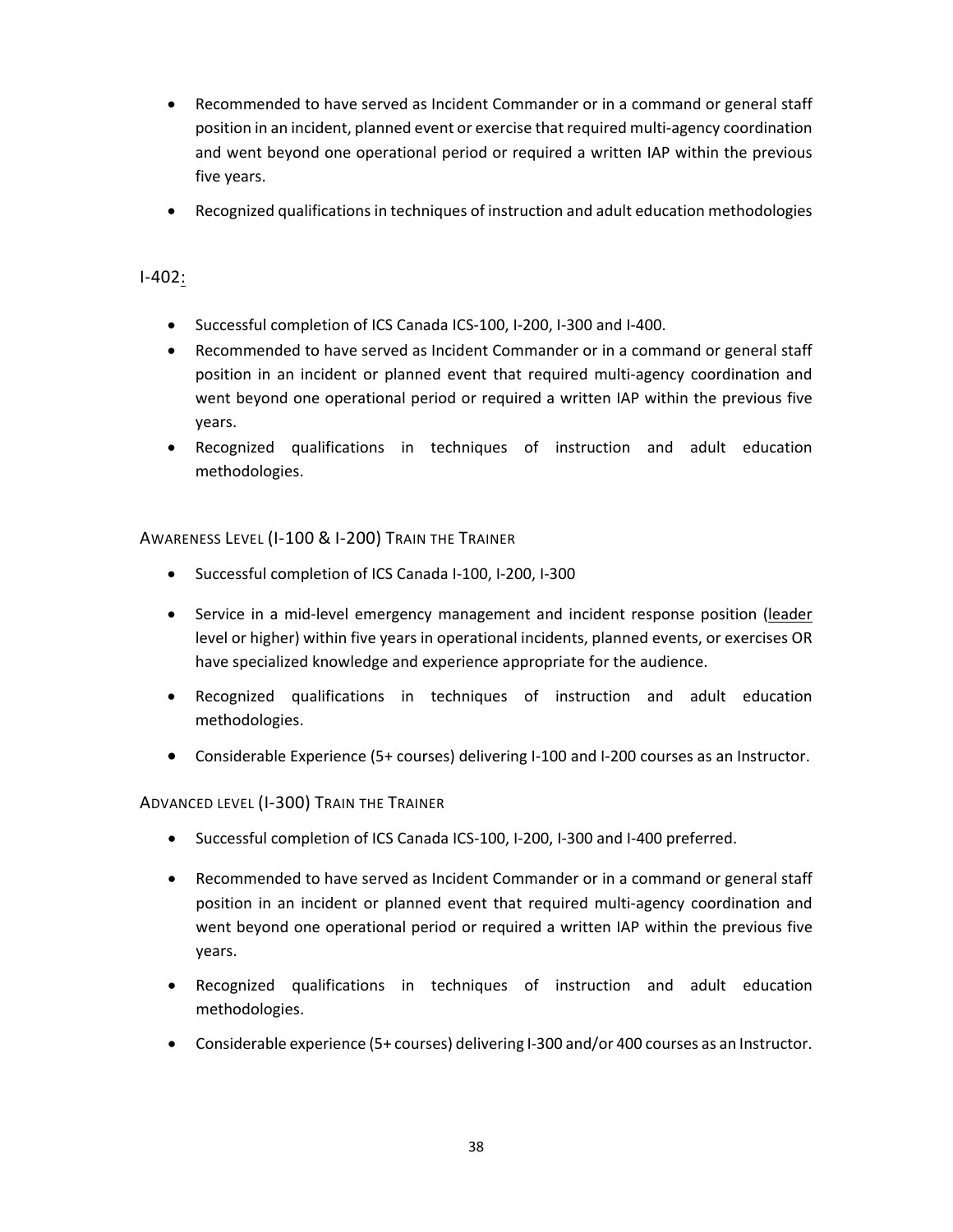- Recommended to have served as Incident Commander or in a command or general staff position in an incident, planned event or exercise that required multi-agency coordination and went beyond one operational period or required a written IAP within the previous five years.
- Recognized qualifications in techniques of instruction and adult education methodologies

### I-402:

- Successful completion of ICS Canada ICS-100, I-200, I-300 and I-400.
- Recommended to have served as Incident Commander or in a command or general staff position in an incident or planned event that required multi-agency coordination and went beyond one operational period or required a written IAP within the previous five years.
- Recognized qualifications in techniques of instruction and adult education methodologies.

### Awareness Level (I-100 & I-200) Train the Trainer

- Successful completion of ICS Canada I-100, I-200, I-300
- Service in a mid-level emergency management and incident response position (leader level or higher) within five years in operational incidents, planned events, or exercises OR have specialized knowledge and experience appropriate for the audience.
- Recognized qualifications in techniques of instruction and adult education methodologies.
- Considerable Experience (5+ courses) delivering I-100 and I-200 courses as an Instructor.

### Advanced level (I-300) Train the Trainer

- Successful completion of ICS Canada ICS-100, I-200, I-300 and I-400 preferred.
- Recommended to have served as Incident Commander or in a command or general staff position in an incident or planned event that required multi-agency coordination and went beyond one operational period or required a written IAP within the previous five years.
- Recognized qualifications in techniques of instruction and adult education methodologies.
- Considerable experience (5+ courses) delivering I-300 and/or 400 courses as an Instructor.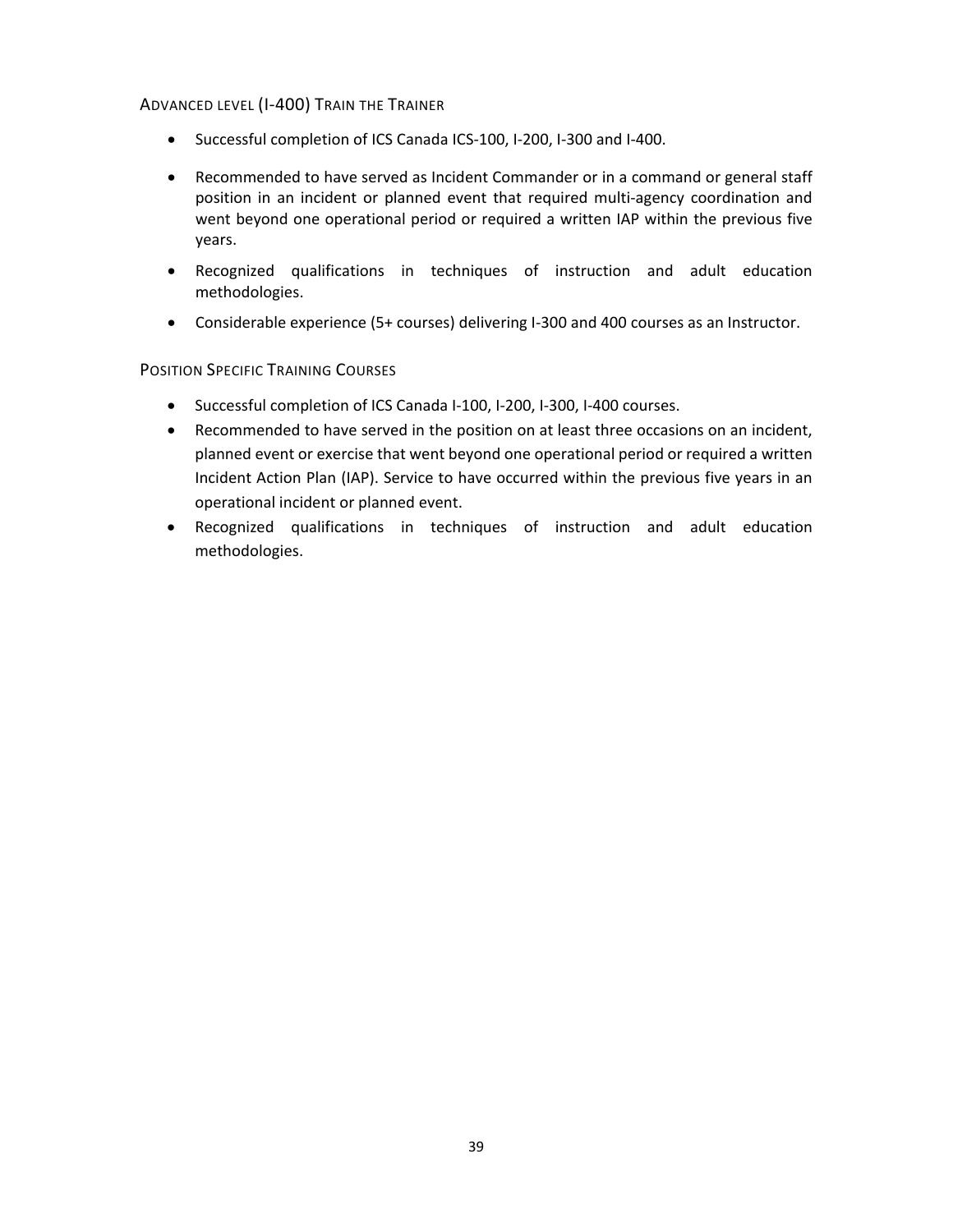### Advanced level (I-400) Train the Trainer

- Successful completion of ICS Canada ICS-100, I-200, I-300 and I-400.
- Recommended to have served as Incident Commander or in a command or general staff position in an incident or planned event that required multi-agency coordination and went beyond one operational period or required a written IAP within the previous five years.
- Recognized qualifications in techniques of instruction and adult education methodologies.
- Considerable experience (5+ courses) delivering I-300 and 400 courses as an Instructor.

### Position Specific Training Courses

- Successful completion of ICS Canada I-100, I-200, I-300, I-400 courses.
- Recommended to have served in the position on at least three occasions on an incident, planned event or exercise that went beyond one operational period or required a written Incident Action Plan (IAP). Service to have occurred within the previous five years in an operational incident or planned event.
- Recognized qualifications in techniques of instruction and adult education methodologies.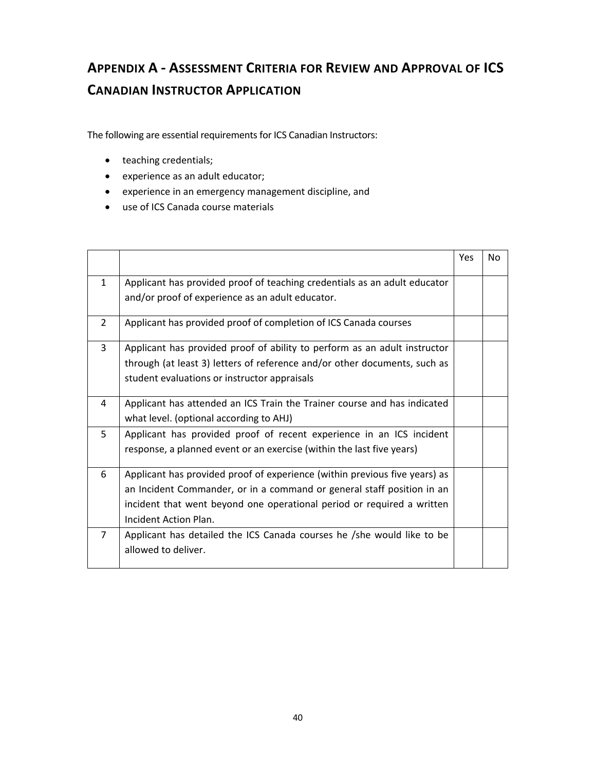## Appendix A - Assessment Criteria for Review and Approval of ICS Canadian Instructor Application

The following are essential requirements for ICS Canadian Instructors:

- teaching credentials;
- experience as an adult educator;
- experience in an emergency management discipline, and
- use of ICS Canada course materials

| | | Yes | No |
|---|---|---|---|
| 1 | Applicant has provided proof of teaching credentials as an adult educator and/or proof of experience as an adult educator. | | |
| 2 | Applicant has provided proof of completion of ICS Canada courses | | |
| 3 | Applicant has provided proof of ability to perform as an adult instructor through (at least 3) letters of reference and/or other documents, such as student evaluations or instructor appraisals | | |
| 4 | Applicant has attended an ICS Train the Trainer course and has indicated what level. (optional according to AHJ) | | |
| 5 | Applicant has provided proof of recent experience in an ICS incident response, a planned event or an exercise (within the last five years) | | |
| 6 | Applicant has provided proof of experience (within previous five years) as an Incident Commander, or in a command or general staff position in an incident that went beyond one operational period or required a written Incident Action Plan. | | |
| 7 | Applicant has detailed the ICS Canada courses he /she would like to be allowed to deliver. | | |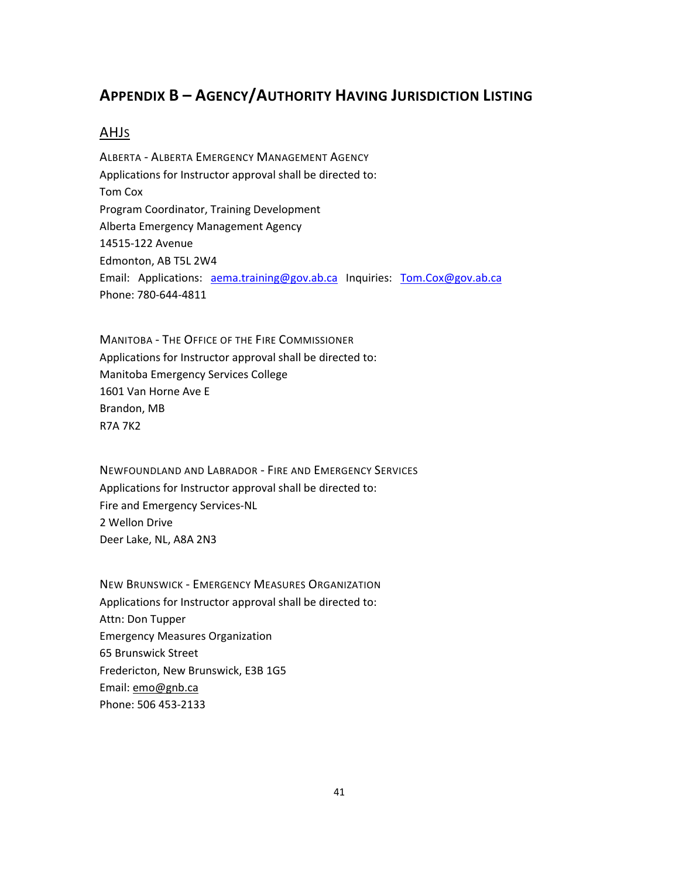# Appendix B – Agency/Authority Having Jurisdiction Listing

## AHJs

ALBERTA - ALBERTA EMERGENCY MANAGEMENT AGENCY
Applications for Instructor approval shall be directed to:
Tom Cox
Program Coordinator, Training Development
Alberta Emergency Management Agency
14515-122 Avenue
Edmonton, AB T5L 2W4
Email: Applications: aema.training@gov.ab.ca Inquiries: Tom.Cox@gov.ab.ca
Phone: 780-644-4811

MANITOBA - THE OFFICE OF THE FIRE COMMISSIONER
Applications for Instructor approval shall be directed to:
Manitoba Emergency Services College
1601 Van Horne Ave E
Brandon, MB
R7A 7K2

NEWFOUNDLAND AND LABRADOR - FIRE AND EMERGENCY SERVICES
Applications for Instructor approval shall be directed to:
Fire and Emergency Services-NL
2 Wellon Drive
Deer Lake, NL, A8A 2N3

NEW BRUNSWICK - EMERGENCY MEASURES ORGANIZATION
Applications for Instructor approval shall be directed to:
Attn: Don Tupper
Emergency Measures Organization
65 Brunswick Street
Fredericton, New Brunswick, E3B 1G5
Email: emo@gnb.ca
Phone: 506 453-2133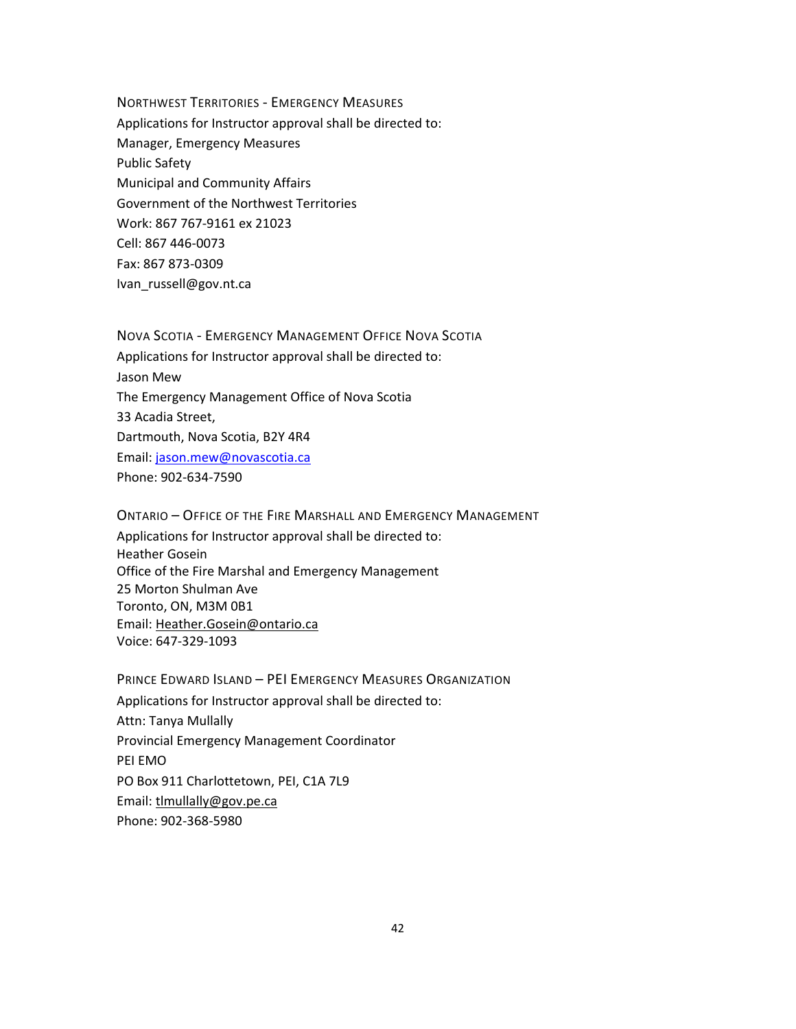### Northwest Territories - Emergency Measures

Applications for Instructor approval shall be directed to:
Manager, Emergency Measures
Public Safety
Municipal and Community Affairs
Government of the Northwest Territories
Work: 867 767-9161 ex 21023
Cell: 867 446-0073
Fax: 867 873-0309
Ivan_russell@gov.nt.ca

### Nova Scotia - Emergency Management Office Nova Scotia

Applications for Instructor approval shall be directed to:
Jason Mew
The Emergency Management Office of Nova Scotia
33 Acadia Street,
Dartmouth, Nova Scotia, B2Y 4R4
Email: jason.mew@novascotia.ca
Phone: 902-634-7590

### Ontario – Office of the Fire Marshall and Emergency Management

Applications for Instructor approval shall be directed to:
Heather Gosein
Office of the Fire Marshal and Emergency Management
25 Morton Shulman Ave
Toronto, ON, M3M 0B1
Email: Heather.Gosein@ontario.ca
Voice: 647-329-1093

### Prince Edward Island – PEI Emergency Measures Organization

Applications for Instructor approval shall be directed to:
Attn: Tanya Mullally
Provincial Emergency Management Coordinator
PEI EMO
PO Box 911 Charlottetown, PEI, C1A 7L9
Email: tlmullally@gov.pe.ca
Phone: 902-368-5980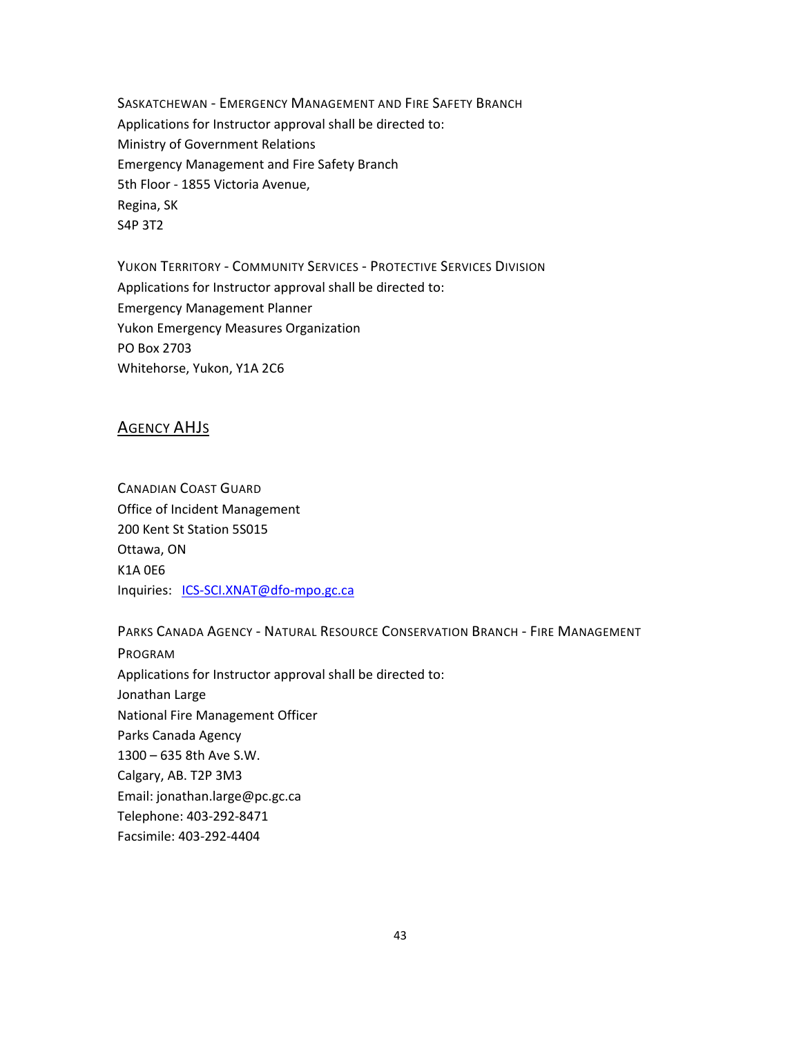Saskatchewan - Emergency Management and Fire Safety Branch
Applications for Instructor approval shall be directed to:
Ministry of Government Relations
Emergency Management and Fire Safety Branch
5th Floor - 1855 Victoria Avenue,
Regina, SK
S4P 3T2

Yukon Territory - Community Services - Protective Services Division
Applications for Instructor approval shall be directed to:
Emergency Management Planner
Yukon Emergency Measures Organization
PO Box 2703
Whitehorse, Yukon, Y1A 2C6

## Agency AHJs

Canadian Coast Guard
Office of Incident Management
200 Kent St Station 5S015
Ottawa, ON
K1A 0E6
Inquiries: ICS-SCI.XNAT@dfo-mpo.gc.ca

Parks Canada Agency - Natural Resource Conservation Branch - Fire Management Program
Applications for Instructor approval shall be directed to:
Jonathan Large
National Fire Management Officer
Parks Canada Agency
1300 – 635 8th Ave S.W.
Calgary, AB. T2P 3M3
Email: jonathan.large@pc.gc.ca
Telephone: 403-292-8471
Facsimile: 403-292-4404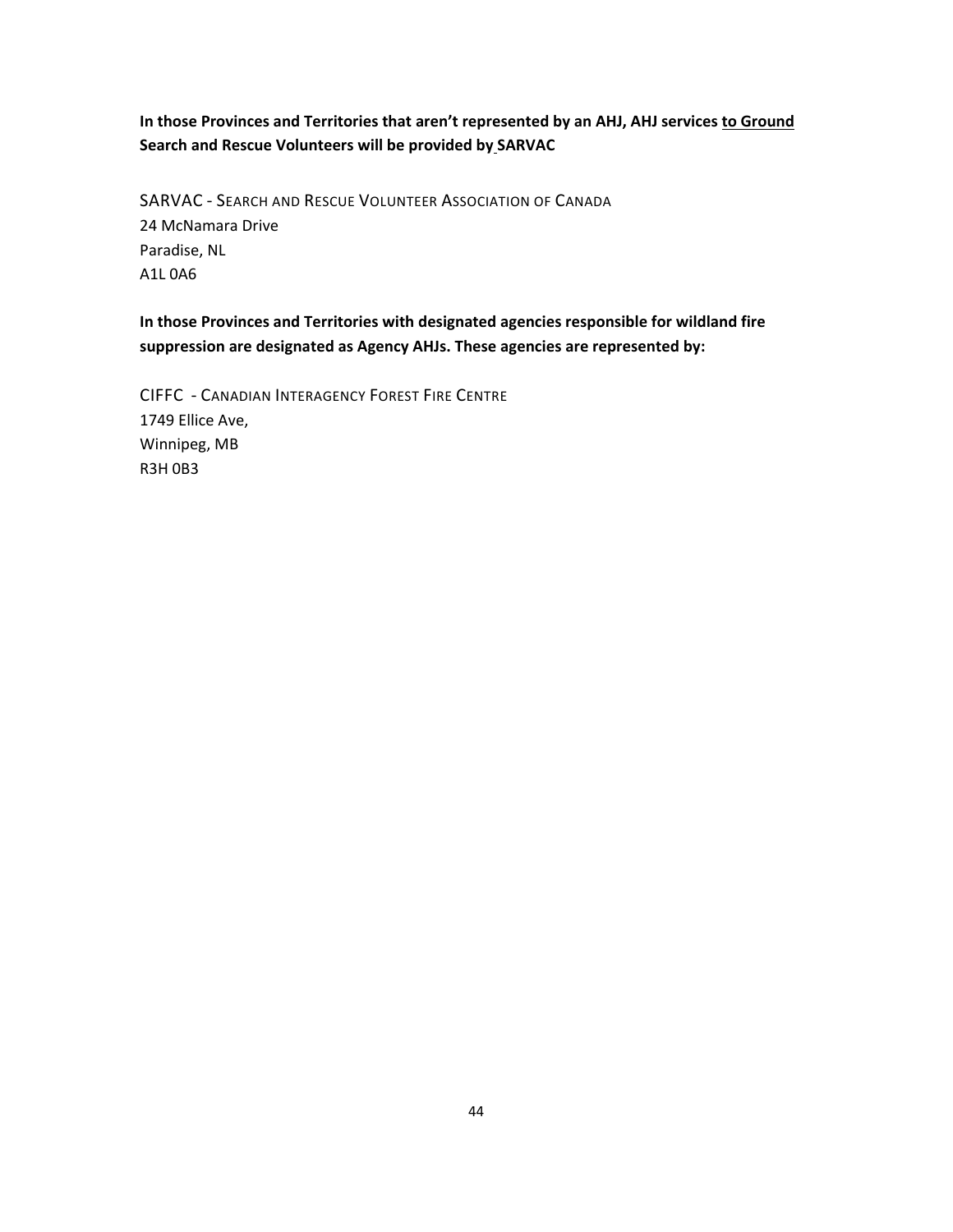**In those Provinces and Territories that aren't represented by an AHJ, AHJ services <u>to Ground</u> Search and Rescue Volunteers will be provided by SARVAC**

SARVAC - SEARCH AND RESCUE VOLUNTEER ASSOCIATION OF CANADA
24 McNamara Drive
Paradise, NL
A1L 0A6

**In those Provinces and Territories with designated agencies responsible for wildland fire suppression are designated as Agency AHJs. These agencies are represented by:**

CIFFC - CANADIAN INTERAGENCY FOREST FIRE CENTRE
1749 Ellice Ave,
Winnipeg, MB
R3H 0B3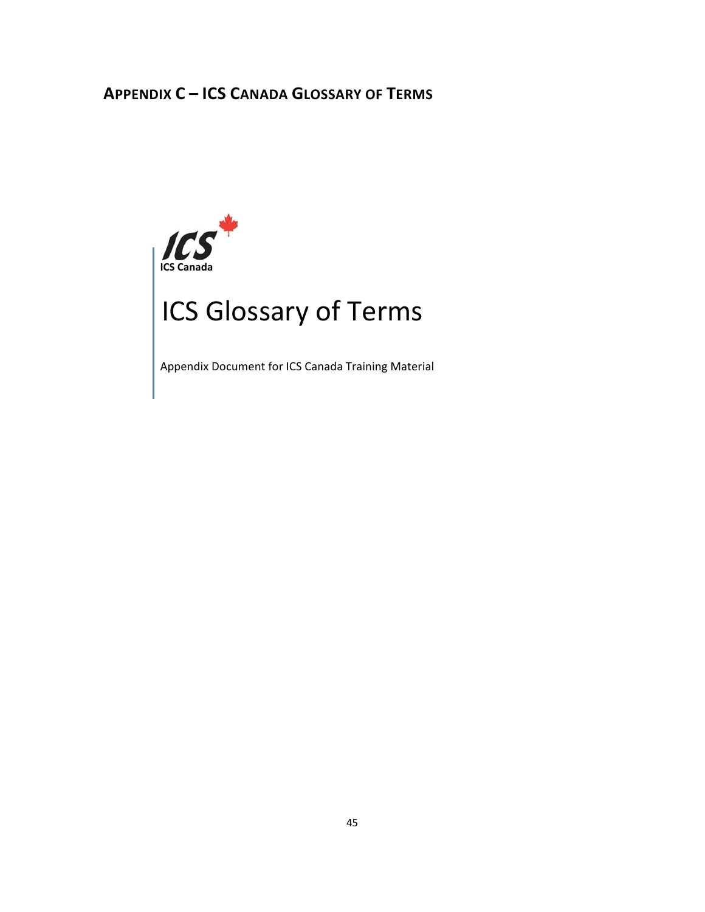## APPENDIX C – ICS CANADA GLOSSARY OF TERMS

ICS Canada

# ICS Glossary of Terms

Appendix Document for ICS Canada Training Material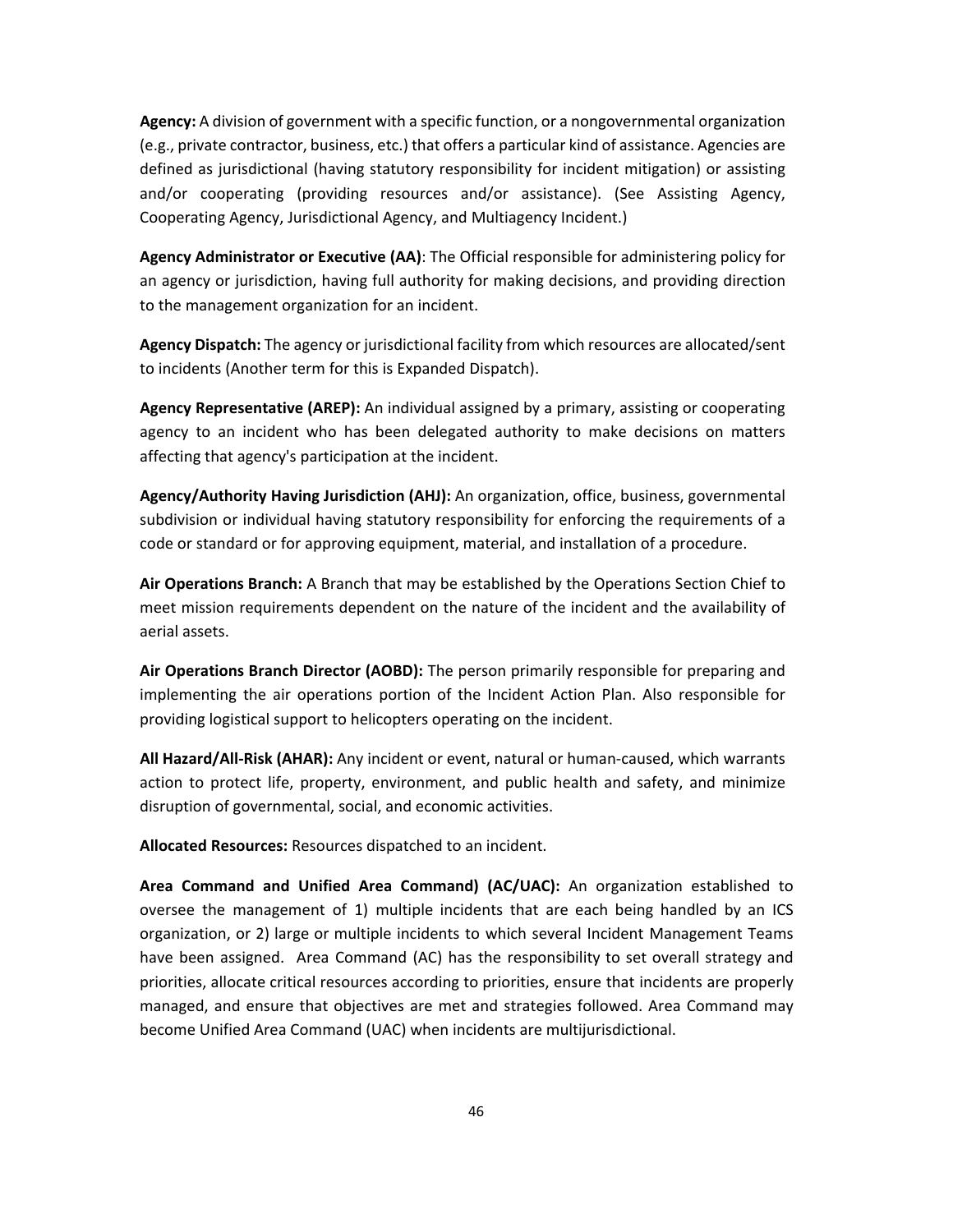**Agency:** A division of government with a specific function, or a nongovernmental organization (e.g., private contractor, business, etc.) that offers a particular kind of assistance. Agencies are defined as jurisdictional (having statutory responsibility for incident mitigation) or assisting and/or cooperating (providing resources and/or assistance). (See Assisting Agency, Cooperating Agency, Jurisdictional Agency, and Multiagency Incident.)

**Agency Administrator or Executive (AA)**: The Official responsible for administering policy for an agency or jurisdiction, having full authority for making decisions, and providing direction to the management organization for an incident.

**Agency Dispatch:** The agency or jurisdictional facility from which resources are allocated/sent to incidents (Another term for this is Expanded Dispatch).

**Agency Representative (AREP):** An individual assigned by a primary, assisting or cooperating agency to an incident who has been delegated authority to make decisions on matters affecting that agency's participation at the incident.

**Agency/Authority Having Jurisdiction (AHJ):** An organization, office, business, governmental subdivision or individual having statutory responsibility for enforcing the requirements of a code or standard or for approving equipment, material, and installation of a procedure.

**Air Operations Branch:** A Branch that may be established by the Operations Section Chief to meet mission requirements dependent on the nature of the incident and the availability of aerial assets.

**Air Operations Branch Director (AOBD):** The person primarily responsible for preparing and implementing the air operations portion of the Incident Action Plan. Also responsible for providing logistical support to helicopters operating on the incident.

**All Hazard/All-Risk (AHAR):** Any incident or event, natural or human-caused, which warrants action to protect life, property, environment, and public health and safety, and minimize disruption of governmental, social, and economic activities.

**Allocated Resources:** Resources dispatched to an incident.

**Area Command and Unified Area Command) (AC/UAC):** An organization established to oversee the management of 1) multiple incidents that are each being handled by an ICS organization, or 2) large or multiple incidents to which several Incident Management Teams have been assigned. Area Command (AC) has the responsibility to set overall strategy and priorities, allocate critical resources according to priorities, ensure that incidents are properly managed, and ensure that objectives are met and strategies followed. Area Command may become Unified Area Command (UAC) when incidents are multijurisdictional.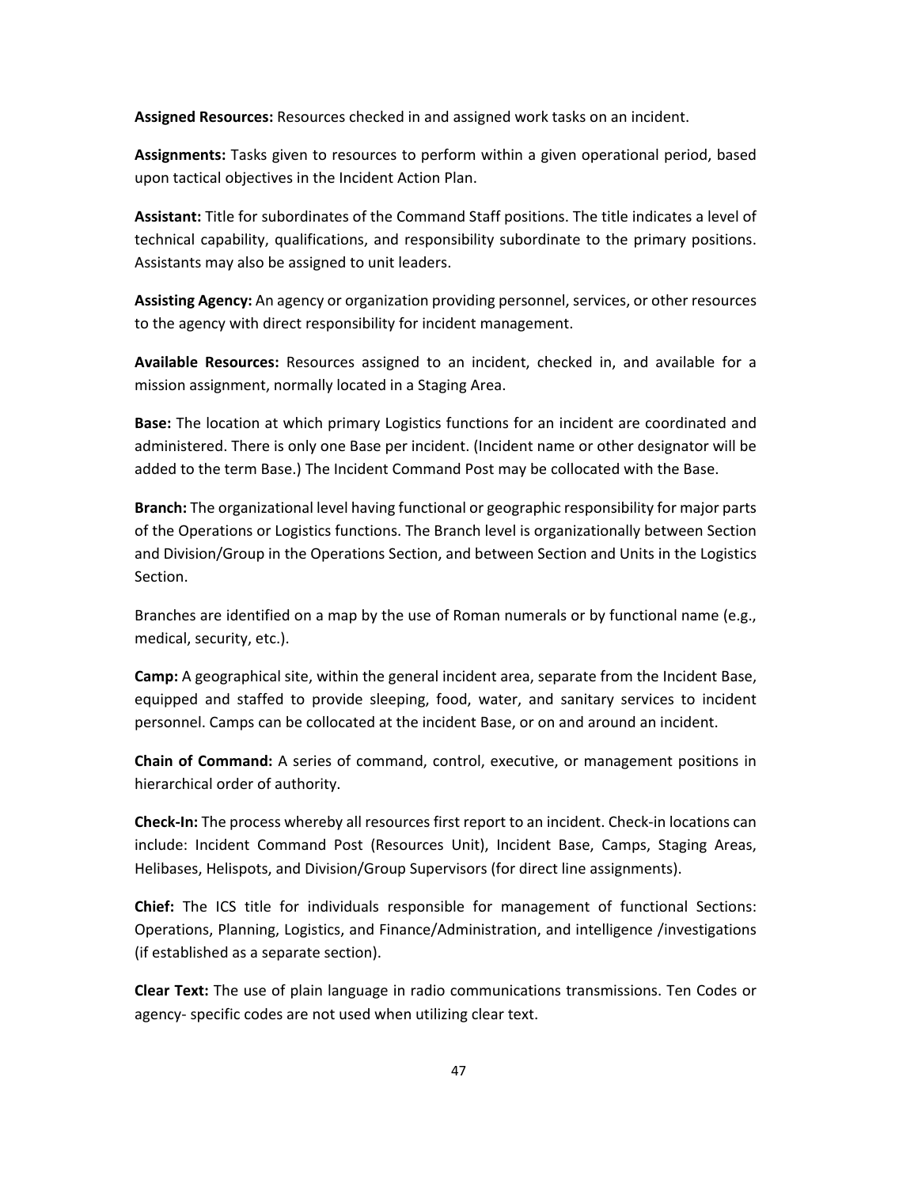**Assigned Resources:** Resources checked in and assigned work tasks on an incident.

**Assignments:** Tasks given to resources to perform within a given operational period, based upon tactical objectives in the Incident Action Plan.

**Assistant:** Title for subordinates of the Command Staff positions. The title indicates a level of technical capability, qualifications, and responsibility subordinate to the primary positions. Assistants may also be assigned to unit leaders.

**Assisting Agency:** An agency or organization providing personnel, services, or other resources to the agency with direct responsibility for incident management.

**Available Resources:** Resources assigned to an incident, checked in, and available for a mission assignment, normally located in a Staging Area.

**Base:** The location at which primary Logistics functions for an incident are coordinated and administered. There is only one Base per incident. (Incident name or other designator will be added to the term Base.) The Incident Command Post may be collocated with the Base.

**Branch:** The organizational level having functional or geographic responsibility for major parts of the Operations or Logistics functions. The Branch level is organizationally between Section and Division/Group in the Operations Section, and between Section and Units in the Logistics Section.

Branches are identified on a map by the use of Roman numerals or by functional name (e.g., medical, security, etc.).

**Camp:** A geographical site, within the general incident area, separate from the Incident Base, equipped and staffed to provide sleeping, food, water, and sanitary services to incident personnel. Camps can be collocated at the incident Base, or on and around an incident.

**Chain of Command:** A series of command, control, executive, or management positions in hierarchical order of authority.

**Check-In:** The process whereby all resources first report to an incident. Check-in locations can include: Incident Command Post (Resources Unit), Incident Base, Camps, Staging Areas, Helibases, Helispots, and Division/Group Supervisors (for direct line assignments).

**Chief:** The ICS title for individuals responsible for management of functional Sections: Operations, Planning, Logistics, and Finance/Administration, and intelligence /investigations (if established as a separate section).

**Clear Text:** The use of plain language in radio communications transmissions. Ten Codes or agency- specific codes are not used when utilizing clear text.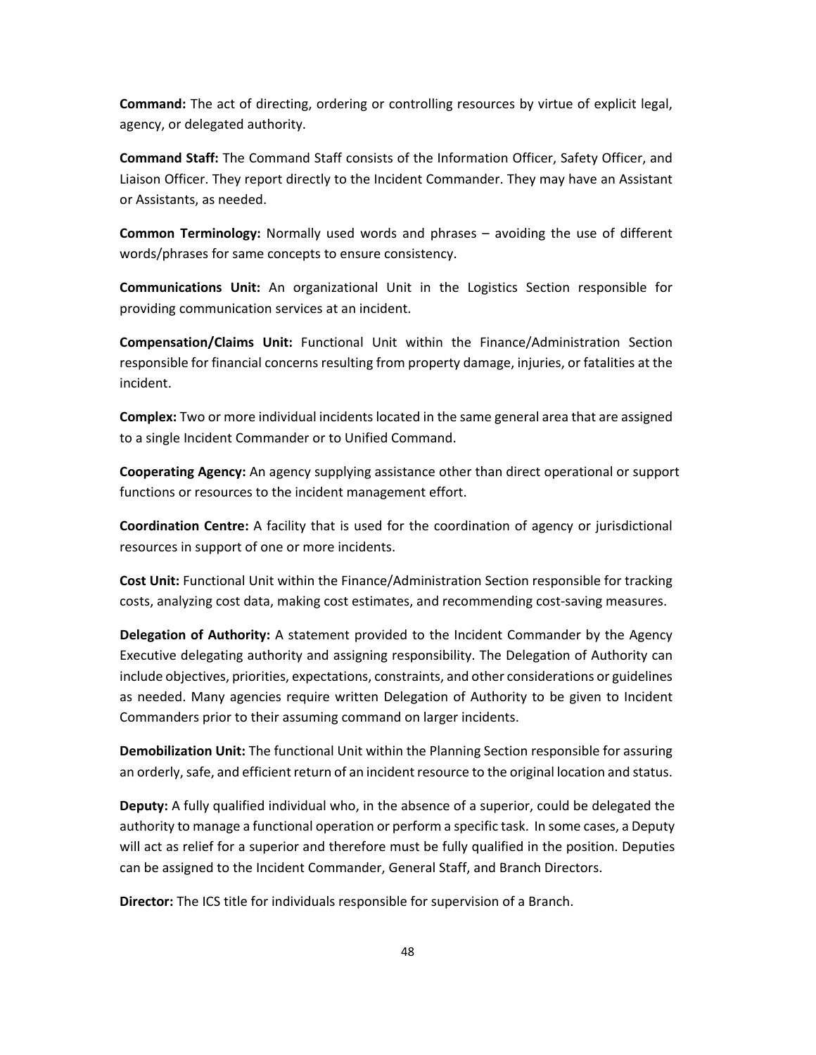**Command:** The act of directing, ordering or controlling resources by virtue of explicit legal, agency, or delegated authority.

**Command Staff:** The Command Staff consists of the Information Officer, Safety Officer, and Liaison Officer. They report directly to the Incident Commander. They may have an Assistant or Assistants, as needed.

**Common Terminology:** Normally used words and phrases – avoiding the use of different words/phrases for same concepts to ensure consistency.

**Communications Unit:** An organizational Unit in the Logistics Section responsible for providing communication services at an incident.

**Compensation/Claims Unit:** Functional Unit within the Finance/Administration Section responsible for financial concerns resulting from property damage, injuries, or fatalities at the incident.

**Complex:** Two or more individual incidents located in the same general area that are assigned to a single Incident Commander or to Unified Command.

**Cooperating Agency:** An agency supplying assistance other than direct operational or support functions or resources to the incident management effort.

**Coordination Centre:** A facility that is used for the coordination of agency or jurisdictional resources in support of one or more incidents.

**Cost Unit:** Functional Unit within the Finance/Administration Section responsible for tracking costs, analyzing cost data, making cost estimates, and recommending cost-saving measures.

**Delegation of Authority:** A statement provided to the Incident Commander by the Agency Executive delegating authority and assigning responsibility. The Delegation of Authority can include objectives, priorities, expectations, constraints, and other considerations or guidelines as needed. Many agencies require written Delegation of Authority to be given to Incident Commanders prior to their assuming command on larger incidents.

**Demobilization Unit:** The functional Unit within the Planning Section responsible for assuring an orderly, safe, and efficient return of an incident resource to the original location and status.

**Deputy:** A fully qualified individual who, in the absence of a superior, could be delegated the authority to manage a functional operation or perform a specific task. In some cases, a Deputy will act as relief for a superior and therefore must be fully qualified in the position. Deputies can be assigned to the Incident Commander, General Staff, and Branch Directors.

**Director:** The ICS title for individuals responsible for supervision of a Branch.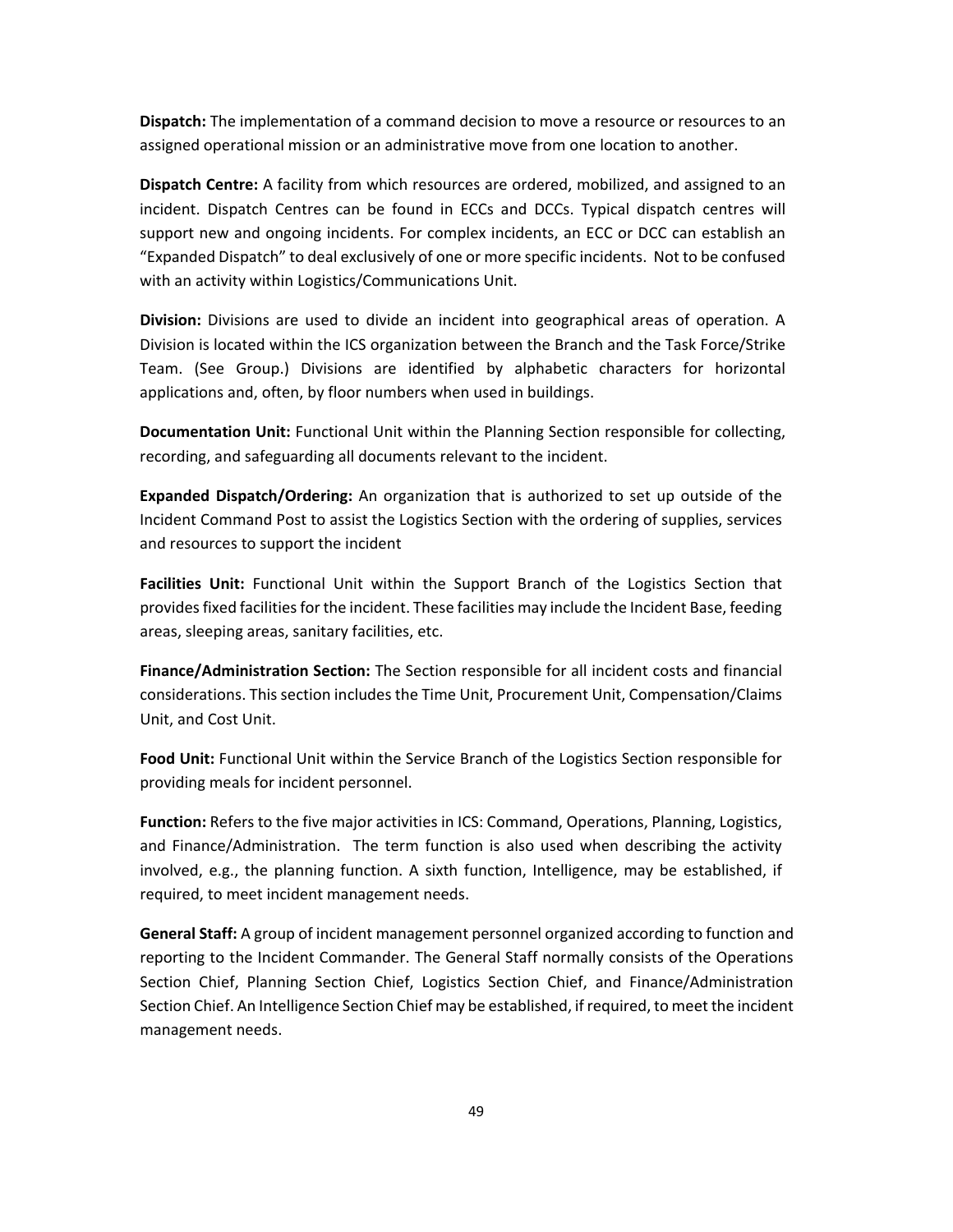**Dispatch:** The implementation of a command decision to move a resource or resources to an assigned operational mission or an administrative move from one location to another.

**Dispatch Centre:** A facility from which resources are ordered, mobilized, and assigned to an incident. Dispatch Centres can be found in ECCs and DCCs. Typical dispatch centres will support new and ongoing incidents. For complex incidents, an ECC or DCC can establish an "Expanded Dispatch" to deal exclusively of one or more specific incidents. Not to be confused with an activity within Logistics/Communications Unit.

**Division:** Divisions are used to divide an incident into geographical areas of operation. A Division is located within the ICS organization between the Branch and the Task Force/Strike Team. (See Group.) Divisions are identified by alphabetic characters for horizontal applications and, often, by floor numbers when used in buildings.

**Documentation Unit:** Functional Unit within the Planning Section responsible for collecting, recording, and safeguarding all documents relevant to the incident.

**Expanded Dispatch/Ordering:** An organization that is authorized to set up outside of the Incident Command Post to assist the Logistics Section with the ordering of supplies, services and resources to support the incident

**Facilities Unit:** Functional Unit within the Support Branch of the Logistics Section that provides fixed facilities for the incident. These facilities may include the Incident Base, feeding areas, sleeping areas, sanitary facilities, etc.

**Finance/Administration Section:** The Section responsible for all incident costs and financial considerations. This section includes the Time Unit, Procurement Unit, Compensation/Claims Unit, and Cost Unit.

**Food Unit:** Functional Unit within the Service Branch of the Logistics Section responsible for providing meals for incident personnel.

**Function:** Refers to the five major activities in ICS: Command, Operations, Planning, Logistics, and Finance/Administration. The term function is also used when describing the activity involved, e.g., the planning function. A sixth function, Intelligence, may be established, if required, to meet incident management needs.

**General Staff:** A group of incident management personnel organized according to function and reporting to the Incident Commander. The General Staff normally consists of the Operations Section Chief, Planning Section Chief, Logistics Section Chief, and Finance/Administration Section Chief. An Intelligence Section Chief may be established, if required, to meet the incident management needs.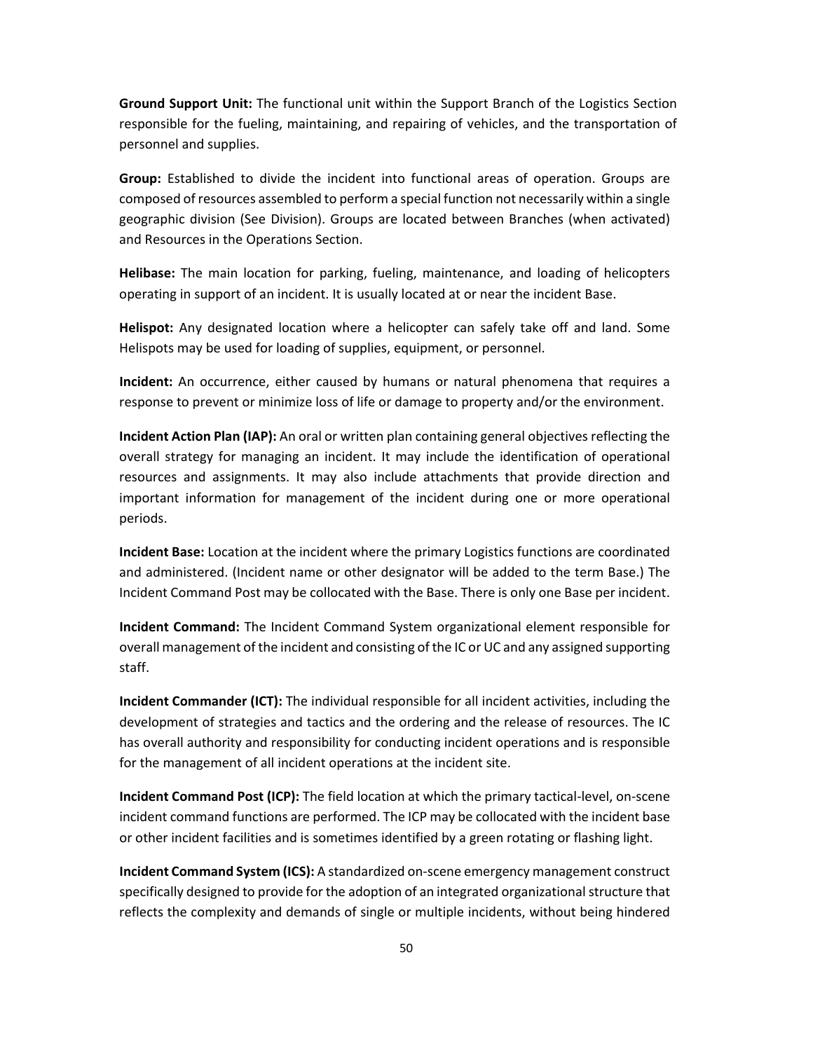**Ground Support Unit:** The functional unit within the Support Branch of the Logistics Section responsible for the fueling, maintaining, and repairing of vehicles, and the transportation of personnel and supplies.

**Group:** Established to divide the incident into functional areas of operation. Groups are composed of resources assembled to perform a special function not necessarily within a single geographic division (See Division). Groups are located between Branches (when activated) and Resources in the Operations Section.

**Helibase:** The main location for parking, fueling, maintenance, and loading of helicopters operating in support of an incident. It is usually located at or near the incident Base.

**Helispot:** Any designated location where a helicopter can safely take off and land. Some Helispots may be used for loading of supplies, equipment, or personnel.

**Incident:** An occurrence, either caused by humans or natural phenomena that requires a response to prevent or minimize loss of life or damage to property and/or the environment.

**Incident Action Plan (IAP):** An oral or written plan containing general objectives reflecting the overall strategy for managing an incident. It may include the identification of operational resources and assignments. It may also include attachments that provide direction and important information for management of the incident during one or more operational periods.

**Incident Base:** Location at the incident where the primary Logistics functions are coordinated and administered. (Incident name or other designator will be added to the term Base.) The Incident Command Post may be collocated with the Base. There is only one Base per incident.

**Incident Command:** The Incident Command System organizational element responsible for overall management of the incident and consisting of the IC or UC and any assigned supporting staff.

**Incident Commander (ICT):** The individual responsible for all incident activities, including the development of strategies and tactics and the ordering and the release of resources. The IC has overall authority and responsibility for conducting incident operations and is responsible for the management of all incident operations at the incident site.

**Incident Command Post (ICP):** The field location at which the primary tactical-level, on-scene incident command functions are performed. The ICP may be collocated with the incident base or other incident facilities and is sometimes identified by a green rotating or flashing light.

**Incident Command System (ICS):** A standardized on-scene emergency management construct specifically designed to provide for the adoption of an integrated organizational structure that reflects the complexity and demands of single or multiple incidents, without being hindered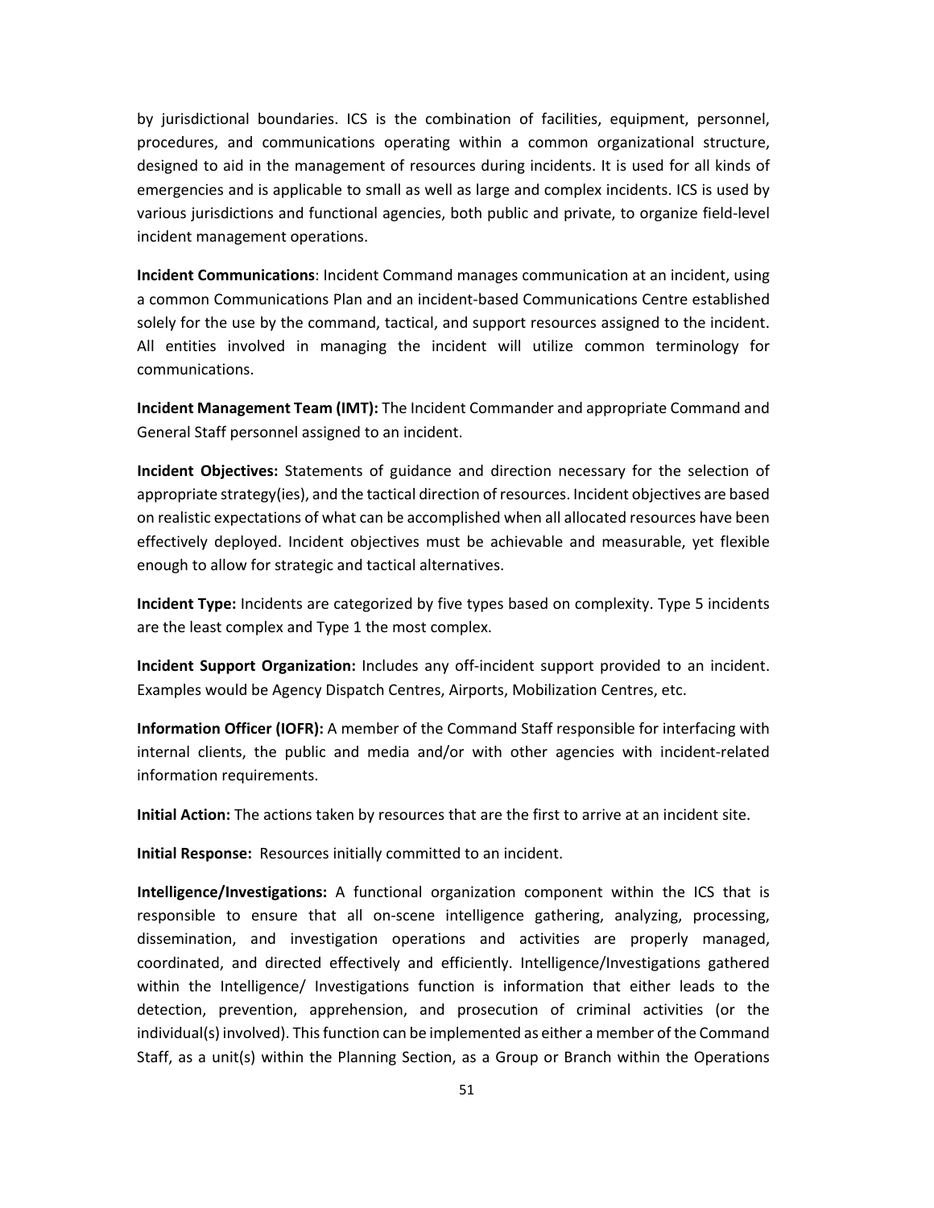by jurisdictional boundaries. ICS is the combination of facilities, equipment, personnel, procedures, and communications operating within a common organizational structure, designed to aid in the management of resources during incidents. It is used for all kinds of emergencies and is applicable to small as well as large and complex incidents. ICS is used by various jurisdictions and functional agencies, both public and private, to organize field-level incident management operations.

**Incident Communications**: Incident Command manages communication at an incident, using a common Communications Plan and an incident-based Communications Centre established solely for the use by the command, tactical, and support resources assigned to the incident. All entities involved in managing the incident will utilize common terminology for communications.

**Incident Management Team (IMT):** The Incident Commander and appropriate Command and General Staff personnel assigned to an incident.

**Incident Objectives:** Statements of guidance and direction necessary for the selection of appropriate strategy(ies), and the tactical direction of resources. Incident objectives are based on realistic expectations of what can be accomplished when all allocated resources have been effectively deployed. Incident objectives must be achievable and measurable, yet flexible enough to allow for strategic and tactical alternatives.

**Incident Type:** Incidents are categorized by five types based on complexity. Type 5 incidents are the least complex and Type 1 the most complex.

**Incident Support Organization:** Includes any off-incident support provided to an incident. Examples would be Agency Dispatch Centres, Airports, Mobilization Centres, etc.

**Information Officer (IOFR):** A member of the Command Staff responsible for interfacing with internal clients, the public and media and/or with other agencies with incident-related information requirements.

**Initial Action:** The actions taken by resources that are the first to arrive at an incident site.

**Initial Response:** Resources initially committed to an incident.

**Intelligence/Investigations:** A functional organization component within the ICS that is responsible to ensure that all on-scene intelligence gathering, analyzing, processing, dissemination, and investigation operations and activities are properly managed, coordinated, and directed effectively and efficiently. Intelligence/Investigations gathered within the Intelligence/ Investigations function is information that either leads to the detection, prevention, apprehension, and prosecution of criminal activities (or the individual(s) involved). This function can be implemented as either a member of the Command Staff, as a unit(s) within the Planning Section, as a Group or Branch within the Operations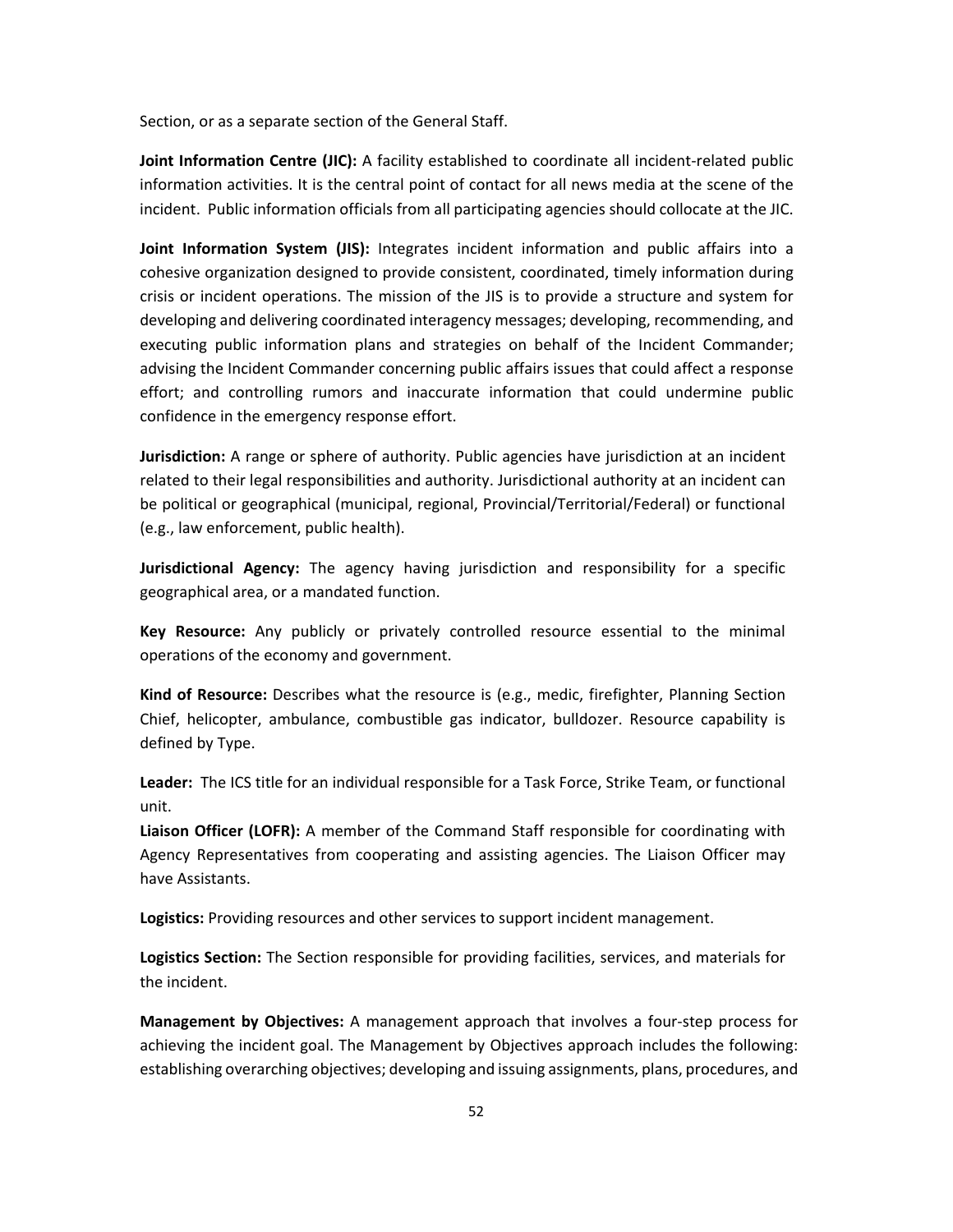Section, or as a separate section of the General Staff.

**Joint Information Centre (JIC):** A facility established to coordinate all incident-related public information activities. It is the central point of contact for all news media at the scene of the incident. Public information officials from all participating agencies should collocate at the JIC.

**Joint Information System (JIS):** Integrates incident information and public affairs into a cohesive organization designed to provide consistent, coordinated, timely information during crisis or incident operations. The mission of the JIS is to provide a structure and system for developing and delivering coordinated interagency messages; developing, recommending, and executing public information plans and strategies on behalf of the Incident Commander; advising the Incident Commander concerning public affairs issues that could affect a response effort; and controlling rumors and inaccurate information that could undermine public confidence in the emergency response effort.

**Jurisdiction:** A range or sphere of authority. Public agencies have jurisdiction at an incident related to their legal responsibilities and authority. Jurisdictional authority at an incident can be political or geographical (municipal, regional, Provincial/Territorial/Federal) or functional (e.g., law enforcement, public health).

**Jurisdictional Agency:** The agency having jurisdiction and responsibility for a specific geographical area, or a mandated function.

**Key Resource:** Any publicly or privately controlled resource essential to the minimal operations of the economy and government.

**Kind of Resource:** Describes what the resource is (e.g., medic, firefighter, Planning Section Chief, helicopter, ambulance, combustible gas indicator, bulldozer. Resource capability is defined by Type.

**Leader:** The ICS title for an individual responsible for a Task Force, Strike Team, or functional unit.

**Liaison Officer (LOFR):** A member of the Command Staff responsible for coordinating with Agency Representatives from cooperating and assisting agencies. The Liaison Officer may have Assistants.

**Logistics:** Providing resources and other services to support incident management.

**Logistics Section:** The Section responsible for providing facilities, services, and materials for the incident.

**Management by Objectives:** A management approach that involves a four-step process for achieving the incident goal. The Management by Objectives approach includes the following: establishing overarching objectives; developing and issuing assignments, plans, procedures, and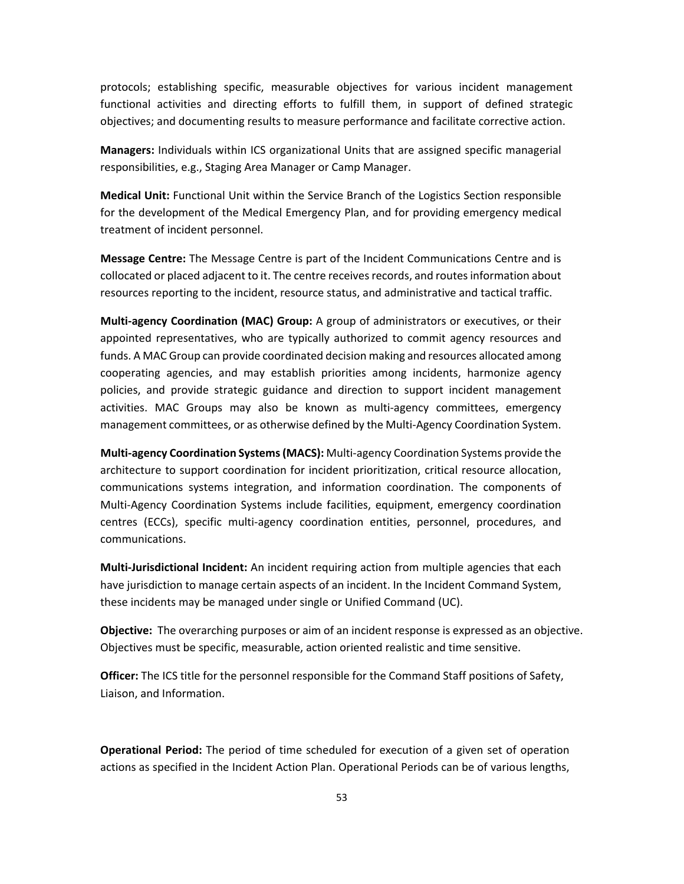protocols; establishing specific, measurable objectives for various incident management functional activities and directing efforts to fulfill them, in support of defined strategic objectives; and documenting results to measure performance and facilitate corrective action.

**Managers:** Individuals within ICS organizational Units that are assigned specific managerial responsibilities, e.g., Staging Area Manager or Camp Manager.

**Medical Unit:** Functional Unit within the Service Branch of the Logistics Section responsible for the development of the Medical Emergency Plan, and for providing emergency medical treatment of incident personnel.

**Message Centre:** The Message Centre is part of the Incident Communications Centre and is collocated or placed adjacent to it. The centre receives records, and routes information about resources reporting to the incident, resource status, and administrative and tactical traffic.

**Multi-agency Coordination (MAC) Group:** A group of administrators or executives, or their appointed representatives, who are typically authorized to commit agency resources and funds. A MAC Group can provide coordinated decision making and resources allocated among cooperating agencies, and may establish priorities among incidents, harmonize agency policies, and provide strategic guidance and direction to support incident management activities. MAC Groups may also be known as multi-agency committees, emergency management committees, or as otherwise defined by the Multi-Agency Coordination System.

**Multi-agency Coordination Systems (MACS):** Multi-agency Coordination Systems provide the architecture to support coordination for incident prioritization, critical resource allocation, communications systems integration, and information coordination. The components of Multi-Agency Coordination Systems include facilities, equipment, emergency coordination centres (ECCs), specific multi-agency coordination entities, personnel, procedures, and communications.

**Multi-Jurisdictional Incident:** An incident requiring action from multiple agencies that each have jurisdiction to manage certain aspects of an incident. In the Incident Command System, these incidents may be managed under single or Unified Command (UC).

**Objective:** The overarching purposes or aim of an incident response is expressed as an objective. Objectives must be specific, measurable, action oriented realistic and time sensitive.

**Officer:** The ICS title for the personnel responsible for the Command Staff positions of Safety, Liaison, and Information.

**Operational Period:** The period of time scheduled for execution of a given set of operation actions as specified in the Incident Action Plan. Operational Periods can be of various lengths,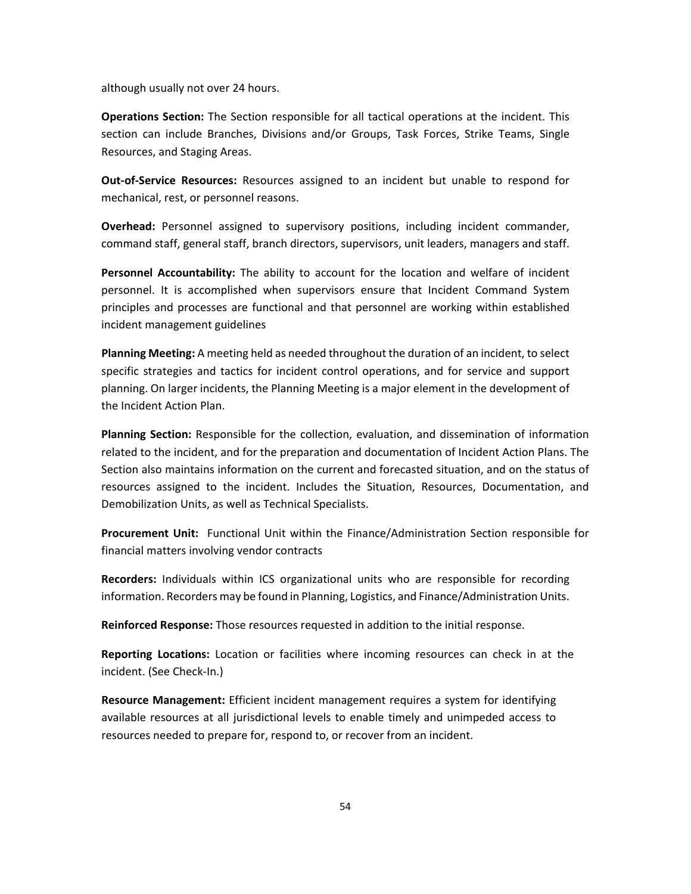although usually not over 24 hours.

**Operations Section:** The Section responsible for all tactical operations at the incident. This section can include Branches, Divisions and/or Groups, Task Forces, Strike Teams, Single Resources, and Staging Areas.

**Out-of-Service Resources:** Resources assigned to an incident but unable to respond for mechanical, rest, or personnel reasons.

**Overhead:** Personnel assigned to supervisory positions, including incident commander, command staff, general staff, branch directors, supervisors, unit leaders, managers and staff.

**Personnel Accountability:** The ability to account for the location and welfare of incident personnel. It is accomplished when supervisors ensure that Incident Command System principles and processes are functional and that personnel are working within established incident management guidelines

**Planning Meeting:** A meeting held as needed throughout the duration of an incident, to select specific strategies and tactics for incident control operations, and for service and support planning. On larger incidents, the Planning Meeting is a major element in the development of the Incident Action Plan.

**Planning Section:** Responsible for the collection, evaluation, and dissemination of information related to the incident, and for the preparation and documentation of Incident Action Plans. The Section also maintains information on the current and forecasted situation, and on the status of resources assigned to the incident. Includes the Situation, Resources, Documentation, and Demobilization Units, as well as Technical Specialists.

**Procurement Unit:** Functional Unit within the Finance/Administration Section responsible for financial matters involving vendor contracts

**Recorders:** Individuals within ICS organizational units who are responsible for recording information. Recorders may be found in Planning, Logistics, and Finance/Administration Units.

**Reinforced Response:** Those resources requested in addition to the initial response.

**Reporting Locations:** Location or facilities where incoming resources can check in at the incident. (See Check-In.)

**Resource Management:** Efficient incident management requires a system for identifying available resources at all jurisdictional levels to enable timely and unimpeded access to resources needed to prepare for, respond to, or recover from an incident.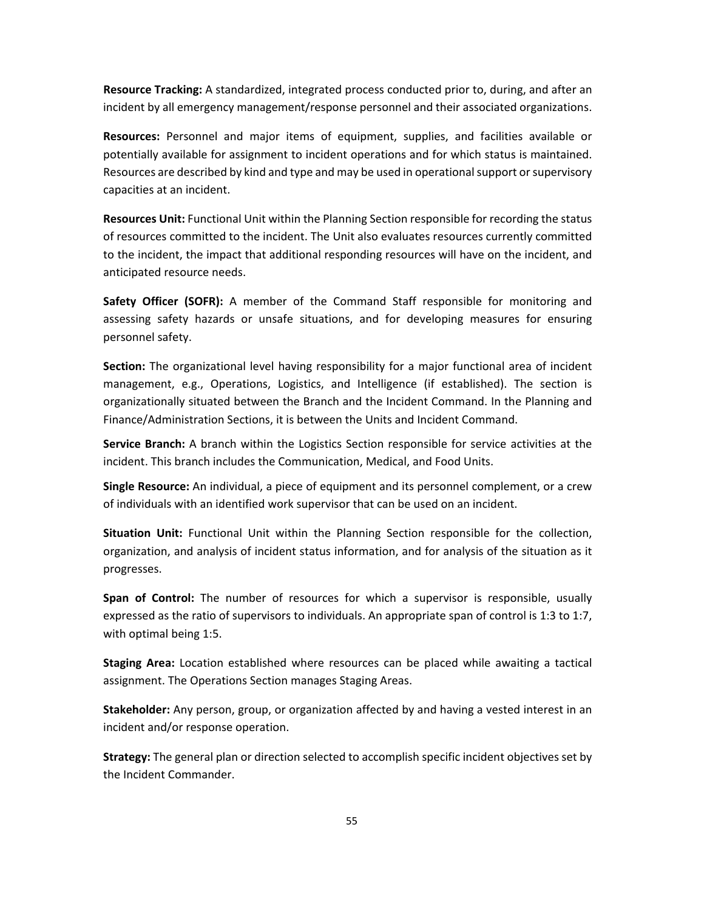**Resource Tracking:** A standardized, integrated process conducted prior to, during, and after an incident by all emergency management/response personnel and their associated organizations.

**Resources:** Personnel and major items of equipment, supplies, and facilities available or potentially available for assignment to incident operations and for which status is maintained. Resources are described by kind and type and may be used in operational support or supervisory capacities at an incident.

**Resources Unit:** Functional Unit within the Planning Section responsible for recording the status of resources committed to the incident. The Unit also evaluates resources currently committed to the incident, the impact that additional responding resources will have on the incident, and anticipated resource needs.

**Safety Officer (SOFR):** A member of the Command Staff responsible for monitoring and assessing safety hazards or unsafe situations, and for developing measures for ensuring personnel safety.

**Section:** The organizational level having responsibility for a major functional area of incident management, e.g., Operations, Logistics, and Intelligence (if established). The section is organizationally situated between the Branch and the Incident Command. In the Planning and Finance/Administration Sections, it is between the Units and Incident Command.

**Service Branch:** A branch within the Logistics Section responsible for service activities at the incident. This branch includes the Communication, Medical, and Food Units.

**Single Resource:** An individual, a piece of equipment and its personnel complement, or a crew of individuals with an identified work supervisor that can be used on an incident.

**Situation Unit:** Functional Unit within the Planning Section responsible for the collection, organization, and analysis of incident status information, and for analysis of the situation as it progresses.

**Span of Control:** The number of resources for which a supervisor is responsible, usually expressed as the ratio of supervisors to individuals. An appropriate span of control is 1:3 to 1:7, with optimal being 1:5.

**Staging Area:** Location established where resources can be placed while awaiting a tactical assignment. The Operations Section manages Staging Areas.

**Stakeholder:** Any person, group, or organization affected by and having a vested interest in an incident and/or response operation.

**Strategy:** The general plan or direction selected to accomplish specific incident objectives set by the Incident Commander.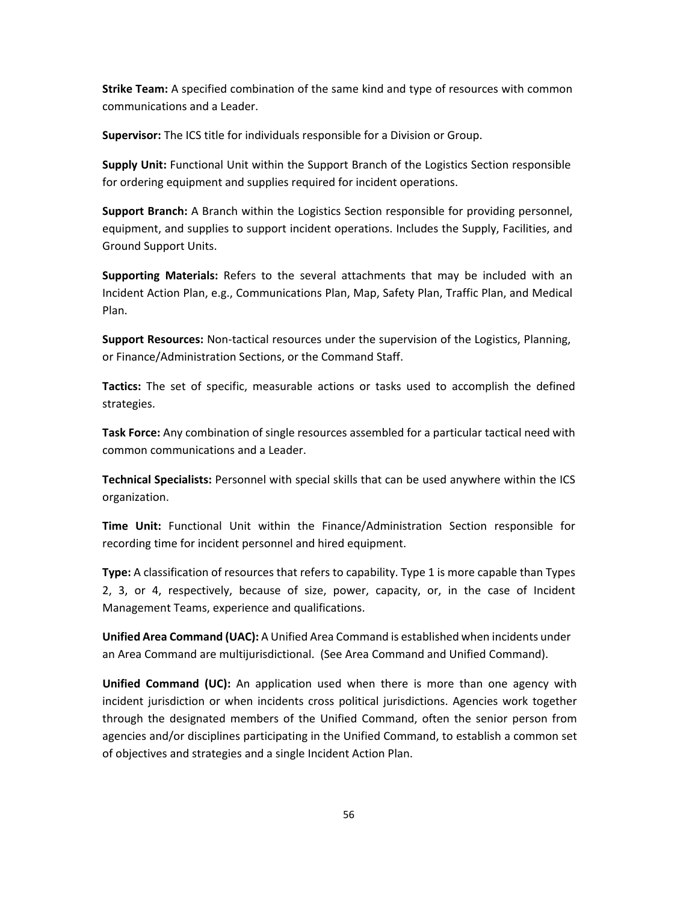**Strike Team:** A specified combination of the same kind and type of resources with common communications and a Leader.

**Supervisor:** The ICS title for individuals responsible for a Division or Group.

**Supply Unit:** Functional Unit within the Support Branch of the Logistics Section responsible for ordering equipment and supplies required for incident operations.

**Support Branch:** A Branch within the Logistics Section responsible for providing personnel, equipment, and supplies to support incident operations. Includes the Supply, Facilities, and Ground Support Units.

**Supporting Materials:** Refers to the several attachments that may be included with an Incident Action Plan, e.g., Communications Plan, Map, Safety Plan, Traffic Plan, and Medical Plan.

**Support Resources:** Non-tactical resources under the supervision of the Logistics, Planning, or Finance/Administration Sections, or the Command Staff.

**Tactics:** The set of specific, measurable actions or tasks used to accomplish the defined strategies.

**Task Force:** Any combination of single resources assembled for a particular tactical need with common communications and a Leader.

**Technical Specialists:** Personnel with special skills that can be used anywhere within the ICS organization.

**Time Unit:** Functional Unit within the Finance/Administration Section responsible for recording time for incident personnel and hired equipment.

**Type:** A classification of resources that refers to capability. Type 1 is more capable than Types 2, 3, or 4, respectively, because of size, power, capacity, or, in the case of Incident Management Teams, experience and qualifications.

**Unified Area Command (UAC):** A Unified Area Command is established when incidents under an Area Command are multijurisdictional. (See Area Command and Unified Command).

**Unified Command (UC):** An application used when there is more than one agency with incident jurisdiction or when incidents cross political jurisdictions. Agencies work together through the designated members of the Unified Command, often the senior person from agencies and/or disciplines participating in the Unified Command, to establish a common set of objectives and strategies and a single Incident Action Plan.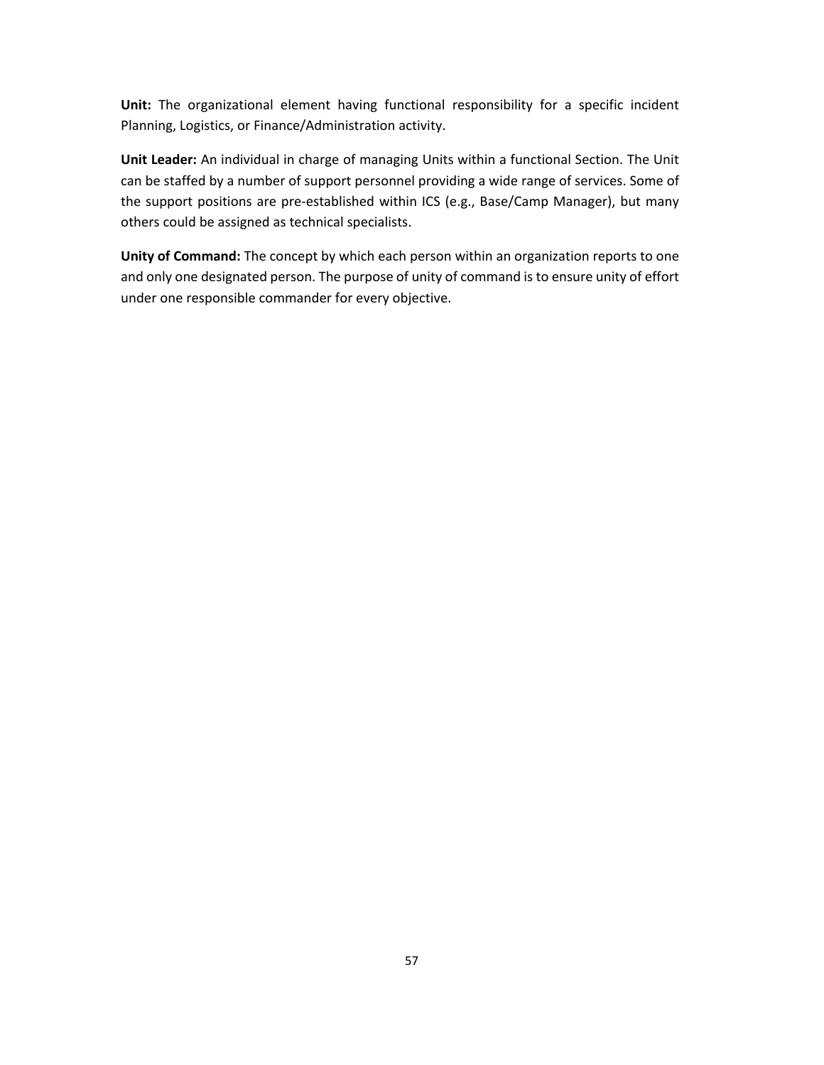**Unit:** The organizational element having functional responsibility for a specific incident Planning, Logistics, or Finance/Administration activity.

**Unit Leader:** An individual in charge of managing Units within a functional Section. The Unit can be staffed by a number of support personnel providing a wide range of services. Some of the support positions are pre-established within ICS (e.g., Base/Camp Manager), but many others could be assigned as technical specialists.

**Unity of Command:** The concept by which each person within an organization reports to one and only one designated person. The purpose of unity of command is to ensure unity of effort under one responsible commander for every objective.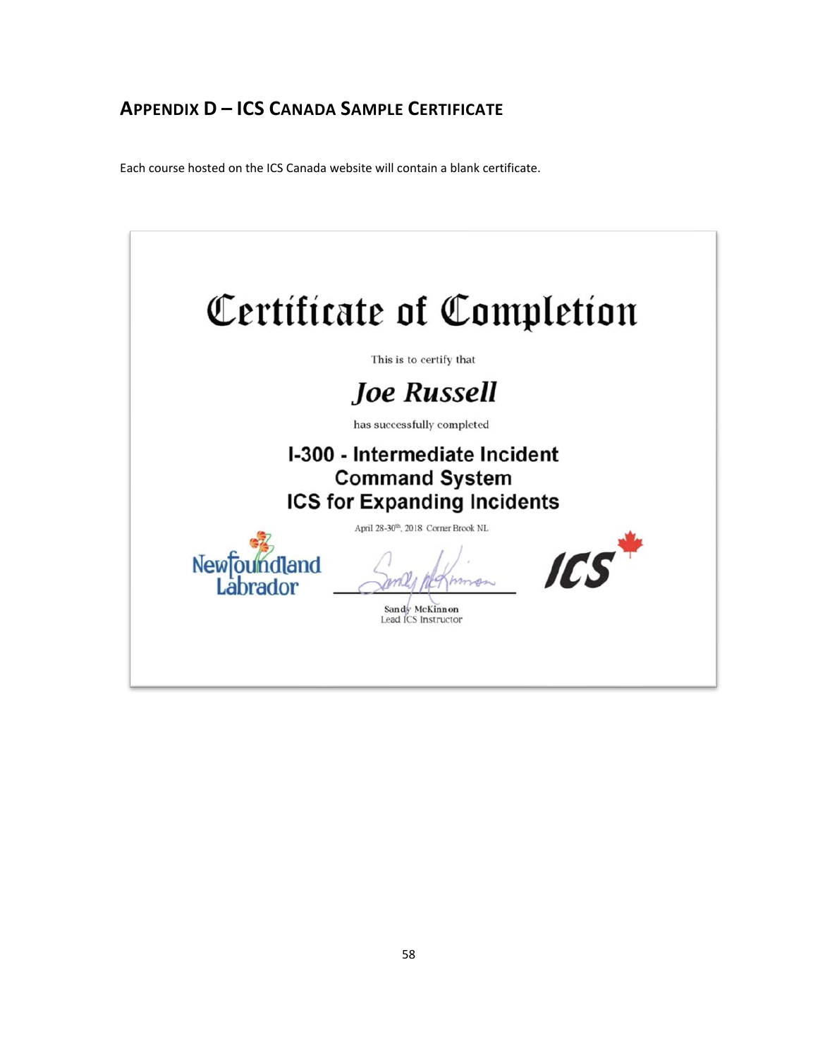## APPENDIX D – ICS CANADA SAMPLE CERTIFICATE

Each course hosted on the ICS Canada website will contain a blank certificate.

# Certificate of Completion

This is to certify that

***Joe Russell***

has successfully completed

**I-300 - Intermediate Incident Command System ICS for Expanding Incidents**

April 28-30th, 2018 Corner Brook NL

Newfoundland Labrador

Sandy McKinnon
Lead ICS Instructor

ICS